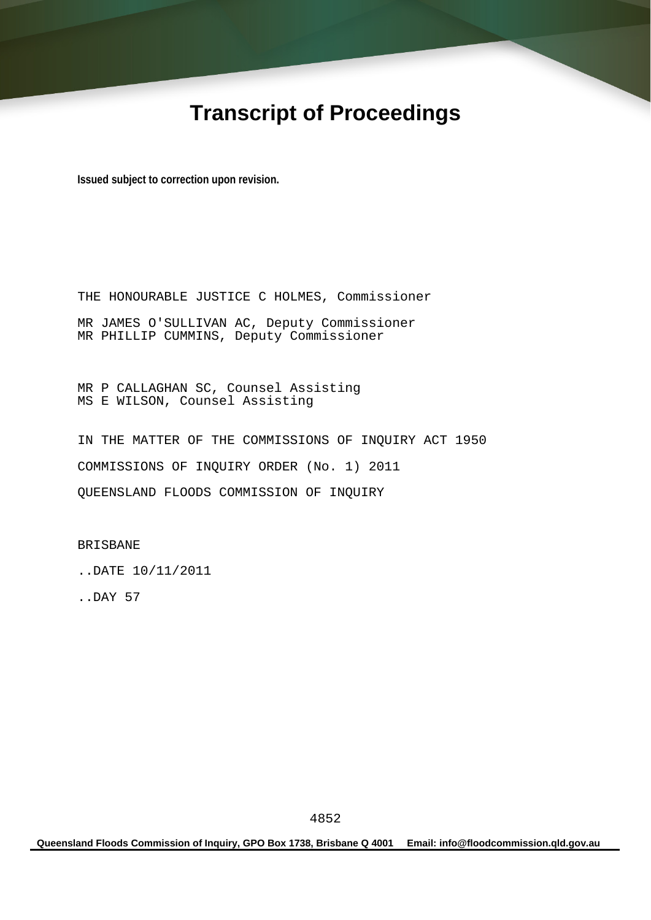# Transcript of Proceedings

**Issued subject to correction upon revision.**

THE HONOURABLE JUSTICE C HOLMES, Commissioner

MR JAMES O'SULLIVAN AC, Deputy Commissioner
MR PHILLIP CUMMINS, Deputy Commissioner

MR P CALLAGHAN SC, Counsel Assisting
MS E WILSON, Counsel Assisting

IN THE MATTER OF THE COMMISSIONS OF INQUIRY ACT 1950

COMMISSIONS OF INQUIRY ORDER (No. 1) 2011

QUEENSLAND FLOODS COMMISSION OF INQUIRY

BRISBANE

..DATE 10/11/2011

..DAY 57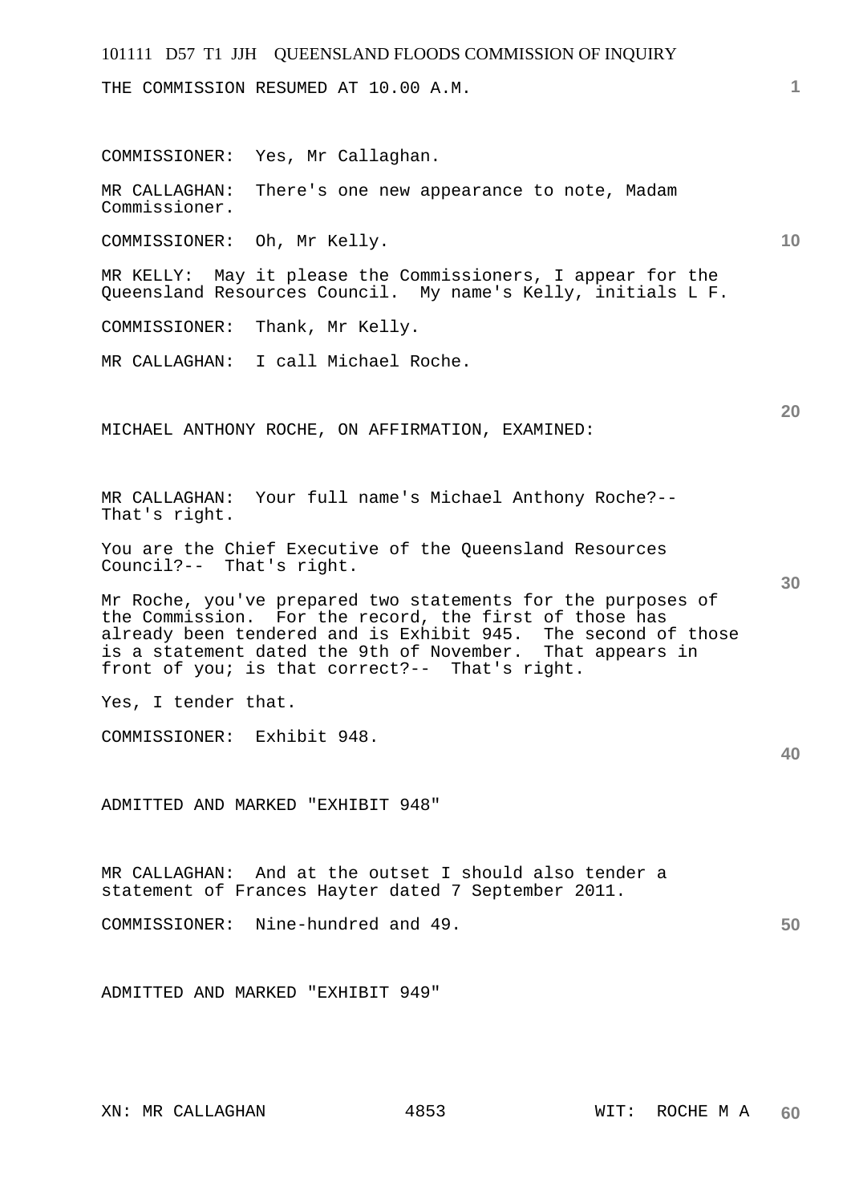THE COMMISSION RESUMED AT 10.00 A.M.

COMMISSIONER: Yes, Mr Callaghan.

MR CALLAGHAN: There's one new appearance to note, Madam Commissioner.

COMMISSIONER: Oh, Mr Kelly.

MR KELLY: May it please the Commissioners, I appear for the Queensland Resources Council. My name's Kelly, initials L F.

COMMISSIONER: Thank, Mr Kelly.

MR CALLAGHAN: I call Michael Roche.

MICHAEL ANTHONY ROCHE, ON AFFIRMATION, EXAMINED:

MR CALLAGHAN: Your full name's Michael Anthony Roche?-- That's right.

You are the Chief Executive of the Queensland Resources Council?-- That's right.

Mr Roche, you've prepared two statements for the purposes of the Commission. For the record, the first of those has already been tendered and is Exhibit 945. The second of those is a statement dated the 9th of November. That appears in front of you; is that correct?-- That's right.

Yes, I tender that.

COMMISSIONER: Exhibit 948.

ADMITTED AND MARKED "EXHIBIT 948"

MR CALLAGHAN: And at the outset I should also tender a statement of Frances Hayter dated 7 September 2011.

COMMISSIONER: Nine-hundred and 49.

ADMITTED AND MARKED "EXHIBIT 949"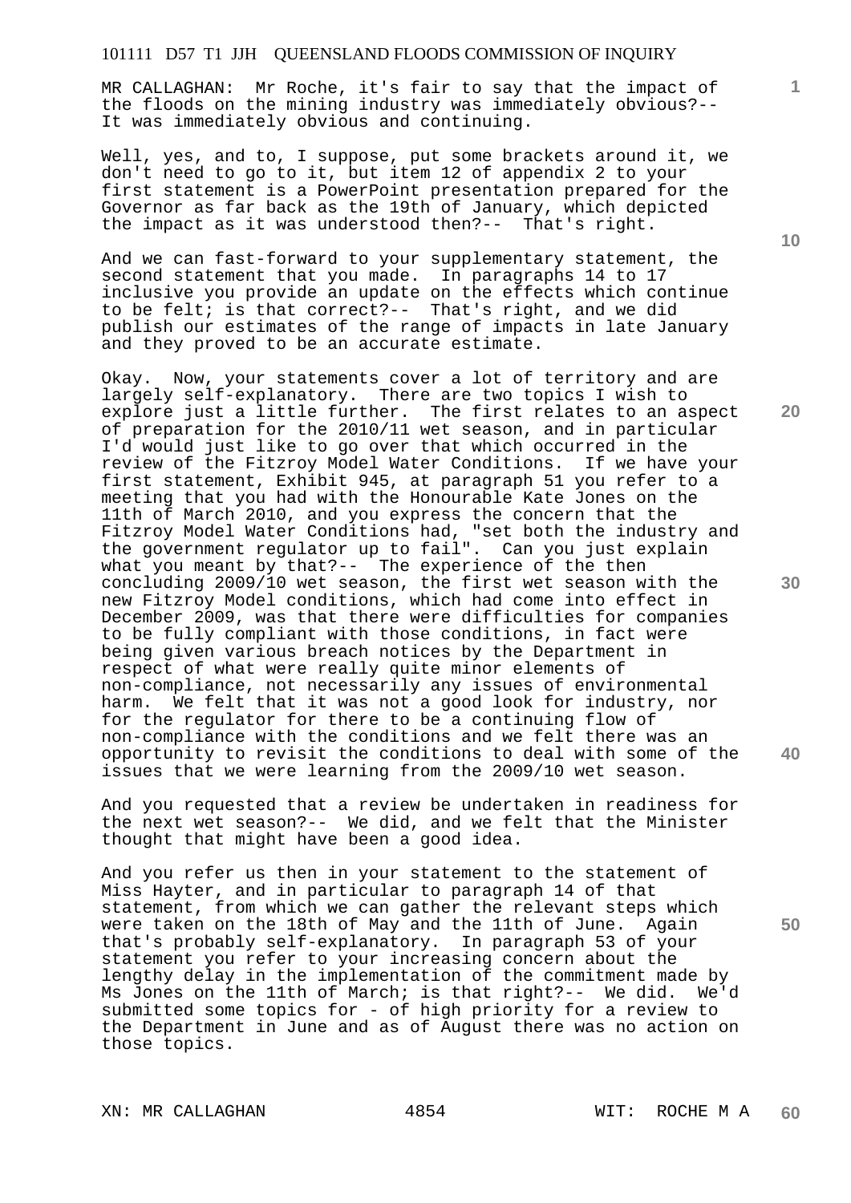MR CALLAGHAN: Mr Roche, it's fair to say that the impact of the floods on the mining industry was immediately obvious?-- It was immediately obvious and continuing.

Well, yes, and to, I suppose, put some brackets around it, we don't need to go to it, but item 12 of appendix 2 to your first statement is a PowerPoint presentation prepared for the Governor as far back as the 19th of January, which depicted the impact as it was understood then?-- That's right.

And we can fast-forward to your supplementary statement, the second statement that you made. In paragraphs 14 to 17 inclusive you provide an update on the effects which continue to be felt; is that correct?-- That's right, and we did publish our estimates of the range of impacts in late January and they proved to be an accurate estimate.

Okay. Now, your statements cover a lot of territory and are largely self-explanatory. There are two topics I wish to explore just a little further. The first relates to an aspect of preparation for the 2010/11 wet season, and in particular I'd would just like to go over that which occurred in the review of the Fitzroy Model Water Conditions. If we have your first statement, Exhibit 945, at paragraph 51 you refer to a meeting that you had with the Honourable Kate Jones on the 11th of March 2010, and you express the concern that the Fitzroy Model Water Conditions had, "set both the industry and the government regulator up to fail". Can you just explain what you meant by that?-- The experience of the then concluding 2009/10 wet season, the first wet season with the new Fitzroy Model conditions, which had come into effect in December 2009, was that there were difficulties for companies to be fully compliant with those conditions, in fact were being given various breach notices by the Department in respect of what were really quite minor elements of non-compliance, not necessarily any issues of environmental harm. We felt that it was not a good look for industry, nor for the regulator for there to be a continuing flow of non-compliance with the conditions and we felt there was an opportunity to revisit the conditions to deal with some of the issues that we were learning from the 2009/10 wet season.

And you requested that a review be undertaken in readiness for the next wet season?-- We did, and we felt that the Minister thought that might have been a good idea.

And you refer us then in your statement to the statement of Miss Hayter, and in particular to paragraph 14 of that statement, from which we can gather the relevant steps which were taken on the 18th of May and the 11th of June. Again that's probably self-explanatory. In paragraph 53 of your statement you refer to your increasing concern about the lengthy delay in the implementation of the commitment made by Ms Jones on the 11th of March; is that right?-- We did. We'd submitted some topics for - of high priority for a review to the Department in June and as of August there was no action on those topics.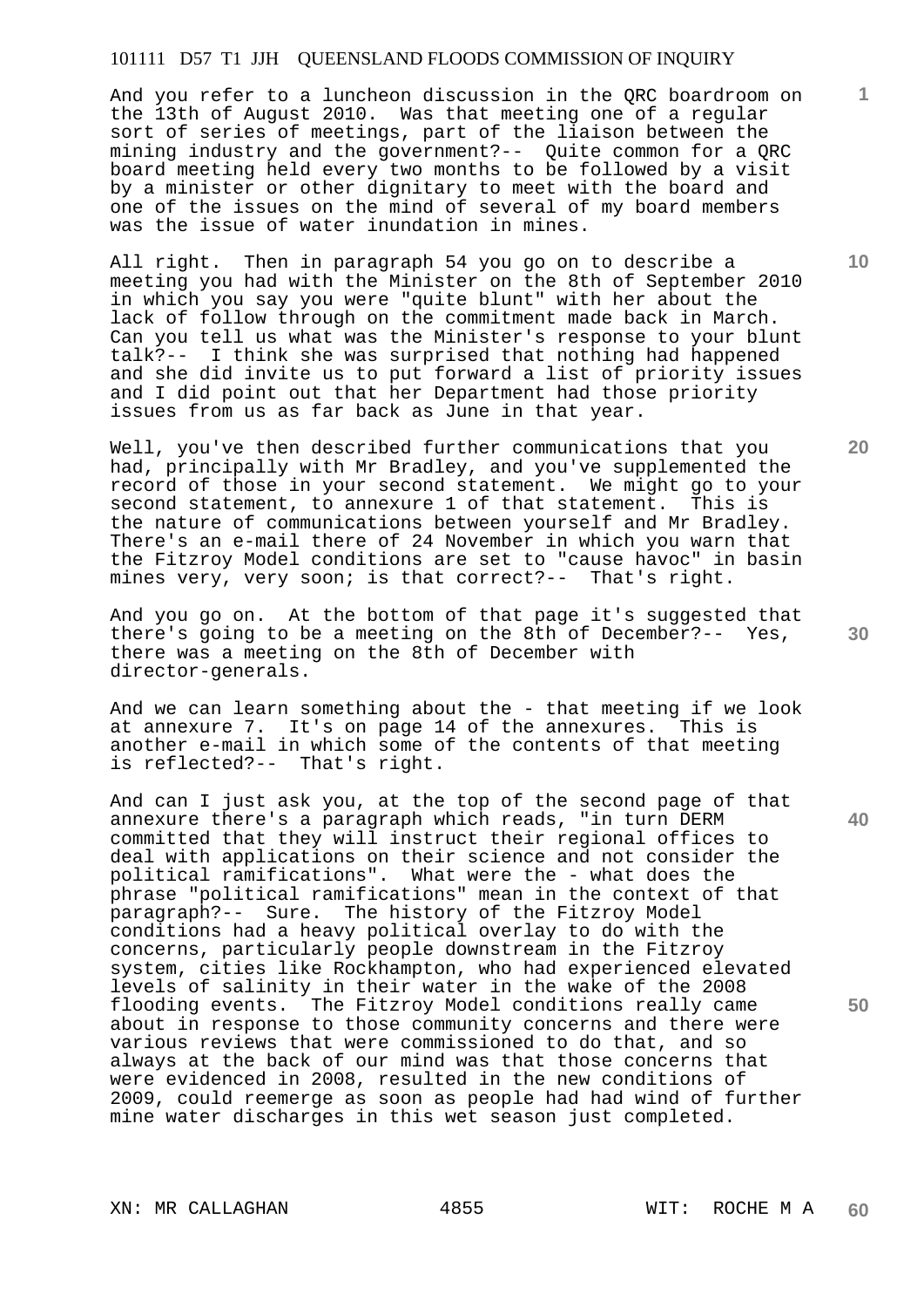And you refer to a luncheon discussion in the QRC boardroom on the 13th of August 2010. Was that meeting one of a regular sort of series of meetings, part of the liaison between the mining industry and the government?-- Quite common for a QRC board meeting held every two months to be followed by a visit by a minister or other dignitary to meet with the board and one of the issues on the mind of several of my board members was the issue of water inundation in mines.

All right. Then in paragraph 54 you go on to describe a meeting you had with the Minister on the 8th of September 2010 in which you say you were "quite blunt" with her about the lack of follow through on the commitment made back in March. Can you tell us what was the Minister's response to your blunt talk?-- I think she was surprised that nothing had happened and she did invite us to put forward a list of priority issues and I did point out that her Department had those priority issues from us as far back as June in that year.

Well, you've then described further communications that you had, principally with Mr Bradley, and you've supplemented the record of those in your second statement. We might go to your second statement, to annexure 1 of that statement. This is the nature of communications between yourself and Mr Bradley. There's an e-mail there of 24 November in which you warn that the Fitzroy Model conditions are set to "cause havoc" in basin mines very, very soon; is that correct?-- That's right.

And you go on. At the bottom of that page it's suggested that there's going to be a meeting on the 8th of December?-- Yes, there was a meeting on the 8th of December with director-generals.

And we can learn something about the - that meeting if we look at annexure 7. It's on page 14 of the annexures. This is another e-mail in which some of the contents of that meeting is reflected?-- That's right.

And can I just ask you, at the top of the second page of that annexure there's a paragraph which reads, "in turn DERM committed that they will instruct their regional offices to deal with applications on their science and not consider the political ramifications". What were the - what does the phrase "political ramifications" mean in the context of that paragraph?-- Sure. The history of the Fitzroy Model conditions had a heavy political overlay to do with the concerns, particularly people downstream in the Fitzroy system, cities like Rockhampton, who had experienced elevated levels of salinity in their water in the wake of the 2008 flooding events. The Fitzroy Model conditions really came about in response to those community concerns and there were various reviews that were commissioned to do that, and so always at the back of our mind was that those concerns that were evidenced in 2008, resulted in the new conditions of 2009, could reemerge as soon as people had had wind of further mine water discharges in this wet season just completed.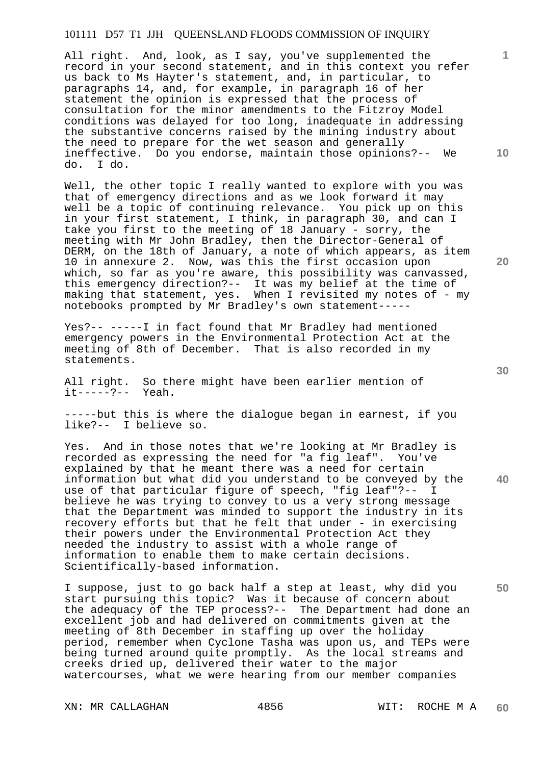All right. And, look, as I say, you've supplemented the record in your second statement, and in this context you refer us back to Ms Hayter's statement, and, in particular, to paragraphs 14, and, for example, in paragraph 16 of her statement the opinion is expressed that the process of consultation for the minor amendments to the Fitzroy Model conditions was delayed for too long, inadequate in addressing the substantive concerns raised by the mining industry about the need to prepare for the wet season and generally ineffective. Do you endorse, maintain those opinions?-- We do. I do.

Well, the other topic I really wanted to explore with you was that of emergency directions and as we look forward it may well be a topic of continuing relevance. You pick up on this in your first statement, I think, in paragraph 30, and can I take you first to the meeting of 18 January - sorry, the meeting with Mr John Bradley, then the Director-General of DERM, on the 18th of January, a note of which appears, as item 10 in annexure 2. Now, was this the first occasion upon which, so far as you're aware, this possibility was canvassed, this emergency direction?-- It was my belief at the time of making that statement, yes. When I revisited my notes of - my notebooks prompted by Mr Bradley's own statement-----

Yes?-- -----I in fact found that Mr Bradley had mentioned emergency powers in the Environmental Protection Act at the meeting of 8th of December. That is also recorded in my statements.

All right. So there might have been earlier mention of it-----?-- Yeah.

-----but this is where the dialogue began in earnest, if you like?-- I believe so.

Yes. And in those notes that we're looking at Mr Bradley is recorded as expressing the need for "a fig leaf". You've explained by that he meant there was a need for certain information but what did you understand to be conveyed by the use of that particular figure of speech, "fig leaf"?-- I believe he was trying to convey to us a very strong message that the Department was minded to support the industry in its recovery efforts but that he felt that under - in exercising their powers under the Environmental Protection Act they needed the industry to assist with a whole range of information to enable them to make certain decisions. Scientifically-based information.

I suppose, just to go back half a step at least, why did you start pursuing this topic? Was it because of concern about the adequacy of the TEP process?-- The Department had done an excellent job and had delivered on commitments given at the meeting of 8th December in staffing up over the holiday period, remember when Cyclone Tasha was upon us, and TEPs were being turned around quite promptly. As the local streams and creeks dried up, delivered their water to the major watercourses, what we were hearing from our member companies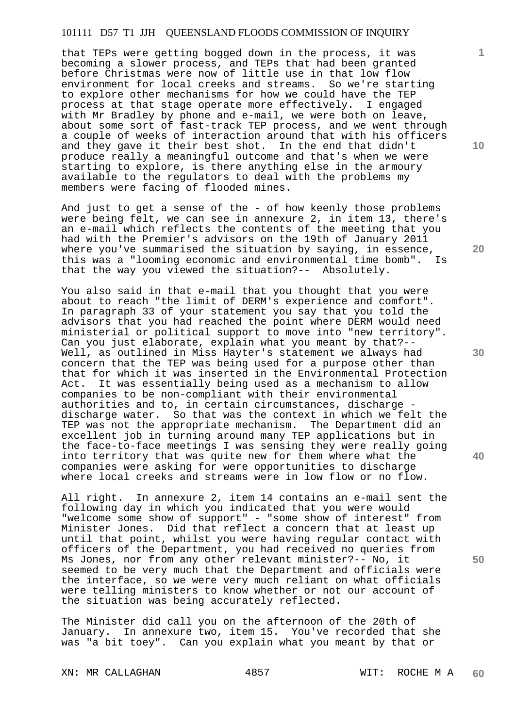that TEPs were getting bogged down in the process, it was becoming a slower process, and TEPs that had been granted before Christmas were now of little use in that low flow environment for local creeks and streams. So we're starting to explore other mechanisms for how we could have the TEP process at that stage operate more effectively. I engaged with Mr Bradley by phone and e-mail, we were both on leave, about some sort of fast-track TEP process, and we went through a couple of weeks of interaction around that with his officers and they gave it their best shot. In the end that didn't produce really a meaningful outcome and that's when we were starting to explore, is there anything else in the armoury available to the regulators to deal with the problems my members were facing of flooded mines.

And just to get a sense of the - of how keenly those problems were being felt, we can see in annexure 2, in item 13, there's an e-mail which reflects the contents of the meeting that you had with the Premier's advisors on the 19th of January 2011 where you've summarised the situation by saying, in essence, this was a "looming economic and environmental time bomb". Is that the way you viewed the situation?-- Absolutely.

You also said in that e-mail that you thought that you were about to reach "the limit of DERM's experience and comfort". In paragraph 33 of your statement you say that you told the advisors that you had reached the point where DERM would need ministerial or political support to move into "new territory". Can you just elaborate, explain what you meant by that?-- Well, as outlined in Miss Hayter's statement we always had concern that the TEP was being used for a purpose other than that for which it was inserted in the Environmental Protection Act. It was essentially being used as a mechanism to allow companies to be non-compliant with their environmental authorities and to, in certain circumstances, discharge - discharge water. So that was the context in which we felt the TEP was not the appropriate mechanism. The Department did an excellent job in turning around many TEP applications but in the face-to-face meetings I was sensing they were really going into territory that was quite new for them where what the companies were asking for were opportunities to discharge where local creeks and streams were in low flow or no flow.

All right. In annexure 2, item 14 contains an e-mail sent the following day in which you indicated that you were would "welcome some show of support" - "some show of interest" from Minister Jones. Did that reflect a concern that at least up until that point, whilst you were having regular contact with officers of the Department, you had received no queries from Ms Jones, nor from any other relevant minister?-- No, it seemed to be very much that the Department and officials were the interface, so we were very much reliant on what officials were telling ministers to know whether or not our account of the situation was being accurately reflected.

The Minister did call you on the afternoon of the 20th of January. In annexure two, item 15. You've recorded that she was "a bit toey". Can you explain what you meant by that or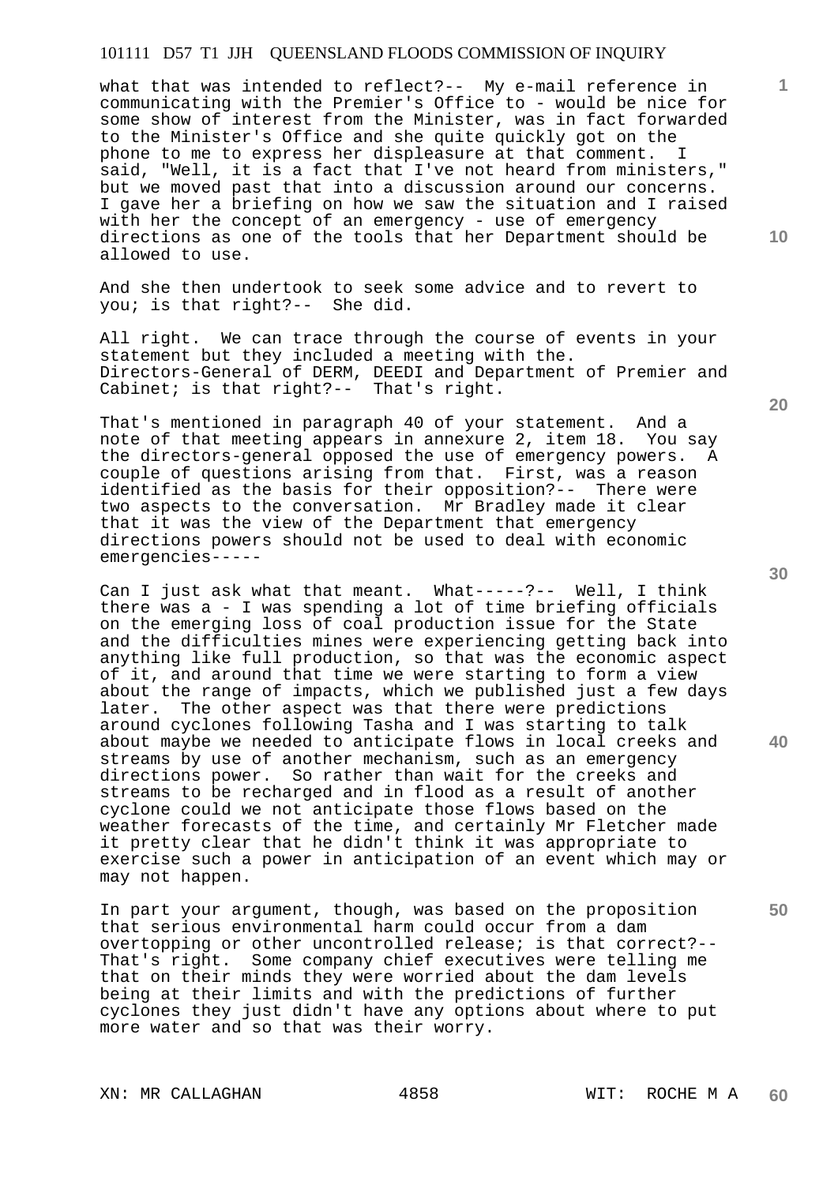what that was intended to reflect?-- My e-mail reference in communicating with the Premier's Office to - would be nice for some show of interest from the Minister, was in fact forwarded to the Minister's Office and she quite quickly got on the phone to me to express her displeasure at that comment. I said, "Well, it is a fact that I've not heard from ministers," but we moved past that into a discussion around our concerns. I gave her a briefing on how we saw the situation and I raised with her the concept of an emergency - use of emergency directions as one of the tools that her Department should be allowed to use.

And she then undertook to seek some advice and to revert to you; is that right?-- She did.

All right. We can trace through the course of events in your statement but they included a meeting with the. Directors-General of DERM, DEEDI and Department of Premier and Cabinet; is that right?-- That's right.

That's mentioned in paragraph 40 of your statement. And a note of that meeting appears in annexure 2, item 18. You say the directors-general opposed the use of emergency powers. A couple of questions arising from that. First, was a reason identified as the basis for their opposition?-- There were two aspects to the conversation. Mr Bradley made it clear that it was the view of the Department that emergency directions powers should not be used to deal with economic emergencies-----

Can I just ask what that meant. What-----?-- Well, I think there was a - I was spending a lot of time briefing officials on the emerging loss of coal production issue for the State and the difficulties mines were experiencing getting back into anything like full production, so that was the economic aspect of it, and around that time we were starting to form a view about the range of impacts, which we published just a few days later. The other aspect was that there were predictions around cyclones following Tasha and I was starting to talk about maybe we needed to anticipate flows in local creeks and streams by use of another mechanism, such as an emergency directions power. So rather than wait for the creeks and streams to be recharged and in flood as a result of another cyclone could we not anticipate those flows based on the weather forecasts of the time, and certainly Mr Fletcher made it pretty clear that he didn't think it was appropriate to exercise such a power in anticipation of an event which may or may not happen.

In part your argument, though, was based on the proposition that serious environmental harm could occur from a dam overtopping or other uncontrolled release; is that correct?-- That's right. Some company chief executives were telling me that on their minds they were worried about the dam levels being at their limits and with the predictions of further cyclones they just didn't have any options about where to put more water and so that was their worry.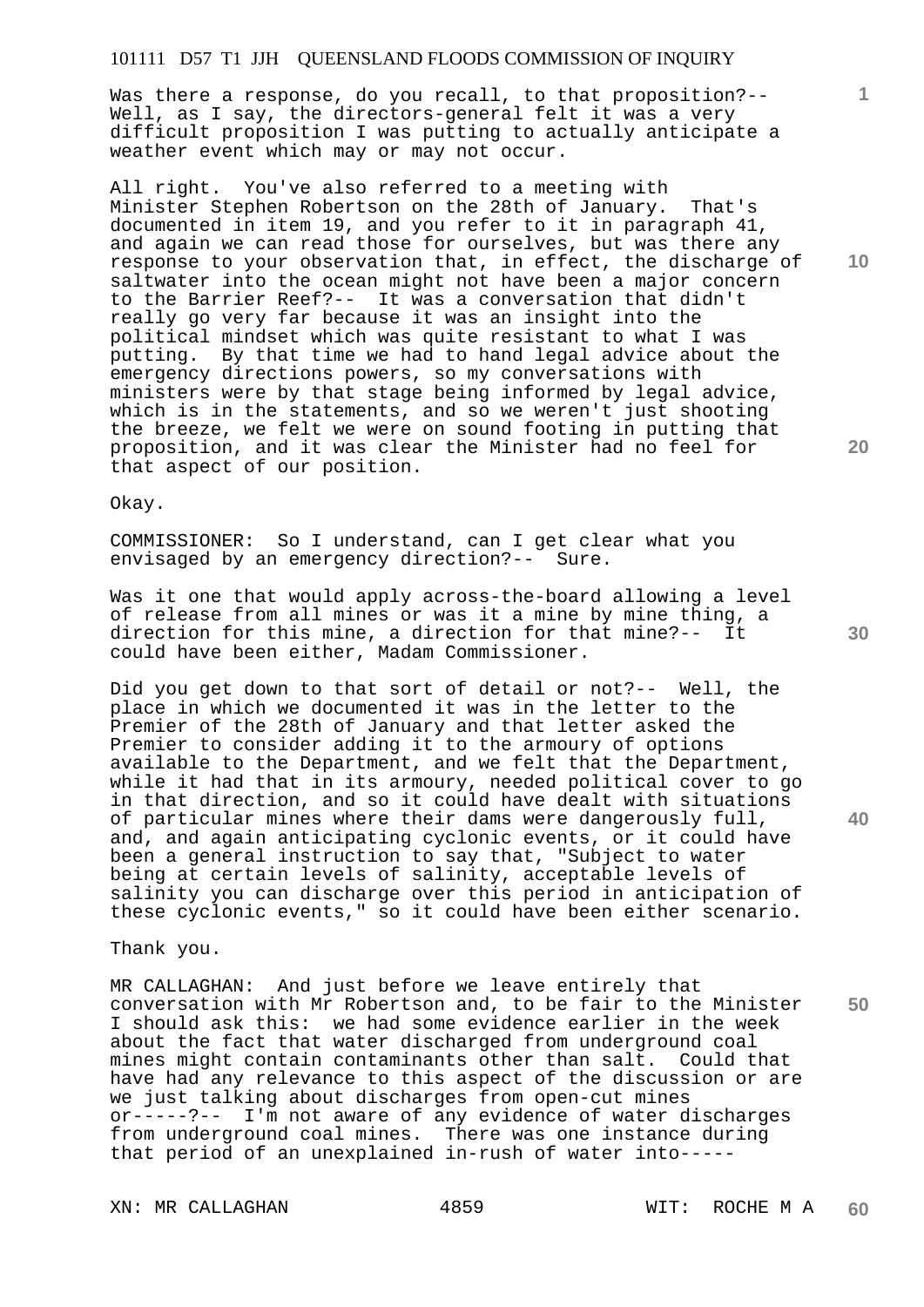Was there a response, do you recall, to that proposition?-- Well, as I say, the directors-general felt it was a very difficult proposition I was putting to actually anticipate a weather event which may or may not occur.

All right. You've also referred to a meeting with Minister Stephen Robertson on the 28th of January. That's documented in item 19, and you refer to it in paragraph 41, and again we can read those for ourselves, but was there any response to your observation that, in effect, the discharge of saltwater into the ocean might not have been a major concern to the Barrier Reef?-- It was a conversation that didn't really go very far because it was an insight into the political mindset which was quite resistant to what I was putting. By that time we had to hand legal advice about the emergency directions powers, so my conversations with ministers were by that stage being informed by legal advice, which is in the statements, and so we weren't just shooting the breeze, we felt we were on sound footing in putting that proposition, and it was clear the Minister had no feel for that aspect of our position.

Okay.

COMMISSIONER: So I understand, can I get clear what you envisaged by an emergency direction?-- Sure.

Was it one that would apply across-the-board allowing a level of release from all mines or was it a mine by mine thing, a direction for this mine, a direction for that mine?-- It could have been either, Madam Commissioner.

Did you get down to that sort of detail or not?-- Well, the place in which we documented it was in the letter to the Premier of the 28th of January and that letter asked the Premier to consider adding it to the armoury of options available to the Department, and we felt that the Department, while it had that in its armoury, needed political cover to go in that direction, and so it could have dealt with situations of particular mines where their dams were dangerously full, and, and again anticipating cyclonic events, or it could have been a general instruction to say that, "Subject to water being at certain levels of salinity, acceptable levels of salinity you can discharge over this period in anticipation of these cyclonic events," so it could have been either scenario.

Thank you.

MR CALLAGHAN: And just before we leave entirely that conversation with Mr Robertson and, to be fair to the Minister I should ask this: we had some evidence earlier in the week about the fact that water discharged from underground coal mines might contain contaminants other than salt. Could that have had any relevance to this aspect of the discussion or are we just talking about discharges from open-cut mines or-----?-- I'm not aware of any evidence of water discharges from underground coal mines. There was one instance during that period of an unexplained in-rush of water into-----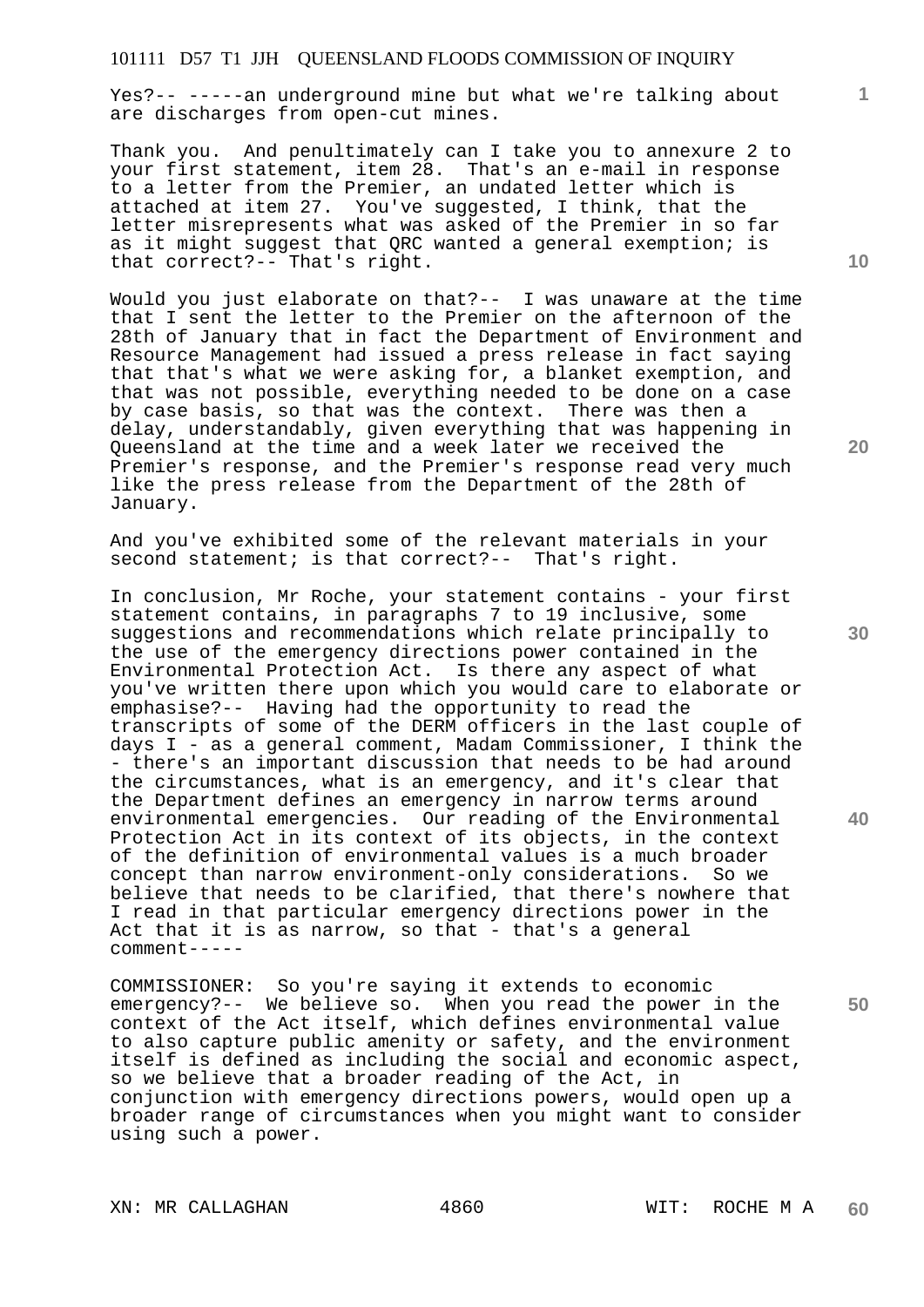Yes?-- -----an underground mine but what we're talking about are discharges from open-cut mines.

Thank you. And penultimately can I take you to annexure 2 to your first statement, item 28. That's an e-mail in response to a letter from the Premier, an undated letter which is attached at item 27. You've suggested, I think, that the letter misrepresents what was asked of the Premier in so far as it might suggest that QRC wanted a general exemption; is that correct?-- That's right.

Would you just elaborate on that?-- I was unaware at the time that I sent the letter to the Premier on the afternoon of the 28th of January that in fact the Department of Environment and Resource Management had issued a press release in fact saying that that's what we were asking for, a blanket exemption, and that was not possible, everything needed to be done on a case by case basis, so that was the context. There was then a delay, understandably, given everything that was happening in Queensland at the time and a week later we received the Premier's response, and the Premier's response read very much like the press release from the Department of the 28th of January.

And you've exhibited some of the relevant materials in your second statement; is that correct?-- That's right.

In conclusion, Mr Roche, your statement contains - your first statement contains, in paragraphs 7 to 19 inclusive, some suggestions and recommendations which relate principally to the use of the emergency directions power contained in the Environmental Protection Act. Is there any aspect of what you've written there upon which you would care to elaborate or emphasise?-- Having had the opportunity to read the transcripts of some of the DERM officers in the last couple of days I - as a general comment, Madam Commissioner, I think the - there's an important discussion that needs to be had around the circumstances, what is an emergency, and it's clear that the Department defines an emergency in narrow terms around environmental emergencies. Our reading of the Environmental Protection Act in its context of its objects, in the context of the definition of environmental values is a much broader concept than narrow environment-only considerations. So we believe that needs to be clarified, that there's nowhere that I read in that particular emergency directions power in the Act that it is as narrow, so that - that's a general comment-----

COMMISSIONER: So you're saying it extends to economic emergency?-- We believe so. When you read the power in the context of the Act itself, which defines environmental value to also capture public amenity or safety, and the environment itself is defined as including the social and economic aspect, so we believe that a broader reading of the Act, in conjunction with emergency directions powers, would open up a broader range of circumstances when you might want to consider using such a power.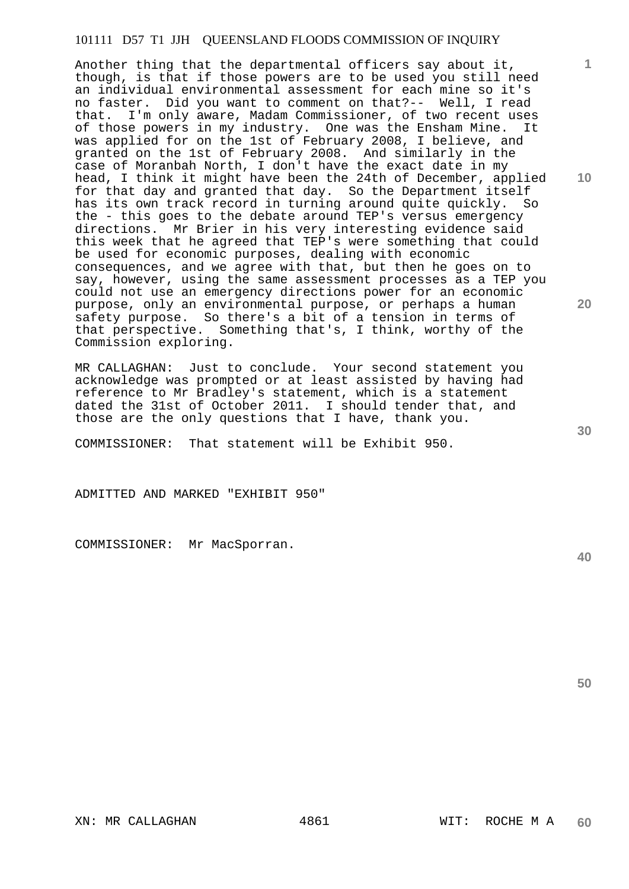Another thing that the departmental officers say about it, though, is that if those powers are to be used you still need an individual environmental assessment for each mine so it's no faster. Did you want to comment on that?-- Well, I read that. I'm only aware, Madam Commissioner, of two recent uses of those powers in my industry. One was the Ensham Mine. It was applied for on the 1st of February 2008, I believe, and granted on the 1st of February 2008. And similarly in the case of Moranbah North, I don't have the exact date in my head, I think it might have been the 24th of December, applied for that day and granted that day. So the Department itself has its own track record in turning around quite quickly. So the - this goes to the debate around TEP's versus emergency directions. Mr Brier in his very interesting evidence said this week that he agreed that TEP's were something that could be used for economic purposes, dealing with economic consequences, and we agree with that, but then he goes on to say, however, using the same assessment processes as a TEP you could not use an emergency directions power for an economic purpose, only an environmental purpose, or perhaps a human safety purpose. So there's a bit of a tension in terms of that perspective. Something that's, I think, worthy of the Commission exploring.

MR CALLAGHAN: Just to conclude. Your second statement you acknowledge was prompted or at least assisted by having had reference to Mr Bradley's statement, which is a statement dated the 31st of October 2011. I should tender that, and those are the only questions that I have, thank you.

COMMISSIONER: That statement will be Exhibit 950.

ADMITTED AND MARKED "EXHIBIT 950"

COMMISSIONER: Mr MacSporran.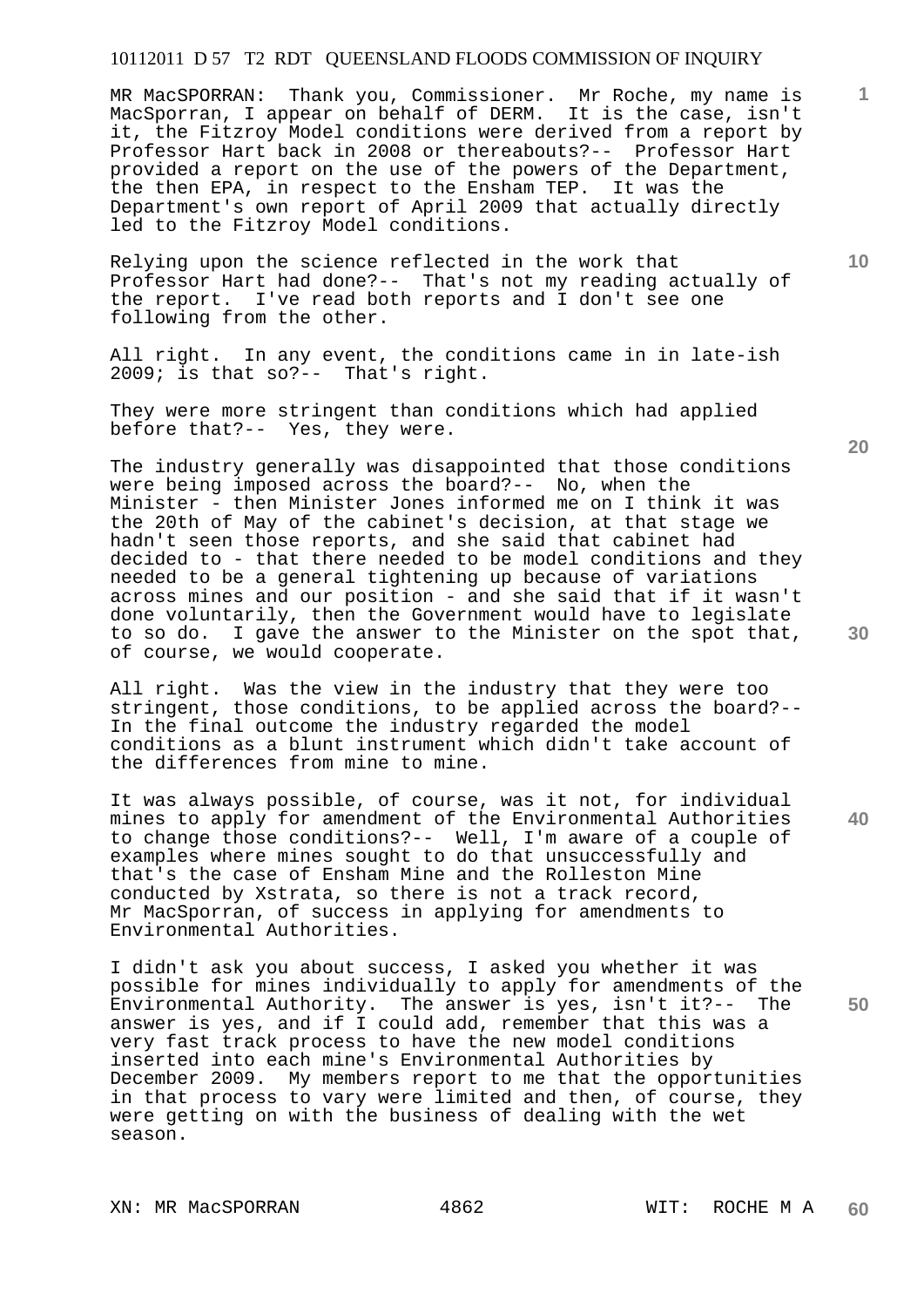MR MacSPORRAN: Thank you, Commissioner. Mr Roche, my name is MacSporran, I appear on behalf of DERM. It is the case, isn't it, the Fitzroy Model conditions were derived from a report by Professor Hart back in 2008 or thereabouts?-- Professor Hart provided a report on the use of the powers of the Department, the then EPA, in respect to the Ensham TEP. It was the Department's own report of April 2009 that actually directly led to the Fitzroy Model conditions.

Relying upon the science reflected in the work that Professor Hart had done?-- That's not my reading actually of the report. I've read both reports and I don't see one following from the other.

All right. In any event, the conditions came in in late-ish 2009; is that so?-- That's right.

They were more stringent than conditions which had applied before that?-- Yes, they were.

The industry generally was disappointed that those conditions were being imposed across the board?-- No, when the Minister - then Minister Jones informed me on I think it was the 20th of May of the cabinet's decision, at that stage we hadn't seen those reports, and she said that cabinet had decided to - that there needed to be model conditions and they needed to be a general tightening up because of variations across mines and our position - and she said that if it wasn't done voluntarily, then the Government would have to legislate to so do. I gave the answer to the Minister on the spot that, of course, we would cooperate.

All right. Was the view in the industry that they were too stringent, those conditions, to be applied across the board?-- In the final outcome the industry regarded the model conditions as a blunt instrument which didn't take account of the differences from mine to mine.

It was always possible, of course, was it not, for individual mines to apply for amendment of the Environmental Authorities to change those conditions?-- Well, I'm aware of a couple of examples where mines sought to do that unsuccessfully and that's the case of Ensham Mine and the Rolleston Mine conducted by Xstrata, so there is not a track record, Mr MacSporran, of success in applying for amendments to Environmental Authorities.

I didn't ask you about success, I asked you whether it was possible for mines individually to apply for amendments of the Environmental Authority. The answer is yes, isn't it?-- The answer is yes, and if I could add, remember that this was a very fast track process to have the new model conditions inserted into each mine's Environmental Authorities by December 2009. My members report to me that the opportunities in that process to vary were limited and then, of course, they were getting on with the business of dealing with the wet season.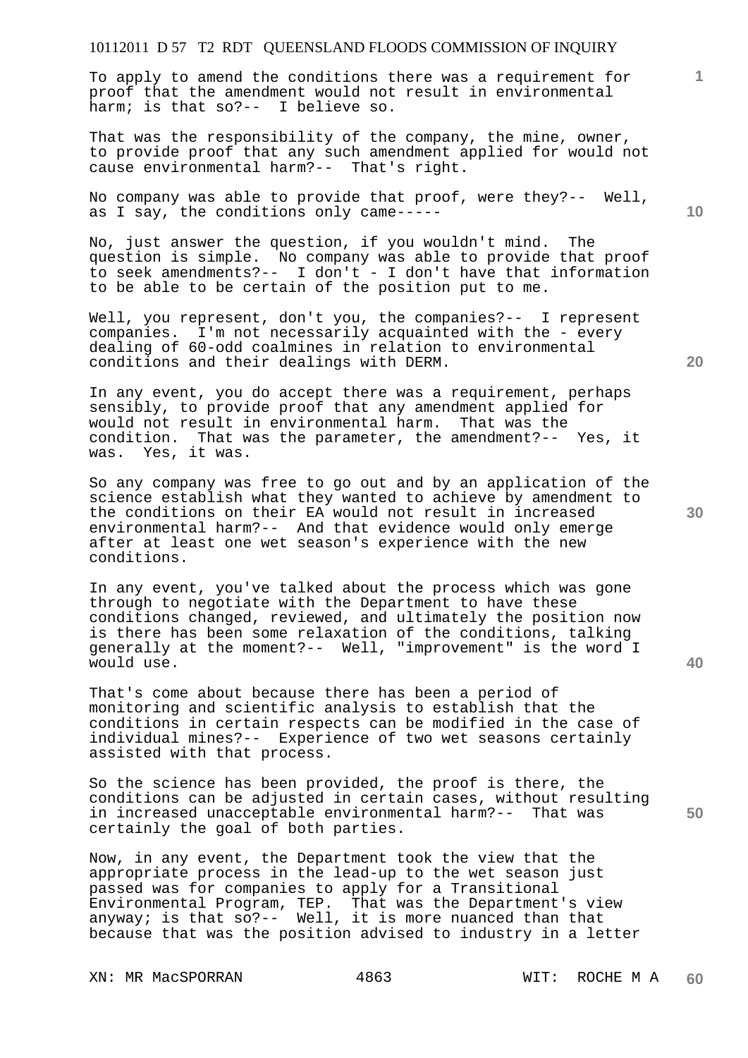To apply to amend the conditions there was a requirement for proof that the amendment would not result in environmental harm; is that so?-- I believe so.

That was the responsibility of the company, the mine, owner, to provide proof that any such amendment applied for would not cause environmental harm?-- That's right.

No company was able to provide that proof, were they?-- Well, as I say, the conditions only came-----

No, just answer the question, if you wouldn't mind. The question is simple. No company was able to provide that proof to seek amendments?-- I don't - I don't have that information to be able to be certain of the position put to me.

Well, you represent, don't you, the companies?-- I represent companies. I'm not necessarily acquainted with the - every dealing of 60-odd coalmines in relation to environmental conditions and their dealings with DERM.

In any event, you do accept there was a requirement, perhaps sensibly, to provide proof that any amendment applied for would not result in environmental harm. That was the condition. That was the parameter, the amendment?-- Yes, it was. Yes, it was.

So any company was free to go out and by an application of the science establish what they wanted to achieve by amendment to the conditions on their EA would not result in increased environmental harm?-- And that evidence would only emerge after at least one wet season's experience with the new conditions.

In any event, you've talked about the process which was gone through to negotiate with the Department to have these conditions changed, reviewed, and ultimately the position now is there has been some relaxation of the conditions, talking generally at the moment?-- Well, "improvement" is the word I would use.

That's come about because there has been a period of monitoring and scientific analysis to establish that the conditions in certain respects can be modified in the case of individual mines?-- Experience of two wet seasons certainly assisted with that process.

So the science has been provided, the proof is there, the conditions can be adjusted in certain cases, without resulting in increased unacceptable environmental harm?-- That was certainly the goal of both parties.

Now, in any event, the Department took the view that the appropriate process in the lead-up to the wet season just passed was for companies to apply for a Transitional Environmental Program, TEP. That was the Department's view anyway; is that so?-- Well, it is more nuanced than that because that was the position advised to industry in a letter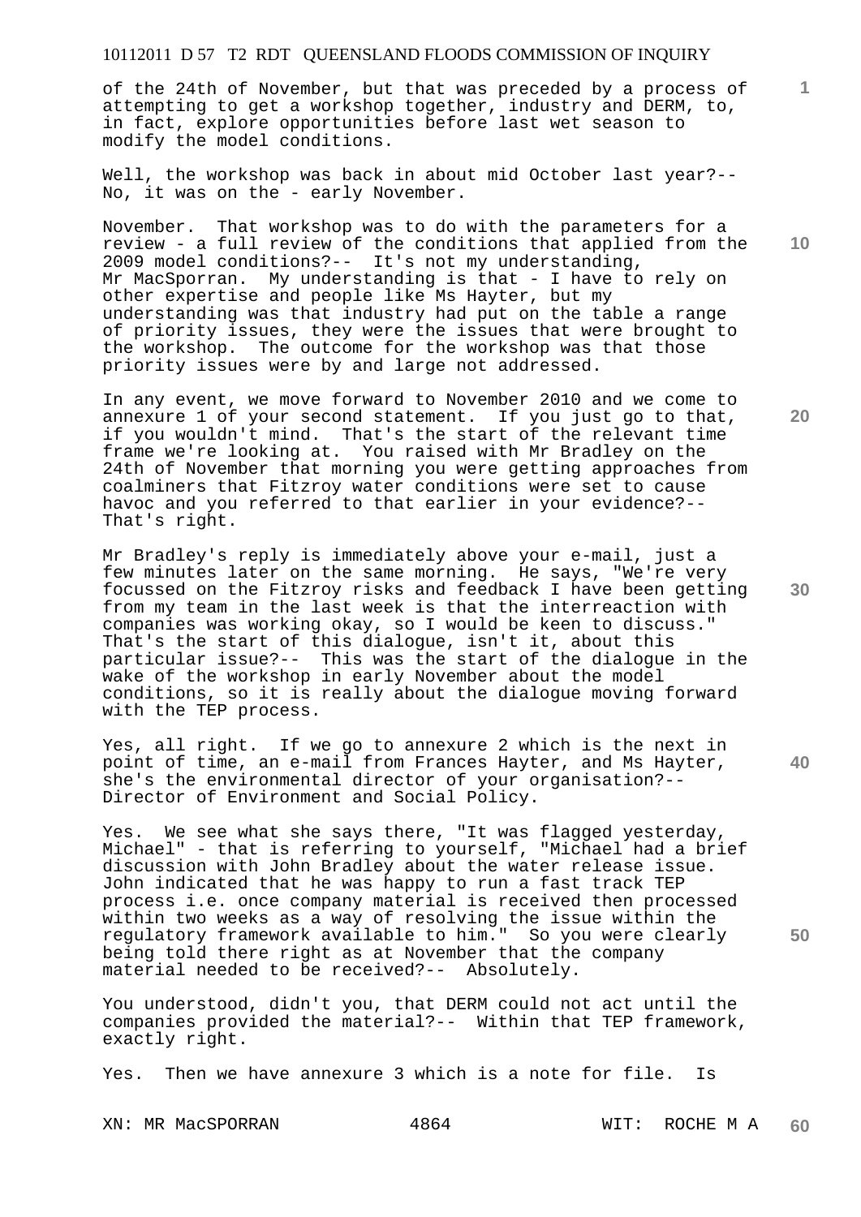of the 24th of November, but that was preceded by a process of attempting to get a workshop together, industry and DERM, to, in fact, explore opportunities before last wet season to modify the model conditions.

Well, the workshop was back in about mid October last year?-- No, it was on the - early November.

November. That workshop was to do with the parameters for a review - a full review of the conditions that applied from the 2009 model conditions?-- It's not my understanding, Mr MacSporran. My understanding is that - I have to rely on other expertise and people like Ms Hayter, but my understanding was that industry had put on the table a range of priority issues, they were the issues that were brought to the workshop. The outcome for the workshop was that those priority issues were by and large not addressed.

In any event, we move forward to November 2010 and we come to annexure 1 of your second statement. If you just go to that, if you wouldn't mind. That's the start of the relevant time frame we're looking at. You raised with Mr Bradley on the 24th of November that morning you were getting approaches from coalminers that Fitzroy water conditions were set to cause havoc and you referred to that earlier in your evidence?-- That's right.

Mr Bradley's reply is immediately above your e-mail, just a few minutes later on the same morning. He says, "We're very focussed on the Fitzroy risks and feedback I have been getting from my team in the last week is that the interreaction with companies was working okay, so I would be keen to discuss." That's the start of this dialogue, isn't it, about this particular issue?-- This was the start of the dialogue in the wake of the workshop in early November about the model conditions, so it is really about the dialogue moving forward with the TEP process.

Yes, all right. If we go to annexure 2 which is the next in point of time, an e-mail from Frances Hayter, and Ms Hayter, she's the environmental director of your organisation?-- Director of Environment and Social Policy.

Yes. We see what she says there, "It was flagged yesterday, Michael" - that is referring to yourself, "Michael had a brief discussion with John Bradley about the water release issue. John indicated that he was happy to run a fast track TEP process i.e. once company material is received then processed within two weeks as a way of resolving the issue within the regulatory framework available to him." So you were clearly being told there right as at November that the company material needed to be received?-- Absolutely.

You understood, didn't you, that DERM could not act until the companies provided the material?-- Within that TEP framework, exactly right.

Yes. Then we have annexure 3 which is a note for file. Is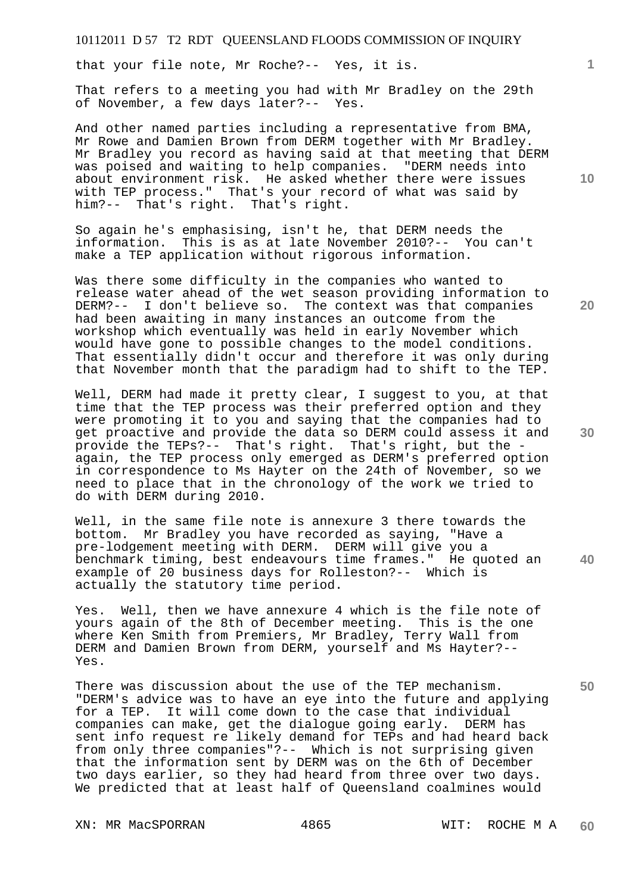that your file note, Mr Roche?-- Yes, it is.

That refers to a meeting you had with Mr Bradley on the 29th of November, a few days later?-- Yes.

And other named parties including a representative from BMA, Mr Rowe and Damien Brown from DERM together with Mr Bradley. Mr Bradley you record as having said at that meeting that DERM was poised and waiting to help companies. "DERM needs into about environment risk. He asked whether there were issues with TEP process." That's your record of what was said by him?-- That's right. That's right.

So again he's emphasising, isn't he, that DERM needs the information. This is as at late November 2010?-- You can't make a TEP application without rigorous information.

Was there some difficulty in the companies who wanted to release water ahead of the wet season providing information to DERM?-- I don't believe so. The context was that companies had been awaiting in many instances an outcome from the workshop which eventually was held in early November which would have gone to possible changes to the model conditions. That essentially didn't occur and therefore it was only during that November month that the paradigm had to shift to the TEP.

Well, DERM had made it pretty clear, I suggest to you, at that time that the TEP process was their preferred option and they were promoting it to you and saying that the companies had to get proactive and provide the data so DERM could assess it and provide the TEPs?-- That's right. That's right, but the - again, the TEP process only emerged as DERM's preferred option in correspondence to Ms Hayter on the 24th of November, so we need to place that in the chronology of the work we tried to do with DERM during 2010.

Well, in the same file note is annexure 3 there towards the bottom. Mr Bradley you have recorded as saying, "Have a pre-lodgement meeting with DERM. DERM will give you a benchmark timing, best endeavours time frames." He quoted an example of 20 business days for Rolleston?-- Which is actually the statutory time period.

Yes. Well, then we have annexure 4 which is the file note of yours again of the 8th of December meeting. This is the one where Ken Smith from Premiers, Mr Bradley, Terry Wall from DERM and Damien Brown from DERM, yourself and Ms Hayter?-- Yes.

There was discussion about the use of the TEP mechanism. "DERM's advice was to have an eye into the future and applying for a TEP. It will come down to the case that individual companies can make, get the dialogue going early. DERM has sent info request re likely demand for TEPs and had heard back from only three companies"?-- Which is not surprising given that the information sent by DERM was on the 6th of December two days earlier, so they had heard from three over two days. We predicted that at least half of Queensland coalmines would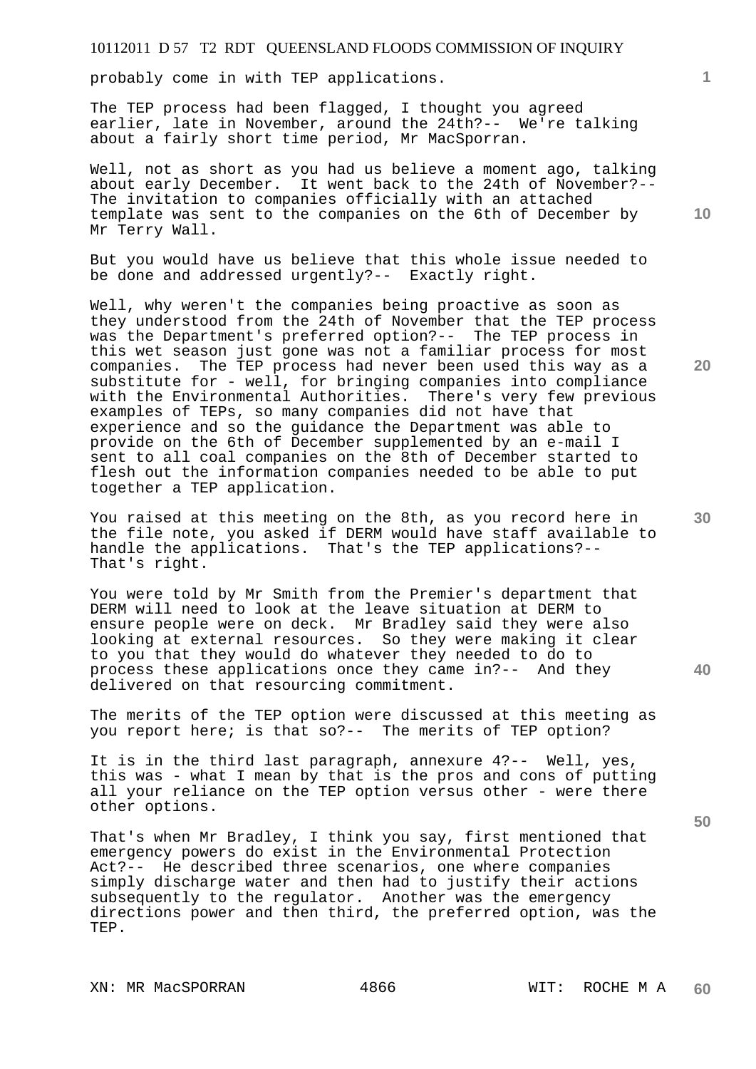probably come in with TEP applications.

The TEP process had been flagged, I thought you agreed earlier, late in November, around the 24th?-- We're talking about a fairly short time period, Mr MacSporran.

Well, not as short as you had us believe a moment ago, talking about early December. It went back to the 24th of November?-- The invitation to companies officially with an attached template was sent to the companies on the 6th of December by Mr Terry Wall.

But you would have us believe that this whole issue needed to be done and addressed urgently?-- Exactly right.

Well, why weren't the companies being proactive as soon as they understood from the 24th of November that the TEP process was the Department's preferred option?-- The TEP process in this wet season just gone was not a familiar process for most companies. The TEP process had never been used this way as a substitute for - well, for bringing companies into compliance with the Environmental Authorities. There's very few previous examples of TEPs, so many companies did not have that experience and so the guidance the Department was able to provide on the 6th of December supplemented by an e-mail I sent to all coal companies on the 8th of December started to flesh out the information companies needed to be able to put together a TEP application.

You raised at this meeting on the 8th, as you record here in the file note, you asked if DERM would have staff available to handle the applications. That's the TEP applications?-- That's right.

You were told by Mr Smith from the Premier's department that DERM will need to look at the leave situation at DERM to ensure people were on deck. Mr Bradley said they were also looking at external resources. So they were making it clear to you that they would do whatever they needed to do to process these applications once they came in?-- And they delivered on that resourcing commitment.

The merits of the TEP option were discussed at this meeting as you report here; is that so?-- The merits of TEP option?

It is in the third last paragraph, annexure 4?-- Well, yes, this was - what I mean by that is the pros and cons of putting all your reliance on the TEP option versus other - were there other options.

That's when Mr Bradley, I think you say, first mentioned that emergency powers do exist in the Environmental Protection Act?-- He described three scenarios, one where companies simply discharge water and then had to justify their actions subsequently to the regulator. Another was the emergency directions power and then third, the preferred option, was the TEP.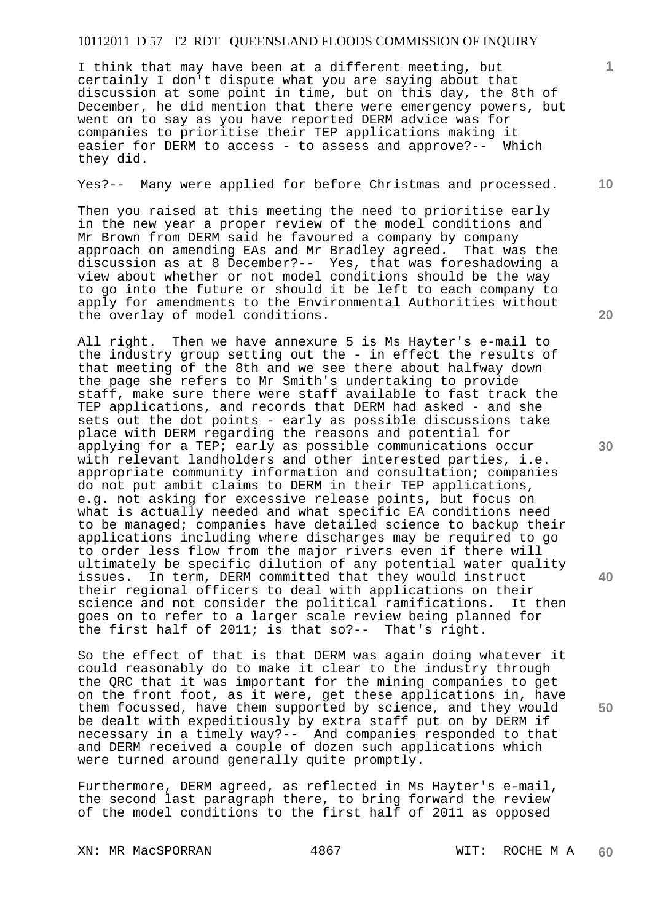I think that may have been at a different meeting, but certainly I don't dispute what you are saying about that discussion at some point in time, but on this day, the 8th of December, he did mention that there were emergency powers, but went on to say as you have reported DERM advice was for companies to prioritise their TEP applications making it easier for DERM to access - to assess and approve?-- Which they did.

Yes?-- Many were applied for before Christmas and processed.

Then you raised at this meeting the need to prioritise early in the new year a proper review of the model conditions and Mr Brown from DERM said he favoured a company by company approach on amending EAs and Mr Bradley agreed. That was the discussion as at 8 December?-- Yes, that was foreshadowing a view about whether or not model conditions should be the way to go into the future or should it be left to each company to apply for amendments to the Environmental Authorities without the overlay of model conditions.

All right. Then we have annexure 5 is Ms Hayter's e-mail to the industry group setting out the - in effect the results of that meeting of the 8th and we see there about halfway down the page she refers to Mr Smith's undertaking to provide staff, make sure there were staff available to fast track the TEP applications, and records that DERM had asked - and she sets out the dot points - early as possible discussions take place with DERM regarding the reasons and potential for applying for a TEP; early as possible communications occur with relevant landholders and other interested parties, i.e. appropriate community information and consultation; companies do not put ambit claims to DERM in their TEP applications, e.g. not asking for excessive release points, but focus on what is actually needed and what specific EA conditions need to be managed; companies have detailed science to backup their applications including where discharges may be required to go to order less flow from the major rivers even if there will ultimately be specific dilution of any potential water quality issues. In term, DERM committed that they would instruct their regional officers to deal with applications on their science and not consider the political ramifications. It then goes on to refer to a larger scale review being planned for the first half of 2011; is that so?-- That's right.

So the effect of that is that DERM was again doing whatever it could reasonably do to make it clear to the industry through the QRC that it was important for the mining companies to get on the front foot, as it were, get these applications in, have them focussed, have them supported by science, and they would be dealt with expeditiously by extra staff put on by DERM if necessary in a timely way?-- And companies responded to that and DERM received a couple of dozen such applications which were turned around generally quite promptly.

Furthermore, DERM agreed, as reflected in Ms Hayter's e-mail, the second last paragraph there, to bring forward the review of the model conditions to the first half of 2011 as opposed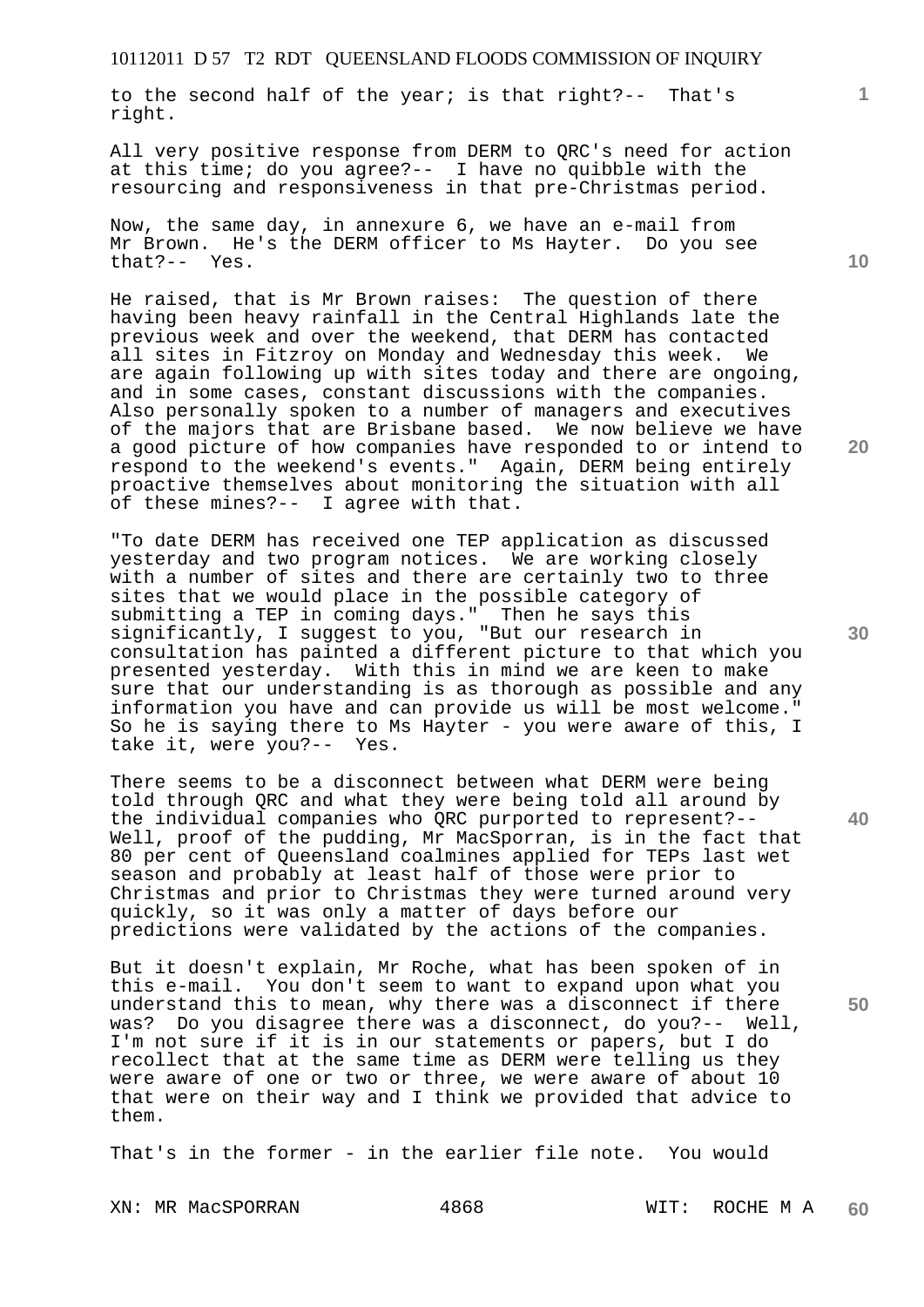to the second half of the year; is that right?-- That's right.

All very positive response from DERM to QRC's need for action at this time; do you agree?-- I have no quibble with the resourcing and responsiveness in that pre-Christmas period.

Now, the same day, in annexure 6, we have an e-mail from Mr Brown. He's the DERM officer to Ms Hayter. Do you see that?-- Yes.

He raised, that is Mr Brown raises: The question of there having been heavy rainfall in the Central Highlands late the previous week and over the weekend, that DERM has contacted all sites in Fitzroy on Monday and Wednesday this week. We are again following up with sites today and there are ongoing, and in some cases, constant discussions with the companies. Also personally spoken to a number of managers and executives of the majors that are Brisbane based. We now believe we have a good picture of how companies have responded to or intend to respond to the weekend's events." Again, DERM being entirely proactive themselves about monitoring the situation with all of these mines?-- I agree with that.

"To date DERM has received one TEP application as discussed yesterday and two program notices. We are working closely with a number of sites and there are certainly two to three sites that we would place in the possible category of submitting a TEP in coming days." Then he says this significantly, I suggest to you, "But our research in consultation has painted a different picture to that which you presented yesterday. With this in mind we are keen to make sure that our understanding is as thorough as possible and any information you have and can provide us will be most welcome." So he is saying there to Ms Hayter - you were aware of this, I take it, were you?-- Yes.

There seems to be a disconnect between what DERM were being told through QRC and what they were being told all around by the individual companies who QRC purported to represent?-- Well, proof of the pudding, Mr MacSporran, is in the fact that 80 per cent of Queensland coalmines applied for TEPs last wet season and probably at least half of those were prior to Christmas and prior to Christmas they were turned around very quickly, so it was only a matter of days before our predictions were validated by the actions of the companies.

But it doesn't explain, Mr Roche, what has been spoken of in this e-mail. You don't seem to want to expand upon what you understand this to mean, why there was a disconnect if there was? Do you disagree there was a disconnect, do you?-- Well, I'm not sure if it is in our statements or papers, but I do recollect that at the same time as DERM were telling us they were aware of one or two or three, we were aware of about 10 that were on their way and I think we provided that advice to them.

That's in the former - in the earlier file note. You would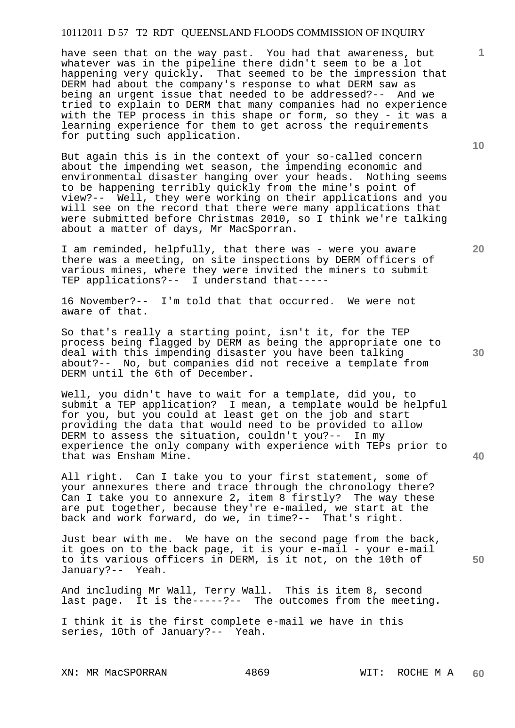have seen that on the way past. You had that awareness, but whatever was in the pipeline there didn't seem to be a lot happening very quickly. That seemed to be the impression that DERM had about the company's response to what DERM saw as being an urgent issue that needed to be addressed?-- And we tried to explain to DERM that many companies had no experience with the TEP process in this shape or form, so they - it was a learning experience for them to get across the requirements for putting such application.

But again this is in the context of your so-called concern about the impending wet season, the impending economic and environmental disaster hanging over your heads. Nothing seems to be happening terribly quickly from the mine's point of view?-- Well, they were working on their applications and you will see on the record that there were many applications that were submitted before Christmas 2010, so I think we're talking about a matter of days, Mr MacSporran.

I am reminded, helpfully, that there was - were you aware there was a meeting, on site inspections by DERM officers of various mines, where they were invited the miners to submit TEP applications?-- I understand that-----

16 November?-- I'm told that that occurred. We were not aware of that.

So that's really a starting point, isn't it, for the TEP process being flagged by DERM as being the appropriate one to deal with this impending disaster you have been talking about?-- No, but companies did not receive a template from DERM until the 6th of December.

Well, you didn't have to wait for a template, did you, to submit a TEP application? I mean, a template would be helpful for you, but you could at least get on the job and start providing the data that would need to be provided to allow DERM to assess the situation, couldn't you?-- In my experience the only company with experience with TEPs prior to that was Ensham Mine.

All right. Can I take you to your first statement, some of your annexures there and trace through the chronology there? Can I take you to annexure 2, item 8 firstly? The way these are put together, because they're e-mailed, we start at the back and work forward, do we, in time?-- That's right.

Just bear with me. We have on the second page from the back, it goes on to the back page, it is your e-mail - your e-mail to its various officers in DERM, is it not, on the 10th of January?-- Yeah.

And including Mr Wall, Terry Wall. This is item 8, second last page. It is the-----?-- The outcomes from the meeting.

I think it is the first complete e-mail we have in this series, 10th of January?-- Yeah.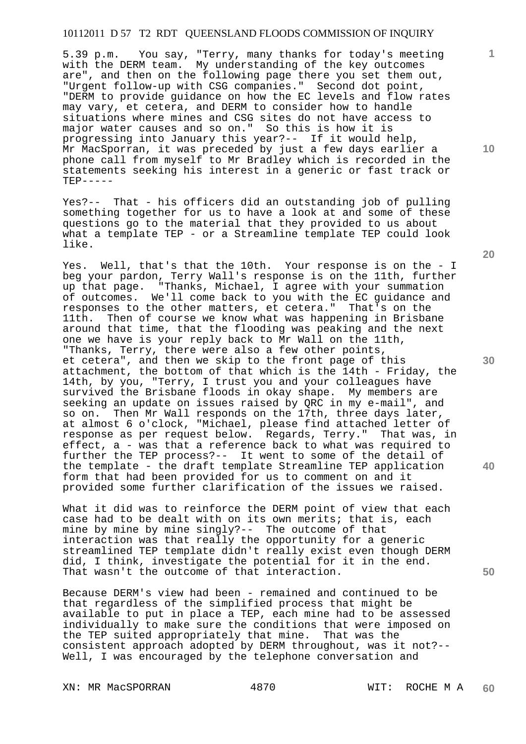5.39 p.m. You say, "Terry, many thanks for today's meeting with the DERM team. My understanding of the key outcomes are", and then on the following page there you set them out, "Urgent follow-up with CSG companies." Second dot point, "DERM to provide guidance on how the EC levels and flow rates may vary, et cetera, and DERM to consider how to handle situations where mines and CSG sites do not have access to major water causes and so on." So this is how it is progressing into January this year?-- If it would help, Mr MacSporran, it was preceded by just a few days earlier a phone call from myself to Mr Bradley which is recorded in the statements seeking his interest in a generic or fast track or TEP-----

Yes?-- That - his officers did an outstanding job of pulling something together for us to have a look at and some of these questions go to the material that they provided to us about what a template TEP - or a Streamline template TEP could look like.

Yes. Well, that's that the 10th. Your response is on the - I beg your pardon, Terry Wall's response is on the 11th, further up that page. "Thanks, Michael, I agree with your summation of outcomes. We'll come back to you with the EC guidance and responses to the other matters, et cetera." That's on the 11th. Then of course we know what was happening in Brisbane around that time, that the flooding was peaking and the next one we have is your reply back to Mr Wall on the 11th, "Thanks, Terry, there were also a few other points, et cetera", and then we skip to the front page of this attachment, the bottom of that which is the 14th - Friday, the 14th, by you, "Terry, I trust you and your colleagues have survived the Brisbane floods in okay shape. My members are seeking an update on issues raised by QRC in my e-mail", and so on. Then Mr Wall responds on the 17th, three days later, at almost 6 o'clock, "Michael, please find attached letter of response as per request below. Regards, Terry." That was, in effect, a - was that a reference back to what was required to further the TEP process?-- It went to some of the detail of the template - the draft template Streamline TEP application form that had been provided for us to comment on and it provided some further clarification of the issues we raised.

What it did was to reinforce the DERM point of view that each case had to be dealt with on its own merits; that is, each mine by mine by mine singly?-- The outcome of that interaction was that really the opportunity for a generic streamlined TEP template didn't really exist even though DERM did, I think, investigate the potential for it in the end. That wasn't the outcome of that interaction.

Because DERM's view had been - remained and continued to be that regardless of the simplified process that might be available to put in place a TEP, each mine had to be assessed individually to make sure the conditions that were imposed on the TEP suited appropriately that mine. That was the consistent approach adopted by DERM throughout, was it not?-- Well, I was encouraged by the telephone conversation and

XN: MR MacSPORRAN 4870 WIT: ROCHE M A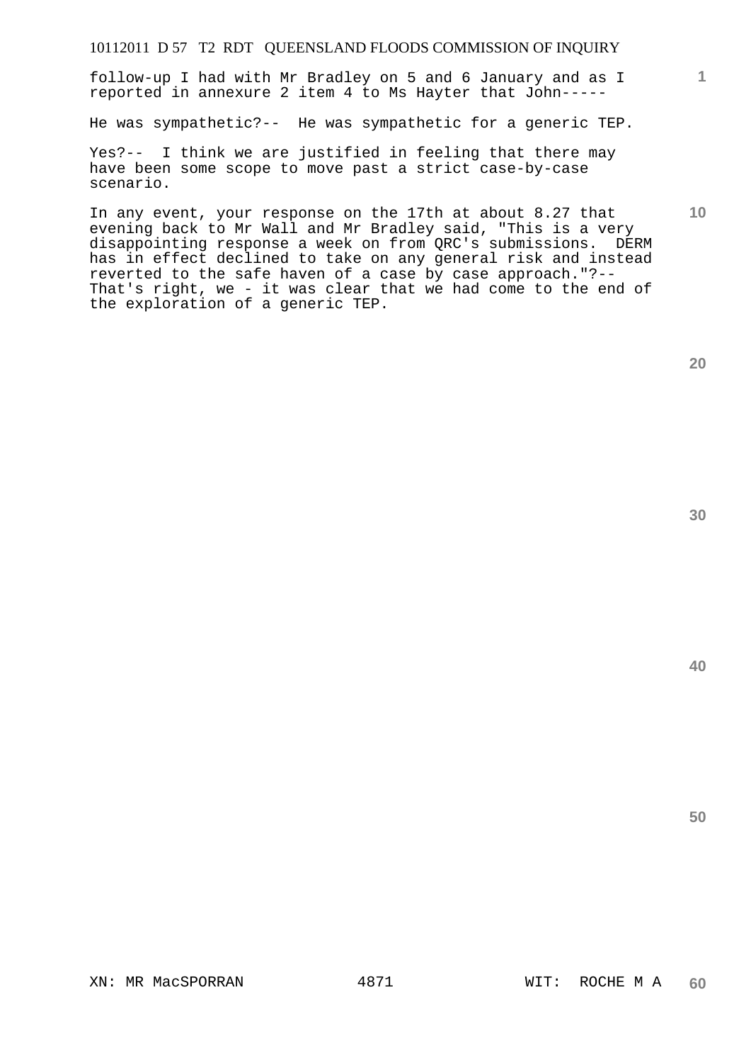follow-up I had with Mr Bradley on 5 and 6 January and as I reported in annexure 2 item 4 to Ms Hayter that John-----

He was sympathetic?-- He was sympathetic for a generic TEP.

Yes?-- I think we are justified in feeling that there may have been some scope to move past a strict case-by-case scenario.

In any event, your response on the 17th at about 8.27 that evening back to Mr Wall and Mr Bradley said, "This is a very disappointing response a week on from QRC's submissions. DERM has in effect declined to take on any general risk and instead reverted to the safe haven of a case by case approach."?-- That's right, we - it was clear that we had come to the end of the exploration of a generic TEP.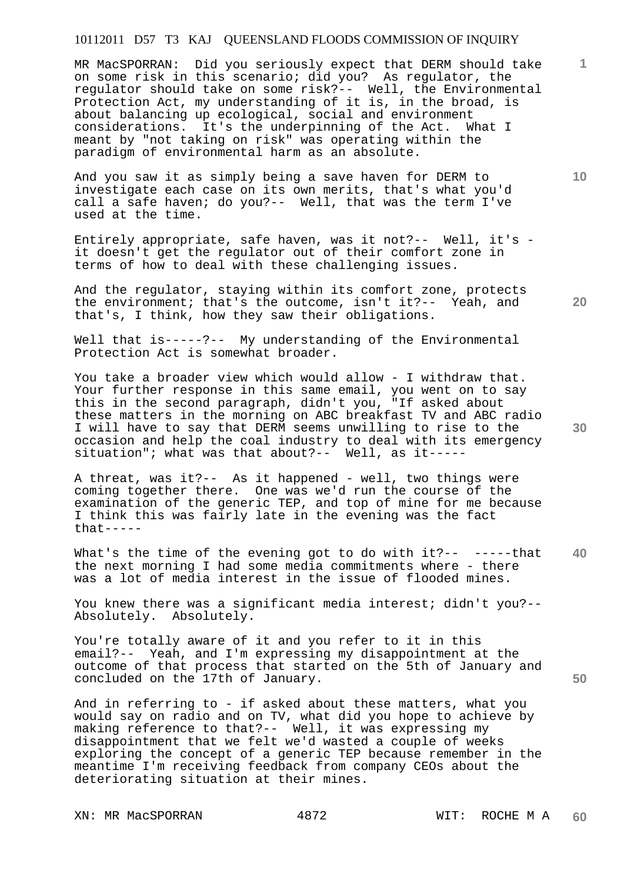MR MacSPORRAN: Did you seriously expect that DERM should take on some risk in this scenario; did you? As regulator, the regulator should take on some risk?-- Well, the Environmental Protection Act, my understanding of it is, in the broad, is about balancing up ecological, social and environment considerations. It's the underpinning of the Act. What I meant by "not taking on risk" was operating within the paradigm of environmental harm as an absolute.

And you saw it as simply being a save haven for DERM to investigate each case on its own merits, that's what you'd call a safe haven; do you?-- Well, that was the term I've used at the time.

Entirely appropriate, safe haven, was it not?-- Well, it's - it doesn't get the regulator out of their comfort zone in terms of how to deal with these challenging issues.

And the regulator, staying within its comfort zone, protects the environment; that's the outcome, isn't it?-- Yeah, and that's, I think, how they saw their obligations.

Well that is-----?-- My understanding of the Environmental Protection Act is somewhat broader.

You take a broader view which would allow - I withdraw that. Your further response in this same email, you went on to say this in the second paragraph, didn't you, "If asked about these matters in the morning on ABC breakfast TV and ABC radio I will have to say that DERM seems unwilling to rise to the occasion and help the coal industry to deal with its emergency situation"; what was that about?-- Well, as it-----

A threat, was it?-- As it happened - well, two things were coming together there. One was we'd run the course of the examination of the generic TEP, and top of mine for me because I think this was fairly late in the evening was the fact that-----

What's the time of the evening got to do with it?-- -----that the next morning I had some media commitments where - there was a lot of media interest in the issue of flooded mines.

You knew there was a significant media interest; didn't you?-- Absolutely. Absolutely.

You're totally aware of it and you refer to it in this email?-- Yeah, and I'm expressing my disappointment at the outcome of that process that started on the 5th of January and concluded on the 17th of January.

And in referring to - if asked about these matters, what you would say on radio and on TV, what did you hope to achieve by making reference to that?-- Well, it was expressing my disappointment that we felt we'd wasted a couple of weeks exploring the concept of a generic TEP because remember in the meantime I'm receiving feedback from company CEOs about the deteriorating situation at their mines.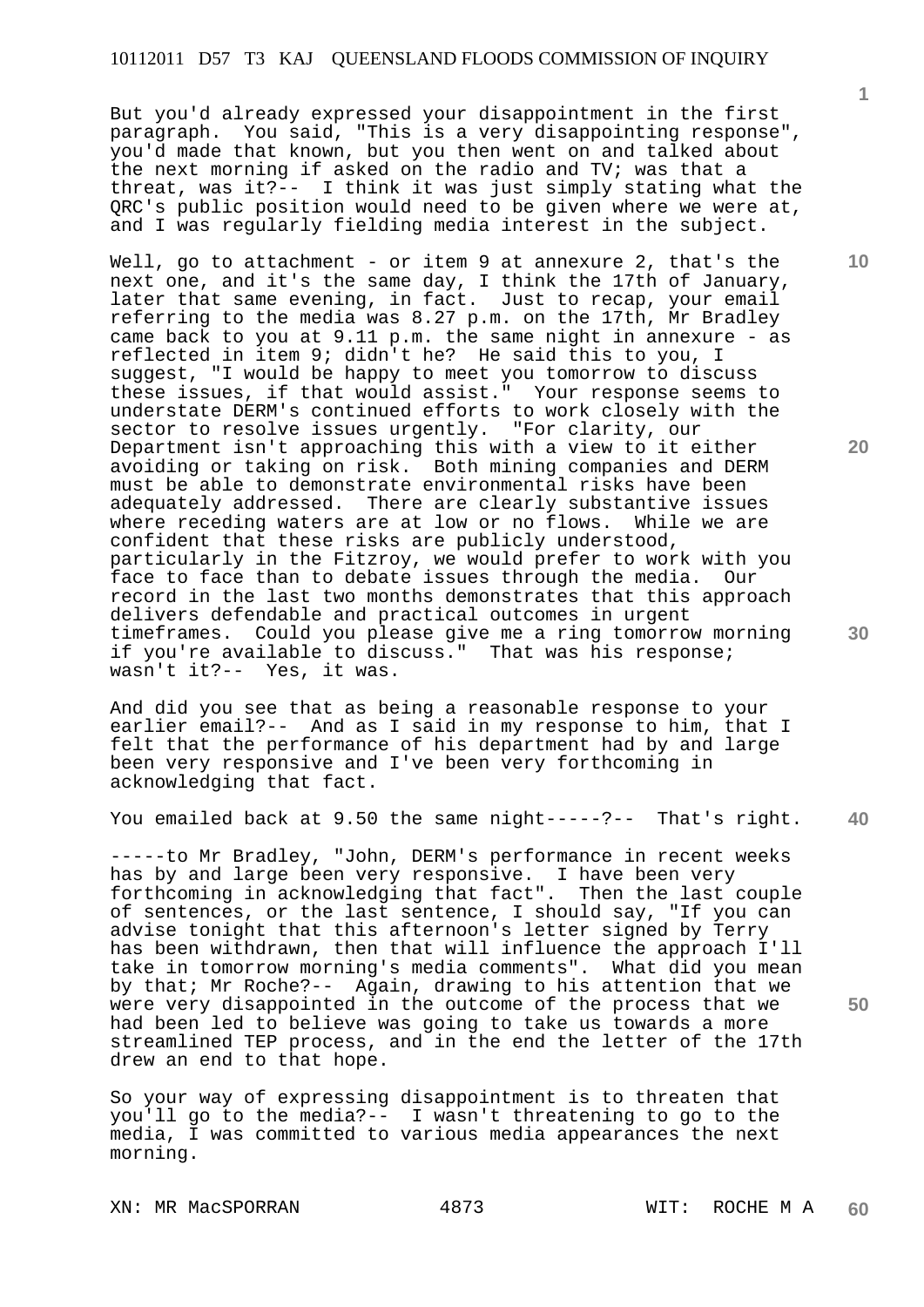But you'd already expressed your disappointment in the first paragraph. You said, "This is a very disappointing response", you'd made that known, but you then went on and talked about the next morning if asked on the radio and TV; was that a threat, was it?-- I think it was just simply stating what the QRC's public position would need to be given where we were at, and I was regularly fielding media interest in the subject.

Well, go to attachment - or item 9 at annexure 2, that's the next one, and it's the same day, I think the 17th of January, later that same evening, in fact. Just to recap, your email referring to the media was 8.27 p.m. on the 17th, Mr Bradley came back to you at 9.11 p.m. the same night in annexure - as reflected in item 9; didn't he? He said this to you, I suggest, "I would be happy to meet you tomorrow to discuss these issues, if that would assist." Your response seems to understate DERM's continued efforts to work closely with the sector to resolve issues urgently. "For clarity, our Department isn't approaching this with a view to it either avoiding or taking on risk. Both mining companies and DERM must be able to demonstrate environmental risks have been adequately addressed. There are clearly substantive issues where receding waters are at low or no flows. While we are confident that these risks are publicly understood, particularly in the Fitzroy, we would prefer to work with you face to face than to debate issues through the media. Our record in the last two months demonstrates that this approach delivers defendable and practical outcomes in urgent timeframes. Could you please give me a ring tomorrow morning if you're available to discuss." That was his response; wasn't it?-- Yes, it was.

And did you see that as being a reasonable response to your earlier email?-- And as I said in my response to him, that I felt that the performance of his department had by and large been very responsive and I've been very forthcoming in acknowledging that fact.

You emailed back at 9.50 the same night-----?-- That's right.

-----to Mr Bradley, "John, DERM's performance in recent weeks has by and large been very responsive. I have been very forthcoming in acknowledging that fact". Then the last couple of sentences, or the last sentence, I should say, "If you can advise tonight that this afternoon's letter signed by Terry has been withdrawn, then that will influence the approach I'll take in tomorrow morning's media comments". What did you mean by that; Mr Roche?-- Again, drawing to his attention that we were very disappointed in the outcome of the process that we had been led to believe was going to take us towards a more streamlined TEP process, and in the end the letter of the 17th drew an end to that hope.

So your way of expressing disappointment is to threaten that you'll go to the media?-- I wasn't threatening to go to the media, I was committed to various media appearances the next morning.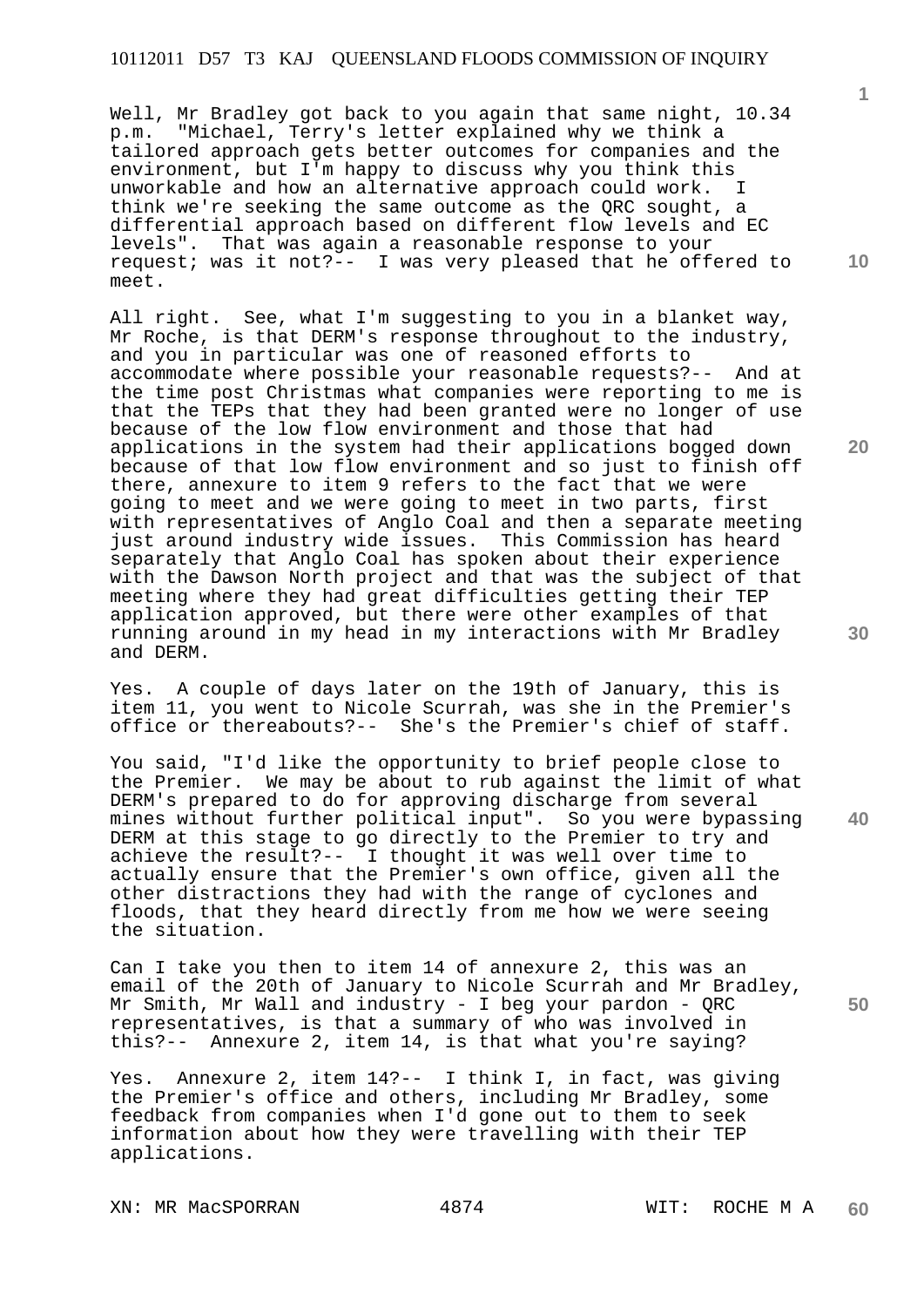Well, Mr Bradley got back to you again that same night, 10.34 p.m. "Michael, Terry's letter explained why we think a tailored approach gets better outcomes for companies and the environment, but I'm happy to discuss why you think this unworkable and how an alternative approach could work. I think we're seeking the same outcome as the QRC sought, a differential approach based on different flow levels and EC levels". That was again a reasonable response to your request; was it not?-- I was very pleased that he offered to meet.

All right. See, what I'm suggesting to you in a blanket way, Mr Roche, is that DERM's response throughout to the industry, and you in particular was one of reasoned efforts to accommodate where possible your reasonable requests?-- And at the time post Christmas what companies were reporting to me is that the TEPs that they had been granted were no longer of use because of the low flow environment and those that had applications in the system had their applications bogged down because of that low flow environment and so just to finish off there, annexure to item 9 refers to the fact that we were going to meet and we were going to meet in two parts, first with representatives of Anglo Coal and then a separate meeting just around industry wide issues. This Commission has heard separately that Anglo Coal has spoken about their experience with the Dawson North project and that was the subject of that meeting where they had great difficulties getting their TEP application approved, but there were other examples of that running around in my head in my interactions with Mr Bradley and DERM.

Yes. A couple of days later on the 19th of January, this is item 11, you went to Nicole Scurrah, was she in the Premier's office or thereabouts?-- She's the Premier's chief of staff.

You said, "I'd like the opportunity to brief people close to the Premier. We may be about to rub against the limit of what DERM's prepared to do for approving discharge from several mines without further political input". So you were bypassing DERM at this stage to go directly to the Premier to try and achieve the result?-- I thought it was well over time to actually ensure that the Premier's own office, given all the other distractions they had with the range of cyclones and floods, that they heard directly from me how we were seeing the situation.

Can I take you then to item 14 of annexure 2, this was an email of the 20th of January to Nicole Scurrah and Mr Bradley, Mr Smith, Mr Wall and industry - I beg your pardon - QRC representatives, is that a summary of who was involved in this?-- Annexure 2, item 14, is that what you're saying?

Yes. Annexure 2, item 14?-- I think I, in fact, was giving the Premier's office and others, including Mr Bradley, some feedback from companies when I'd gone out to them to seek information about how they were travelling with their TEP applications.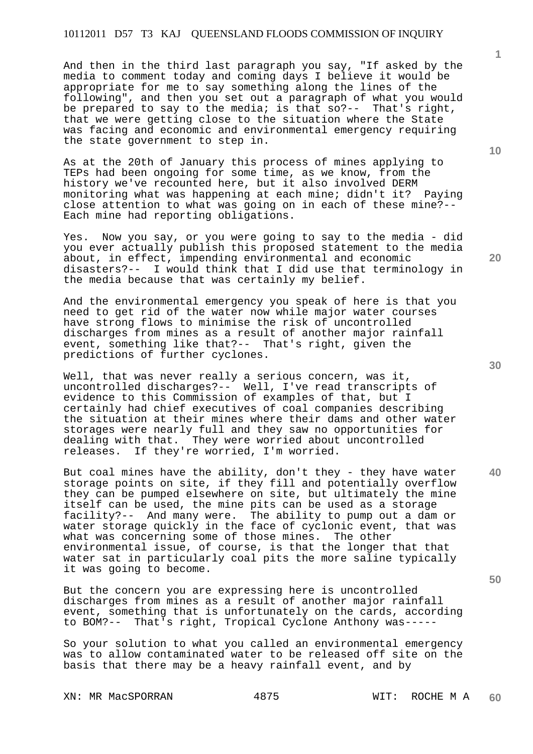And then in the third last paragraph you say, "If asked by the media to comment today and coming days I believe it would be appropriate for me to say something along the lines of the following", and then you set out a paragraph of what you would be prepared to say to the media; is that so?-- That's right, that we were getting close to the situation where the State was facing and economic and environmental emergency requiring the state government to step in.

As at the 20th of January this process of mines applying to TEPs had been ongoing for some time, as we know, from the history we've recounted here, but it also involved DERM monitoring what was happening at each mine; didn't it? Paying close attention to what was going on in each of these mine?-- Each mine had reporting obligations.

Yes. Now you say, or you were going to say to the media - did you ever actually publish this proposed statement to the media about, in effect, impending environmental and economic disasters?-- I would think that I did use that terminology in the media because that was certainly my belief.

And the environmental emergency you speak of here is that you need to get rid of the water now while major water courses have strong flows to minimise the risk of uncontrolled discharges from mines as a result of another major rainfall event, something like that?-- That's right, given the predictions of further cyclones.

Well, that was never really a serious concern, was it, uncontrolled discharges?-- Well, I've read transcripts of evidence to this Commission of examples of that, but I certainly had chief executives of coal companies describing the situation at their mines where their dams and other water storages were nearly full and they saw no opportunities for dealing with that. They were worried about uncontrolled releases. If they're worried, I'm worried.

But coal mines have the ability, don't they - they have water storage points on site, if they fill and potentially overflow they can be pumped elsewhere on site, but ultimately the mine itself can be used, the mine pits can be used as a storage facility?-- And many were. The ability to pump out a dam or water storage quickly in the face of cyclonic event, that was what was concerning some of those mines. The other environmental issue, of course, is that the longer that that water sat in particularly coal pits the more saline typically it was going to become.

But the concern you are expressing here is uncontrolled discharges from mines as a result of another major rainfall event, something that is unfortunately on the cards, according to BOM?-- That's right, Tropical Cyclone Anthony was-----

So your solution to what you called an environmental emergency was to allow contaminated water to be released off site on the basis that there may be a heavy rainfall event, and by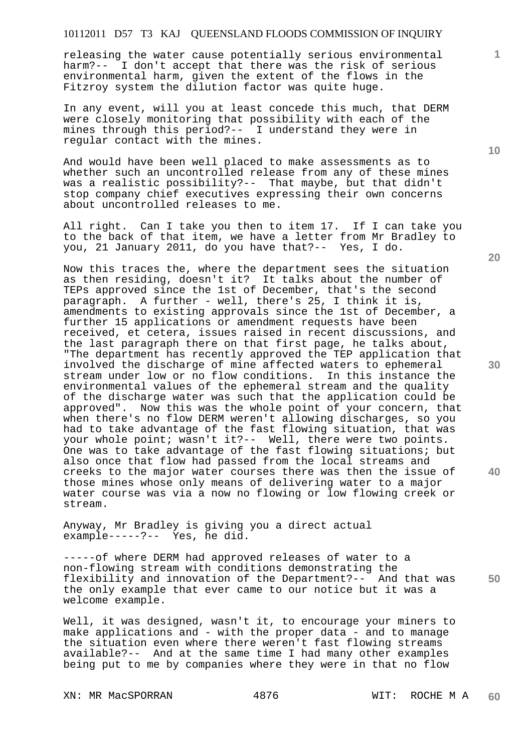releasing the water cause potentially serious environmental harm?-- I don't accept that there was the risk of serious environmental harm, given the extent of the flows in the Fitzroy system the dilution factor was quite huge.

In any event, will you at least concede this much, that DERM were closely monitoring that possibility with each of the mines through this period?-- I understand they were in regular contact with the mines.

And would have been well placed to make assessments as to whether such an uncontrolled release from any of these mines was a realistic possibility?-- That maybe, but that didn't stop company chief executives expressing their own concerns about uncontrolled releases to me.

All right. Can I take you then to item 17. If I can take you to the back of that item, we have a letter from Mr Bradley to you, 21 January 2011, do you have that?-- Yes, I do.

Now this traces the, where the department sees the situation as then residing, doesn't it? It talks about the number of TEPs approved since the 1st of December, that's the second paragraph. A further - well, there's 25, I think it is, amendments to existing approvals since the 1st of December, a further 15 applications or amendment requests have been received, et cetera, issues raised in recent discussions, and the last paragraph there on that first page, he talks about, "The department has recently approved the TEP application that involved the discharge of mine affected waters to ephemeral stream under low or no flow conditions. In this instance the environmental values of the ephemeral stream and the quality of the discharge water was such that the application could be approved". Now this was the whole point of your concern, that when there's no flow DERM weren't allowing discharges, so you had to take advantage of the fast flowing situation, that was your whole point; wasn't it?-- Well, there were two points. One was to take advantage of the fast flowing situations; but also once that flow had passed from the local streams and creeks to the major water courses there was then the issue of those mines whose only means of delivering water to a major water course was via a now no flowing or low flowing creek or stream.

Anyway, Mr Bradley is giving you a direct actual example-----?-- Yes, he did.

-----of where DERM had approved releases of water to a non-flowing stream with conditions demonstrating the flexibility and innovation of the Department?-- And that was the only example that ever came to our notice but it was a welcome example.

Well, it was designed, wasn't it, to encourage your miners to make applications and - with the proper data - and to manage the situation even where there weren't fast flowing streams available?-- And at the same time I had many other examples being put to me by companies where they were in that no flow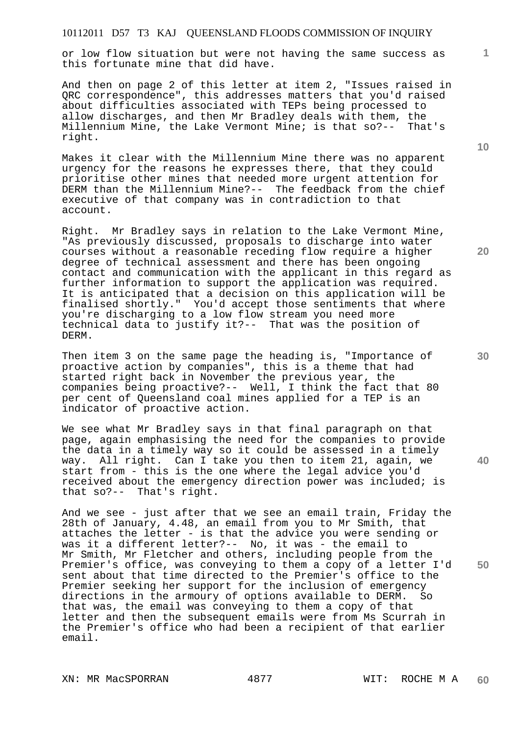or low flow situation but were not having the same success as this fortunate mine that did have.

And then on page 2 of this letter at item 2, "Issues raised in QRC correspondence", this addresses matters that you'd raised about difficulties associated with TEPs being processed to allow discharges, and then Mr Bradley deals with them, the Millennium Mine, the Lake Vermont Mine; is that so?-- That's right.

Makes it clear with the Millennium Mine there was no apparent urgency for the reasons he expresses there, that they could prioritise other mines that needed more urgent attention for DERM than the Millennium Mine?-- The feedback from the chief executive of that company was in contradiction to that account.

Right. Mr Bradley says in relation to the Lake Vermont Mine, "As previously discussed, proposals to discharge into water courses without a reasonable receding flow require a higher degree of technical assessment and there has been ongoing contact and communication with the applicant in this regard as further information to support the application was required. It is anticipated that a decision on this application will be finalised shortly." You'd accept those sentiments that where you're discharging to a low flow stream you need more technical data to justify it?-- That was the position of DERM.

Then item 3 on the same page the heading is, "Importance of proactive action by companies", this is a theme that had started right back in November the previous year, the companies being proactive?-- Well, I think the fact that 80 per cent of Queensland coal mines applied for a TEP is an indicator of proactive action.

We see what Mr Bradley says in that final paragraph on that page, again emphasising the need for the companies to provide the data in a timely way so it could be assessed in a timely way. All right. Can I take you then to item 21, again, we start from - this is the one where the legal advice you'd received about the emergency direction power was included; is that so?-- That's right.

And we see - just after that we see an email train, Friday the 28th of January, 4.48, an email from you to Mr Smith, that attaches the letter - is that the advice you were sending or was it a different letter?-- No, it was - the email to Mr Smith, Mr Fletcher and others, including people from the Premier's office, was conveying to them a copy of a letter I'd sent about that time directed to the Premier's office to the Premier seeking her support for the inclusion of emergency directions in the armoury of options available to DERM. So that was, the email was conveying to them a copy of that letter and then the subsequent emails were from Ms Scurrah in the Premier's office who had been a recipient of that earlier email.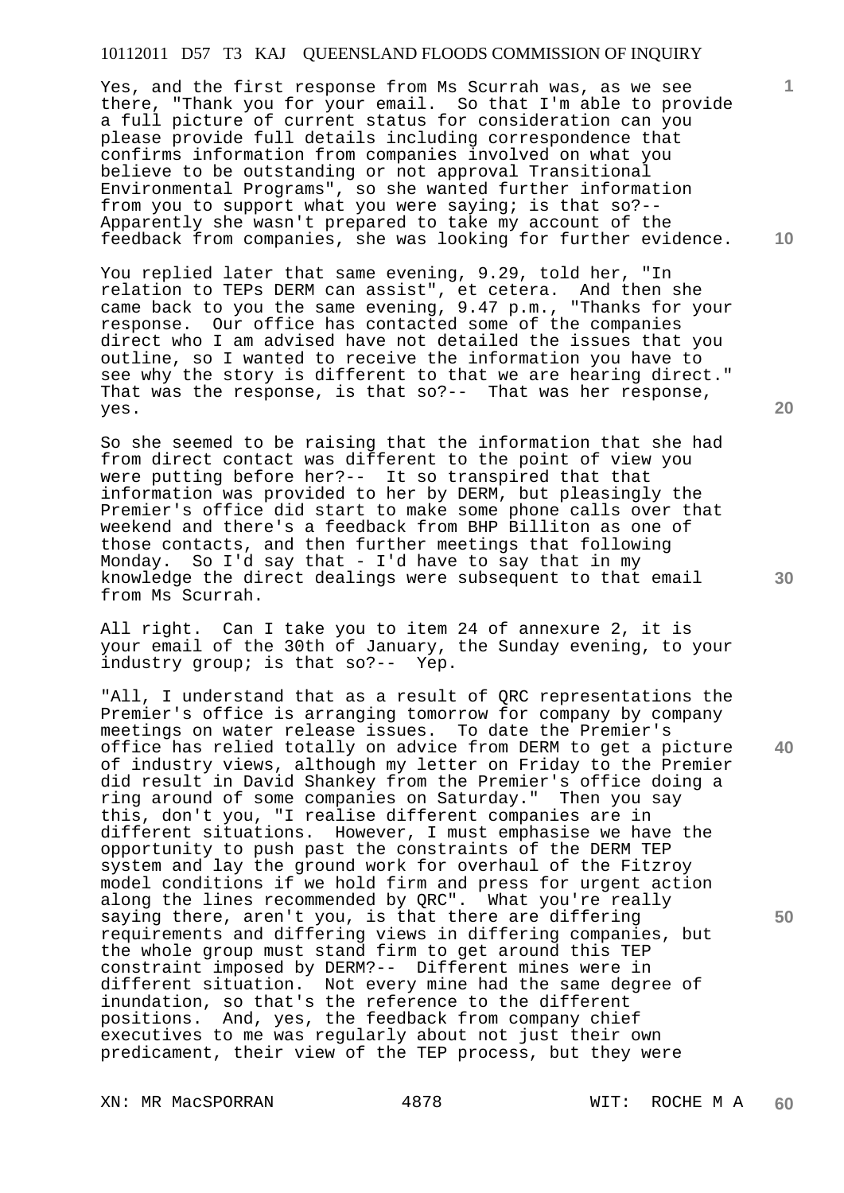Yes, and the first response from Ms Scurrah was, as we see there, "Thank you for your email. So that I'm able to provide a full picture of current status for consideration can you please provide full details including correspondence that confirms information from companies involved on what you believe to be outstanding or not approval Transitional Environmental Programs", so she wanted further information from you to support what you were saying; is that so?-- Apparently she wasn't prepared to take my account of the feedback from companies, she was looking for further evidence.

You replied later that same evening, 9.29, told her, "In relation to TEPs DERM can assist", et cetera. And then she came back to you the same evening, 9.47 p.m., "Thanks for your response. Our office has contacted some of the companies direct who I am advised have not detailed the issues that you outline, so I wanted to receive the information you have to see why the story is different to that we are hearing direct." That was the response, is that so?-- That was her response, yes.

So she seemed to be raising that the information that she had from direct contact was different to the point of view you were putting before her?-- It so transpired that that information was provided to her by DERM, but pleasingly the Premier's office did start to make some phone calls over that weekend and there's a feedback from BHP Billiton as one of those contacts, and then further meetings that following Monday. So I'd say that - I'd have to say that in my knowledge the direct dealings were subsequent to that email from Ms Scurrah.

All right. Can I take you to item 24 of annexure 2, it is your email of the 30th of January, the Sunday evening, to your industry group; is that so?-- Yep.

"All, I understand that as a result of QRC representations the Premier's office is arranging tomorrow for company by company meetings on water release issues. To date the Premier's office has relied totally on advice from DERM to get a picture of industry views, although my letter on Friday to the Premier did result in David Shankey from the Premier's office doing a ring around of some companies on Saturday." Then you say this, don't you, "I realise different companies are in different situations. However, I must emphasise we have the opportunity to push past the constraints of the DERM TEP system and lay the ground work for overhaul of the Fitzroy model conditions if we hold firm and press for urgent action along the lines recommended by QRC". What you're really saying there, aren't you, is that there are differing requirements and differing views in differing companies, but the whole group must stand firm to get around this TEP constraint imposed by DERM?-- Different mines were in different situation. Not every mine had the same degree of inundation, so that's the reference to the different positions. And, yes, the feedback from company chief executives to me was regularly about not just their own predicament, their view of the TEP process, but they were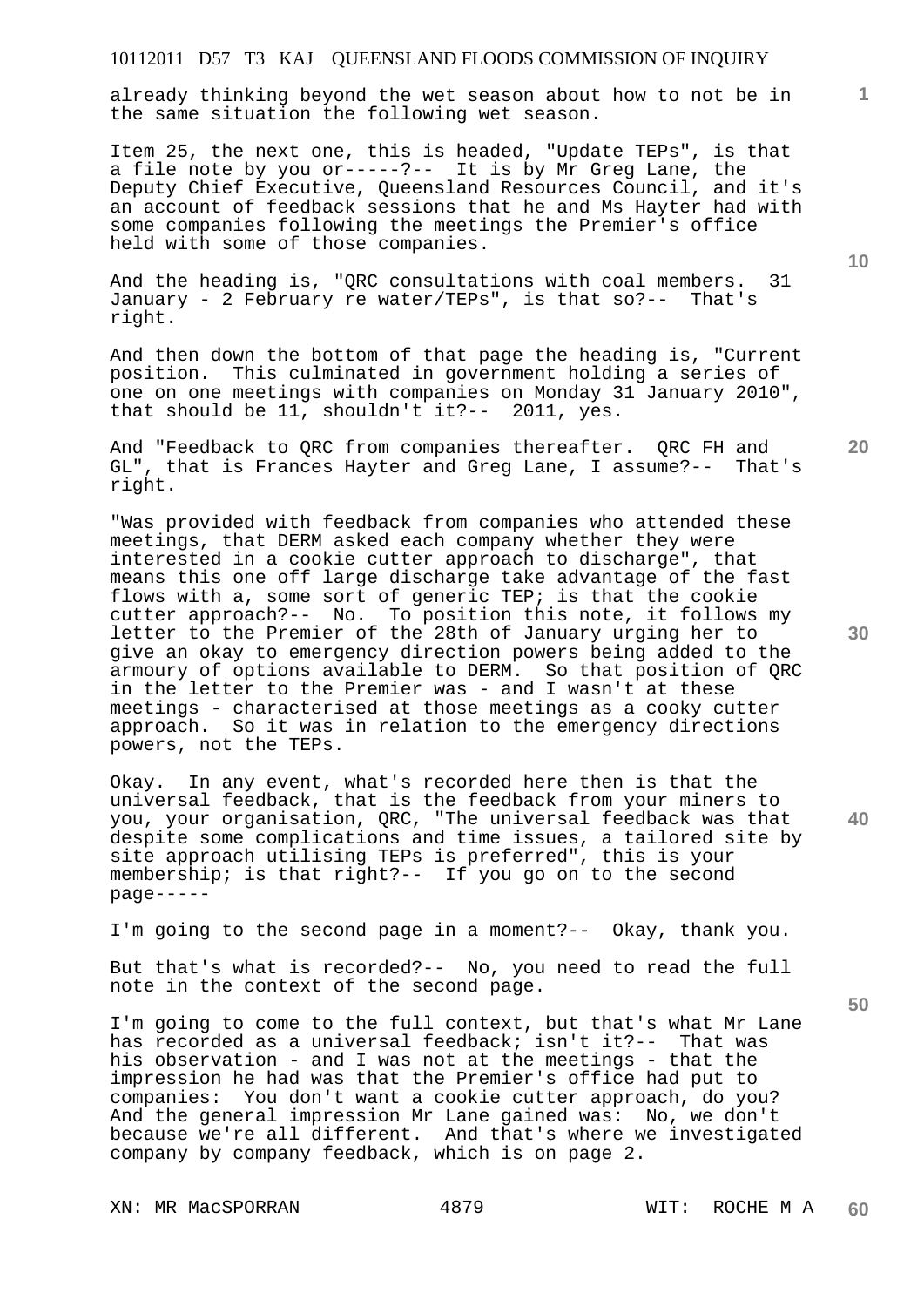already thinking beyond the wet season about how to not be in the same situation the following wet season.

Item 25, the next one, this is headed, "Update TEPs", is that a file note by you or-----?-- It is by Mr Greg Lane, the Deputy Chief Executive, Queensland Resources Council, and it's an account of feedback sessions that he and Ms Hayter had with some companies following the meetings the Premier's office held with some of those companies.

And the heading is, "QRC consultations with coal members. 31 January - 2 February re water/TEPs", is that so?-- That's right.

And then down the bottom of that page the heading is, "Current position. This culminated in government holding a series of one on one meetings with companies on Monday 31 January 2010", that should be 11, shouldn't it?-- 2011, yes.

And "Feedback to QRC from companies thereafter. QRC FH and GL", that is Frances Hayter and Greg Lane, I assume?-- That's right.

"Was provided with feedback from companies who attended these meetings, that DERM asked each company whether they were interested in a cookie cutter approach to discharge", that means this one off large discharge take advantage of the fast flows with a, some sort of generic TEP; is that the cookie cutter approach?-- No. To position this note, it follows my letter to the Premier of the 28th of January urging her to give an okay to emergency direction powers being added to the armoury of options available to DERM. So that position of QRC in the letter to the Premier was - and I wasn't at these meetings - characterised at those meetings as a cooky cutter approach. So it was in relation to the emergency directions powers, not the TEPs.

Okay. In any event, what's recorded here then is that the universal feedback, that is the feedback from your miners to you, your organisation, QRC, "The universal feedback was that despite some complications and time issues, a tailored site by site approach utilising TEPs is preferred", this is your membership; is that right?-- If you go on to the second page-----

I'm going to the second page in a moment?-- Okay, thank you.

But that's what is recorded?-- No, you need to read the full note in the context of the second page.

I'm going to come to the full context, but that's what Mr Lane has recorded as a universal feedback; isn't it?-- That was his observation - and I was not at the meetings - that the impression he had was that the Premier's office had put to companies: You don't want a cookie cutter approach, do you? And the general impression Mr Lane gained was: No, we don't because we're all different. And that's where we investigated company by company feedback, which is on page 2.

XN: MR MacSPORRAN WIT: ROCHE M A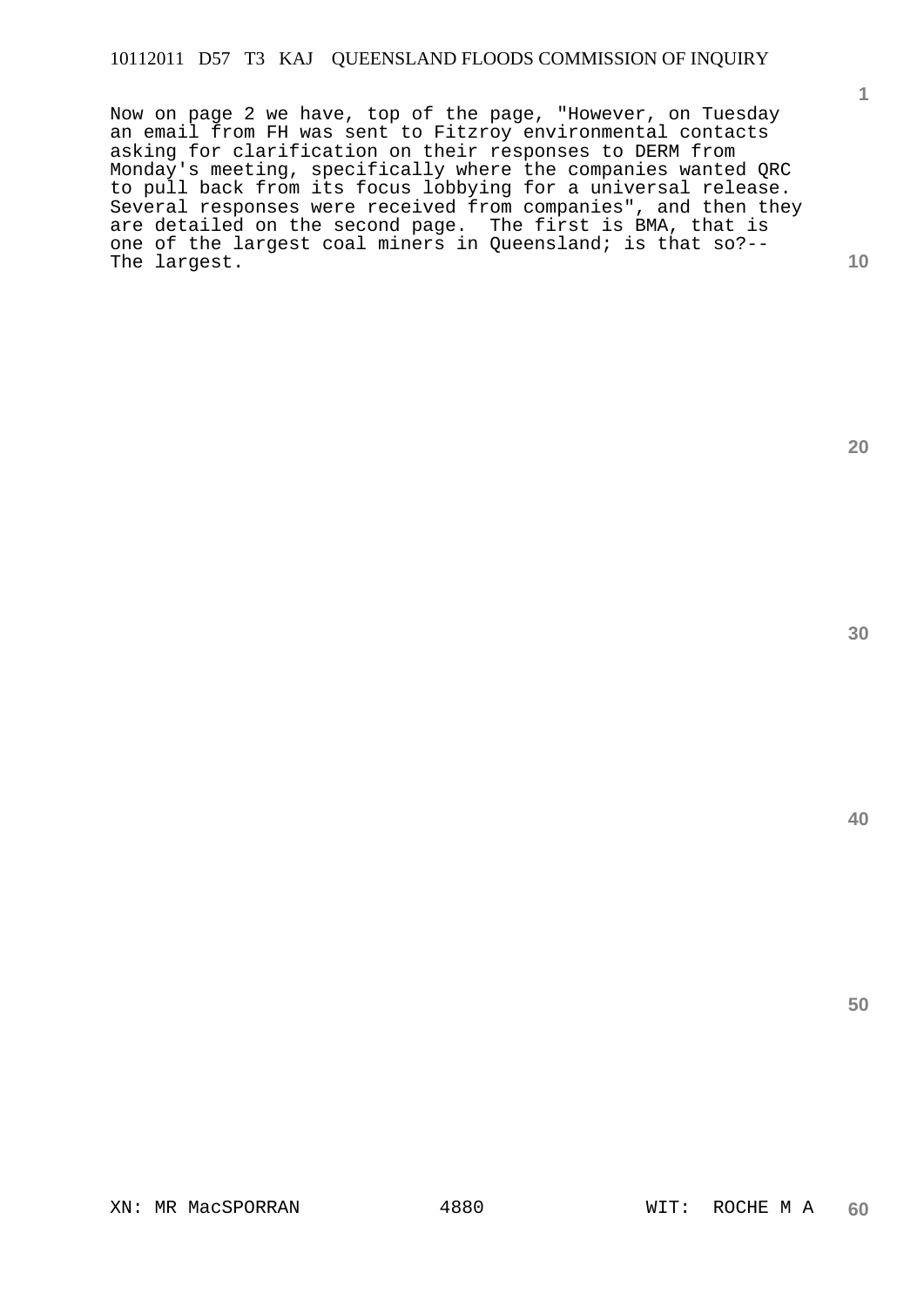Now on page 2 we have, top of the page, "However, on Tuesday an email from FH was sent to Fitzroy environmental contacts asking for clarification on their responses to DERM from Monday's meeting, specifically where the companies wanted QRC to pull back from its focus lobbying for a universal release. Several responses were received from companies", and then they are detailed on the second page. The first is BMA, that is one of the largest coal miners in Queensland; is that so?-- The largest.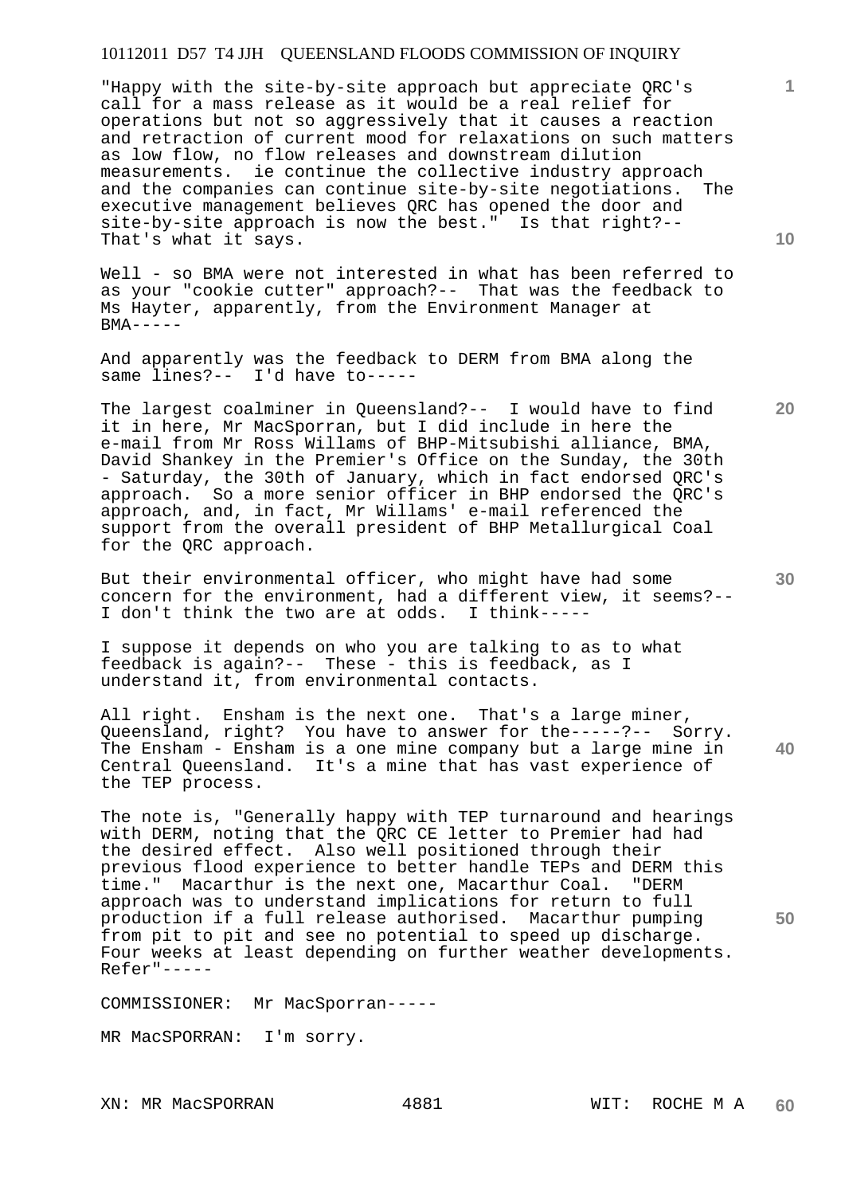"Happy with the site-by-site approach but appreciate QRC's call for a mass release as it would be a real relief for operations but not so aggressively that it causes a reaction and retraction of current mood for relaxations on such matters as low flow, no flow releases and downstream dilution measurements. ie continue the collective industry approach and the companies can continue site-by-site negotiations. The executive management believes QRC has opened the door and site-by-site approach is now the best." Is that right?-- That's what it says.

Well - so BMA were not interested in what has been referred to as your "cookie cutter" approach?-- That was the feedback to Ms Hayter, apparently, from the Environment Manager at BMA-----

And apparently was the feedback to DERM from BMA along the same lines?-- I'd have to-----

The largest coalminer in Queensland?-- I would have to find it in here, Mr MacSporran, but I did include in here the e-mail from Mr Ross Willams of BHP-Mitsubishi alliance, BMA, David Shankey in the Premier's Office on the Sunday, the 30th - Saturday, the 30th of January, which in fact endorsed QRC's approach. So a more senior officer in BHP endorsed the QRC's approach, and, in fact, Mr Willams' e-mail referenced the support from the overall president of BHP Metallurgical Coal for the QRC approach.

But their environmental officer, who might have had some concern for the environment, had a different view, it seems?-- I don't think the two are at odds. I think-----

I suppose it depends on who you are talking to as to what feedback is again?-- These - this is feedback, as I understand it, from environmental contacts.

All right. Ensham is the next one. That's a large miner, Queensland, right? You have to answer for the-----?-- Sorry. The Ensham - Ensham is a one mine company but a large mine in Central Queensland. It's a mine that has vast experience of the TEP process.

The note is, "Generally happy with TEP turnaround and hearings with DERM, noting that the QRC CE letter to Premier had had the desired effect. Also well positioned through their previous flood experience to better handle TEPs and DERM this time." Macarthur is the next one, Macarthur Coal. "DERM approach was to understand implications for return to full production if a full release authorised. Macarthur pumping from pit to pit and see no potential to speed up discharge. Four weeks at least depending on further weather developments. Refer"-----

COMMISSIONER: Mr MacSporran-----

MR MacSPORRAN: I'm sorry.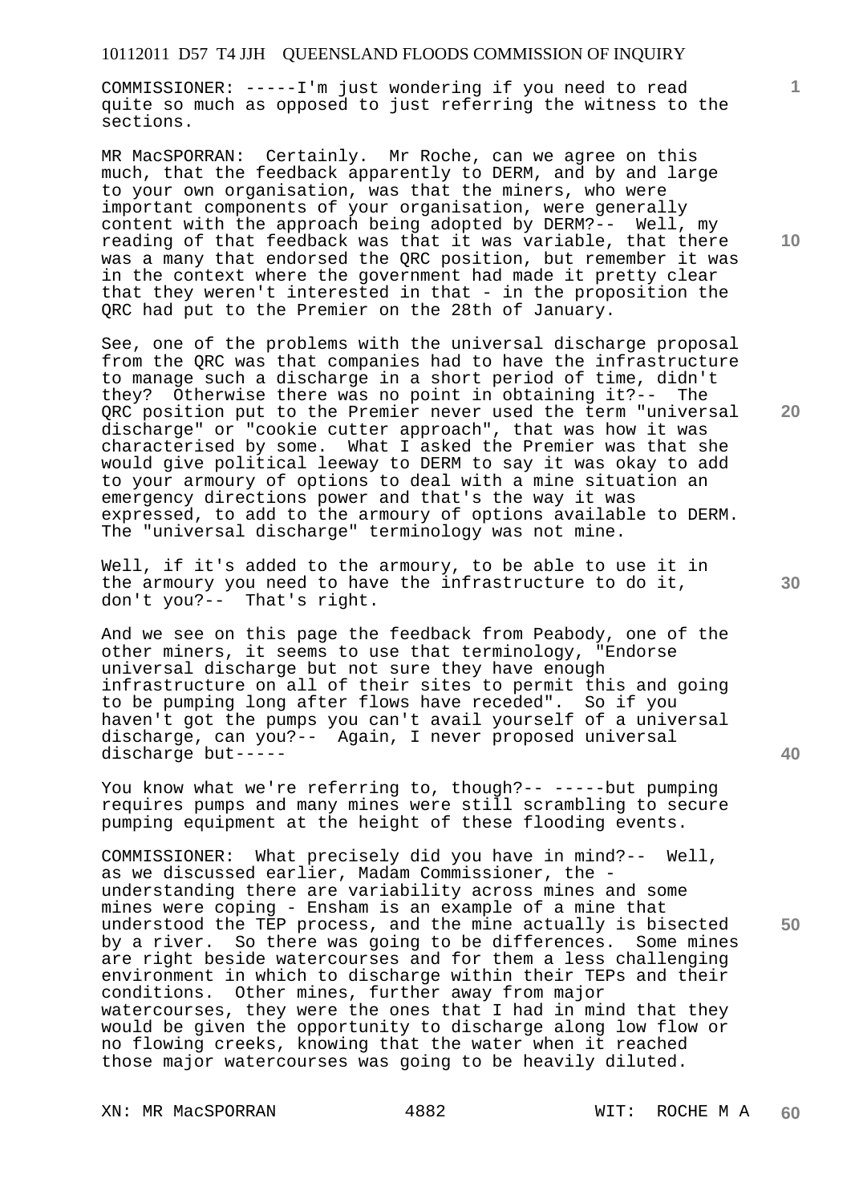COMMISSIONER: -----I'm just wondering if you need to read quite so much as opposed to just referring the witness to the sections.

MR MacSPORRAN: Certainly. Mr Roche, can we agree on this much, that the feedback apparently to DERM, and by and large to your own organisation, was that the miners, who were important components of your organisation, were generally content with the approach being adopted by DERM?-- Well, my reading of that feedback was that it was variable, that there was a many that endorsed the QRC position, but remember it was in the context where the government had made it pretty clear that they weren't interested in that - in the proposition the QRC had put to the Premier on the 28th of January.

See, one of the problems with the universal discharge proposal from the QRC was that companies had to have the infrastructure to manage such a discharge in a short period of time, didn't they? Otherwise there was no point in obtaining it?-- The QRC position put to the Premier never used the term "universal discharge" or "cookie cutter approach", that was how it was characterised by some. What I asked the Premier was that she would give political leeway to DERM to say it was okay to add to your armoury of options to deal with a mine situation an emergency directions power and that's the way it was expressed, to add to the armoury of options available to DERM. The "universal discharge" terminology was not mine.

Well, if it's added to the armoury, to be able to use it in the armoury you need to have the infrastructure to do it, don't you?-- That's right.

And we see on this page the feedback from Peabody, one of the other miners, it seems to use that terminology, "Endorse universal discharge but not sure they have enough infrastructure on all of their sites to permit this and going to be pumping long after flows have receded". So if you haven't got the pumps you can't avail yourself of a universal discharge, can you?-- Again, I never proposed universal discharge but-----

You know what we're referring to, though?-- -----but pumping requires pumps and many mines were still scrambling to secure pumping equipment at the height of these flooding events.

COMMISSIONER: What precisely did you have in mind?-- Well, as we discussed earlier, Madam Commissioner, the - understanding there are variability across mines and some mines were coping - Ensham is an example of a mine that understood the TEP process, and the mine actually is bisected by a river. So there was going to be differences. Some mines are right beside watercourses and for them a less challenging environment in which to discharge within their TEPs and their conditions. Other mines, further away from major watercourses, they were the ones that I had in mind that they would be given the opportunity to discharge along low flow or no flowing creeks, knowing that the water when it reached those major watercourses was going to be heavily diluted.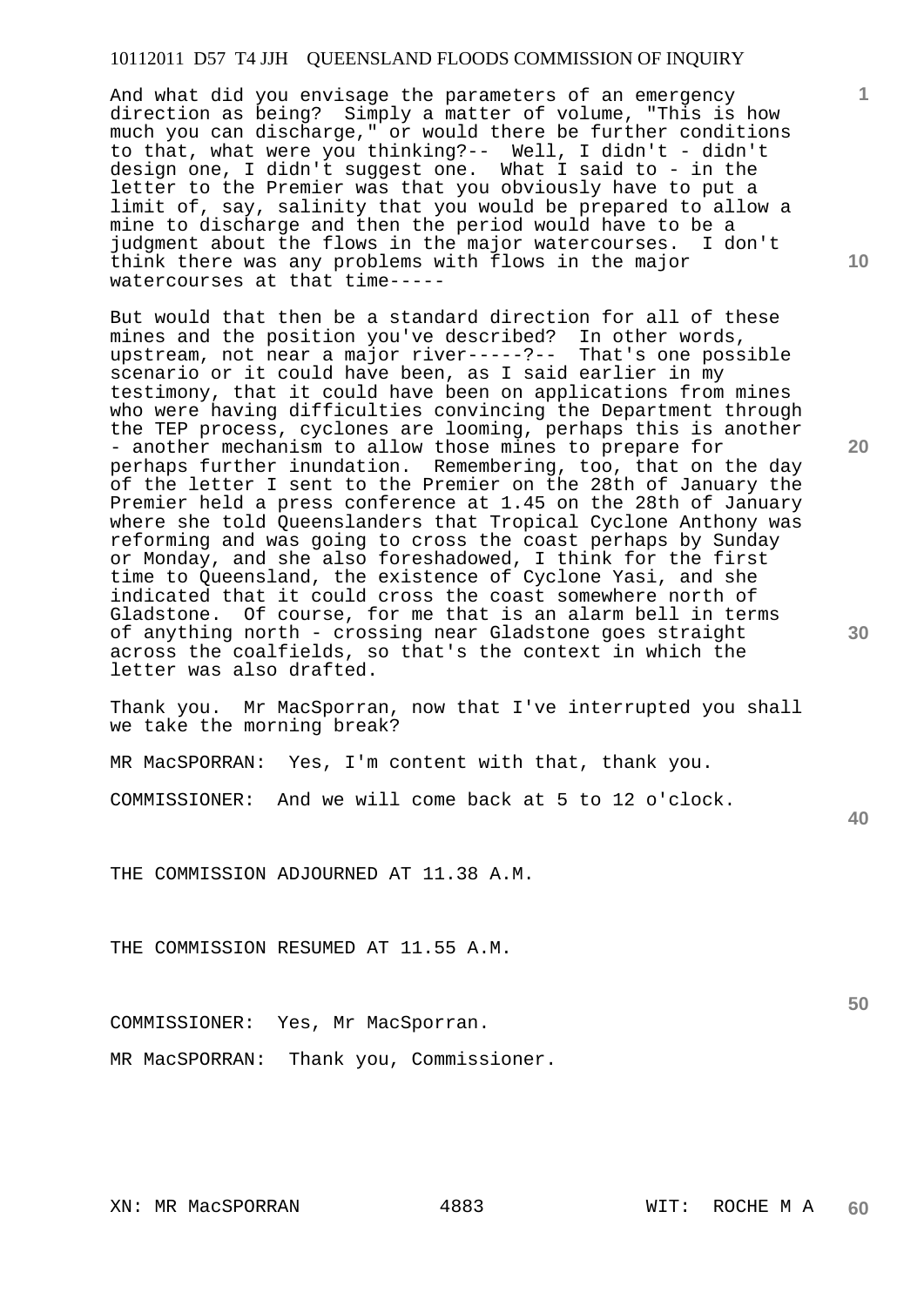And what did you envisage the parameters of an emergency direction as being? Simply a matter of volume, "This is how much you can discharge," or would there be further conditions to that, what were you thinking?-- Well, I didn't - didn't design one, I didn't suggest one. What I said to - in the letter to the Premier was that you obviously have to put a limit of, say, salinity that you would be prepared to allow a mine to discharge and then the period would have to be a judgment about the flows in the major watercourses. I don't think there was any problems with flows in the major watercourses at that time-----

But would that then be a standard direction for all of these mines and the position you've described? In other words, upstream, not near a major river-----?-- That's one possible scenario or it could have been, as I said earlier in my testimony, that it could have been on applications from mines who were having difficulties convincing the Department through the TEP process, cyclones are looming, perhaps this is another - another mechanism to allow those mines to prepare for perhaps further inundation. Remembering, too, that on the day of the letter I sent to the Premier on the 28th of January the Premier held a press conference at 1.45 on the 28th of January where she told Queenslanders that Tropical Cyclone Anthony was reforming and was going to cross the coast perhaps by Sunday or Monday, and she also foreshadowed, I think for the first time to Queensland, the existence of Cyclone Yasi, and she indicated that it could cross the coast somewhere north of Gladstone. Of course, for me that is an alarm bell in terms of anything north - crossing near Gladstone goes straight across the coalfields, so that's the context in which the letter was also drafted.

Thank you. Mr MacSporran, now that I've interrupted you shall we take the morning break?

MR MacSPORRAN: Yes, I'm content with that, thank you.

COMMISSIONER: And we will come back at 5 to 12 o'clock.

THE COMMISSION ADJOURNED AT 11.38 A.M.

THE COMMISSION RESUMED AT 11.55 A.M.

COMMISSIONER: Yes, Mr MacSporran.

MR MacSPORRAN: Thank you, Commissioner.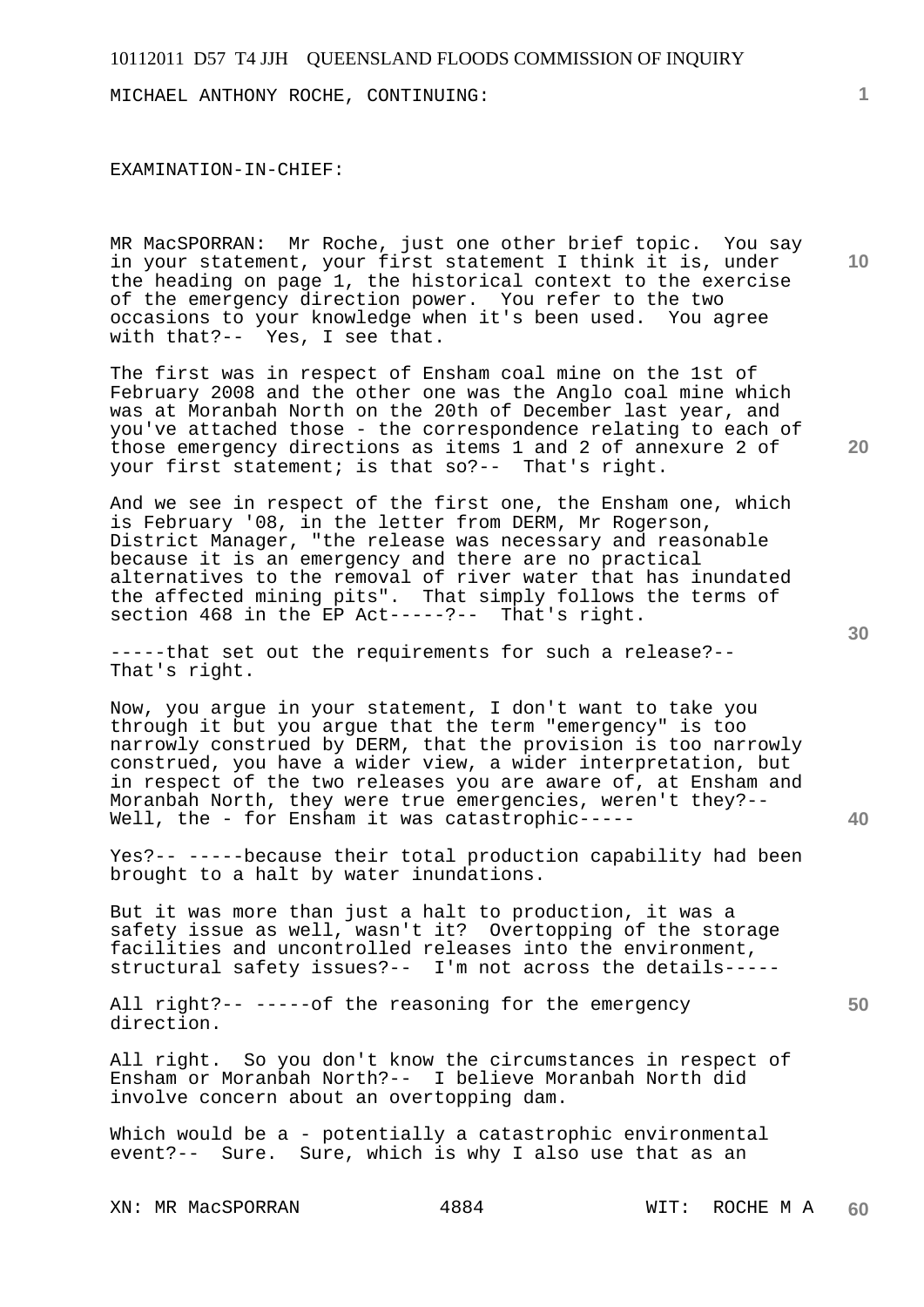MICHAEL ANTHONY ROCHE, CONTINUING:

EXAMINATION-IN-CHIEF:

MR MacSPORRAN: Mr Roche, just one other brief topic. You say in your statement, your first statement I think it is, under the heading on page 1, the historical context to the exercise of the emergency direction power. You refer to the two occasions to your knowledge when it's been used. You agree with that?-- Yes, I see that.

The first was in respect of Ensham coal mine on the 1st of February 2008 and the other one was the Anglo coal mine which was at Moranbah North on the 20th of December last year, and you've attached those - the correspondence relating to each of those emergency directions as items 1 and 2 of annexure 2 of your first statement; is that so?-- That's right.

And we see in respect of the first one, the Ensham one, which is February '08, in the letter from DERM, Mr Rogerson, District Manager, "the release was necessary and reasonable because it is an emergency and there are no practical alternatives to the removal of river water that has inundated the affected mining pits". That simply follows the terms of section 468 in the EP Act-----?-- That's right.

-----that set out the requirements for such a release?-- That's right.

Now, you argue in your statement, I don't want to take you through it but you argue that the term "emergency" is too narrowly construed by DERM, that the provision is too narrowly construed, you have a wider view, a wider interpretation, but in respect of the two releases you are aware of, at Ensham and Moranbah North, they were true emergencies, weren't they?-- Well, the - for Ensham it was catastrophic-----

Yes?-- -----because their total production capability had been brought to a halt by water inundations.

But it was more than just a halt to production, it was a safety issue as well, wasn't it? Overtopping of the storage facilities and uncontrolled releases into the environment, structural safety issues?-- I'm not across the details-----

All right?-- -----of the reasoning for the emergency direction.

All right. So you don't know the circumstances in respect of Ensham or Moranbah North?-- I believe Moranbah North did involve concern about an overtopping dam.

Which would be a - potentially a catastrophic environmental event?-- Sure. Sure, which is why I also use that as an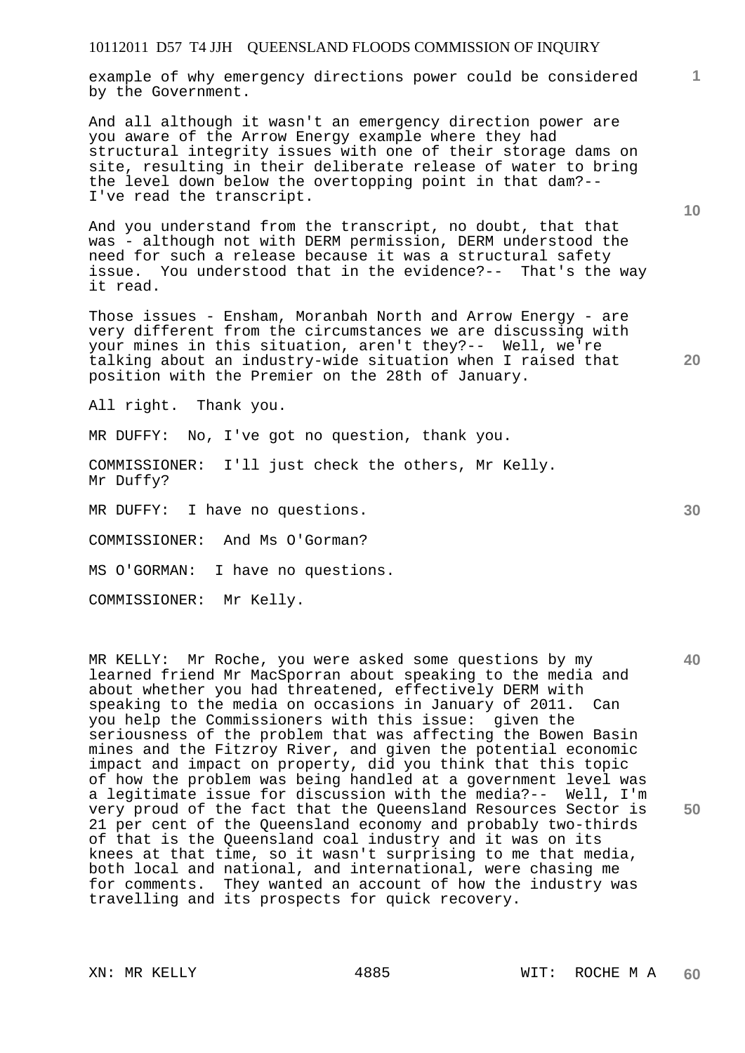example of why emergency directions power could be considered by the Government.

And all although it wasn't an emergency direction power are you aware of the Arrow Energy example where they had structural integrity issues with one of their storage dams on site, resulting in their deliberate release of water to bring the level down below the overtopping point in that dam?-- I've read the transcript.

And you understand from the transcript, no doubt, that that was - although not with DERM permission, DERM understood the need for such a release because it was a structural safety issue. You understood that in the evidence?-- That's the way it read.

Those issues - Ensham, Moranbah North and Arrow Energy - are very different from the circumstances we are discussing with your mines in this situation, aren't they?-- Well, we're talking about an industry-wide situation when I raised that position with the Premier on the 28th of January.

All right. Thank you.

MR DUFFY: No, I've got no question, thank you.

COMMISSIONER: I'll just check the others, Mr Kelly. Mr Duffy?

MR DUFFY: I have no questions.

COMMISSIONER: And Ms O'Gorman?

MS O'GORMAN: I have no questions.

COMMISSIONER: Mr Kelly.

MR KELLY: Mr Roche, you were asked some questions by my learned friend Mr MacSporran about speaking to the media and about whether you had threatened, effectively DERM with speaking to the media on occasions in January of 2011. Can you help the Commissioners with this issue: given the seriousness of the problem that was affecting the Bowen Basin mines and the Fitzroy River, and given the potential economic impact and impact on property, did you think that this topic of how the problem was being handled at a government level was a legitimate issue for discussion with the media?-- Well, I'm very proud of the fact that the Queensland Resources Sector is 21 per cent of the Queensland economy and probably two-thirds of that is the Queensland coal industry and it was on its knees at that time, so it wasn't surprising to me that media, both local and national, and international, were chasing me for comments. They wanted an account of how the industry was travelling and its prospects for quick recovery.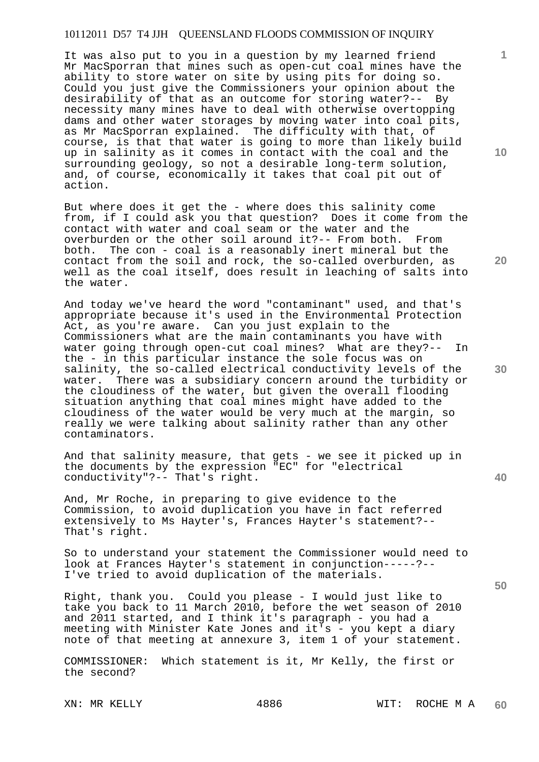It was also put to you in a question by my learned friend Mr MacSporran that mines such as open-cut coal mines have the ability to store water on site by using pits for doing so. Could you just give the Commissioners your opinion about the desirability of that as an outcome for storing water?-- By necessity many mines have to deal with otherwise overtopping dams and other water storages by moving water into coal pits, as Mr MacSporran explained. The difficulty with that, of course, is that that water is going to more than likely build up in salinity as it comes in contact with the coal and the surrounding geology, so not a desirable long-term solution, and, of course, economically it takes that coal pit out of action.

But where does it get the - where does this salinity come from, if I could ask you that question? Does it come from the contact with water and coal seam or the water and the overburden or the other soil around it?-- From both. From both. The con - coal is a reasonably inert mineral but the contact from the soil and rock, the so-called overburden, as well as the coal itself, does result in leaching of salts into the water.

And today we've heard the word "contaminant" used, and that's appropriate because it's used in the Environmental Protection Act, as you're aware. Can you just explain to the Commissioners what are the main contaminants you have with water going through open-cut coal mines? What are they?-- In the - in this particular instance the sole focus was on salinity, the so-called electrical conductivity levels of the water. There was a subsidiary concern around the turbidity or the cloudiness of the water, but given the overall flooding situation anything that coal mines might have added to the cloudiness of the water would be very much at the margin, so really we were talking about salinity rather than any other contaminators.

And that salinity measure, that gets - we see it picked up in the documents by the expression "EC" for "electrical conductivity"?-- That's right.

And, Mr Roche, in preparing to give evidence to the Commission, to avoid duplication you have in fact referred extensively to Ms Hayter's, Frances Hayter's statement?-- That's right.

So to understand your statement the Commissioner would need to look at Frances Hayter's statement in conjunction-----?-- I've tried to avoid duplication of the materials.

Right, thank you. Could you please - I would just like to take you back to 11 March 2010, before the wet season of 2010 and 2011 started, and I think it's paragraph - you had a meeting with Minister Kate Jones and it's - you kept a diary note of that meeting at annexure 3, item 1 of your statement.

COMMISSIONER: Which statement is it, Mr Kelly, the first or the second?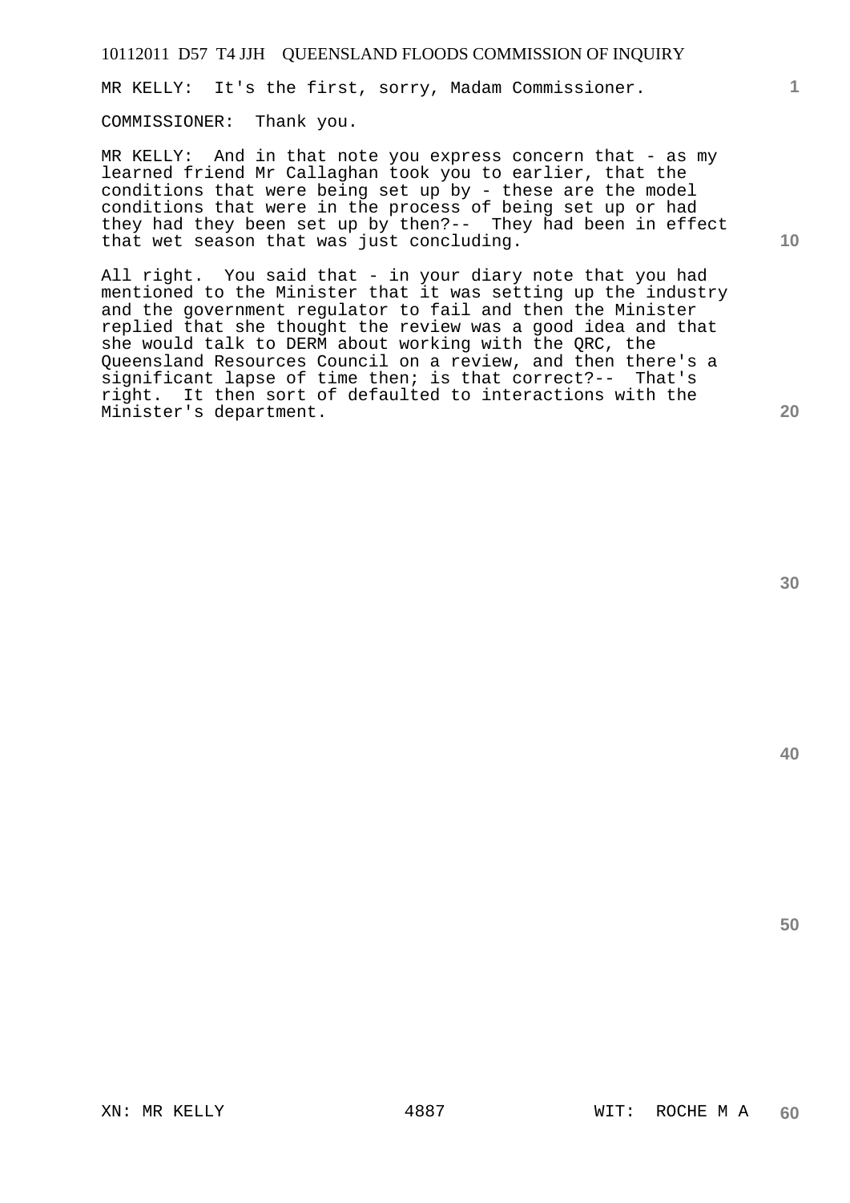MR KELLY: It's the first, sorry, Madam Commissioner.

COMMISSIONER: Thank you.

MR KELLY: And in that note you express concern that - as my learned friend Mr Callaghan took you to earlier, that the conditions that were being set up by - these are the model conditions that were in the process of being set up or had they had they been set up by then?-- They had been in effect that wet season that was just concluding.

All right. You said that - in your diary note that you had mentioned to the Minister that it was setting up the industry and the government regulator to fail and then the Minister replied that she thought the review was a good idea and that she would talk to DERM about working with the QRC, the Queensland Resources Council on a review, and then there's a significant lapse of time then; is that correct?-- That's right. It then sort of defaulted to interactions with the Minister's department.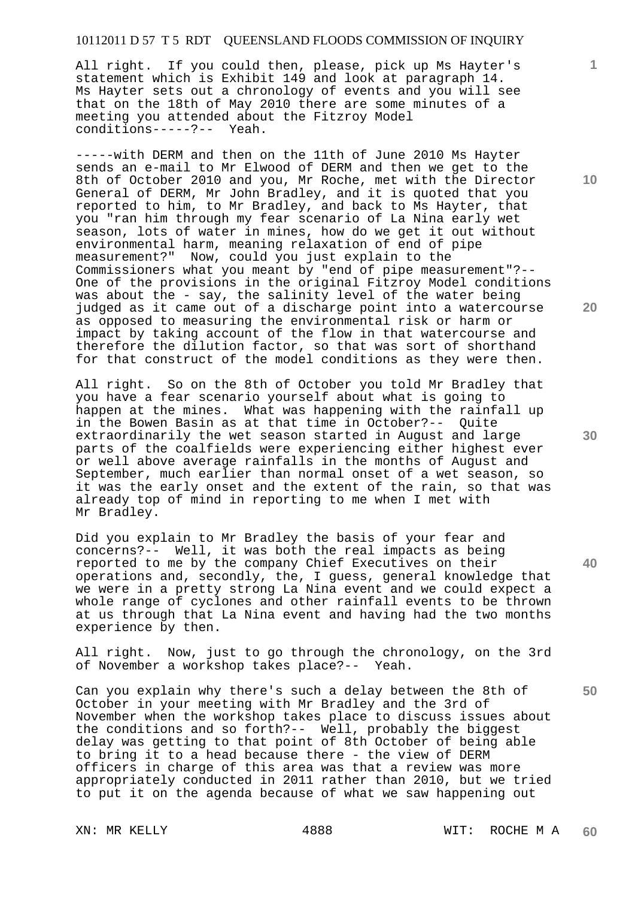All right. If you could then, please, pick up Ms Hayter's statement which is Exhibit 149 and look at paragraph 14. Ms Hayter sets out a chronology of events and you will see that on the 18th of May 2010 there are some minutes of a meeting you attended about the Fitzroy Model conditions-----?-- Yeah.

-----with DERM and then on the 11th of June 2010 Ms Hayter sends an e-mail to Mr Elwood of DERM and then we get to the 8th of October 2010 and you, Mr Roche, met with the Director General of DERM, Mr John Bradley, and it is quoted that you reported to him, to Mr Bradley, and back to Ms Hayter, that you "ran him through my fear scenario of La Nina early wet season, lots of water in mines, how do we get it out without environmental harm, meaning relaxation of end of pipe measurement?" Now, could you just explain to the Commissioners what you meant by "end of pipe measurement"?-- One of the provisions in the original Fitzroy Model conditions was about the - say, the salinity level of the water being judged as it came out of a discharge point into a watercourse as opposed to measuring the environmental risk or harm or impact by taking account of the flow in that watercourse and therefore the dilution factor, so that was sort of shorthand for that construct of the model conditions as they were then.

All right. So on the 8th of October you told Mr Bradley that you have a fear scenario yourself about what is going to happen at the mines. What was happening with the rainfall up in the Bowen Basin as at that time in October?-- Quite extraordinarily the wet season started in August and large parts of the coalfields were experiencing either highest ever or well above average rainfalls in the months of August and September, much earlier than normal onset of a wet season, so it was the early onset and the extent of the rain, so that was already top of mind in reporting to me when I met with Mr Bradley.

Did you explain to Mr Bradley the basis of your fear and concerns?-- Well, it was both the real impacts as being reported to me by the company Chief Executives on their operations and, secondly, the, I guess, general knowledge that we were in a pretty strong La Nina event and we could expect a whole range of cyclones and other rainfall events to be thrown at us through that La Nina event and having had the two months experience by then.

All right. Now, just to go through the chronology, on the 3rd of November a workshop takes place?-- Yeah.

Can you explain why there's such a delay between the 8th of October in your meeting with Mr Bradley and the 3rd of November when the workshop takes place to discuss issues about the conditions and so forth?-- Well, probably the biggest delay was getting to that point of 8th October of being able to bring it to a head because there - the view of DERM officers in charge of this area was that a review was more appropriately conducted in 2011 rather than 2010, but we tried to put it on the agenda because of what we saw happening out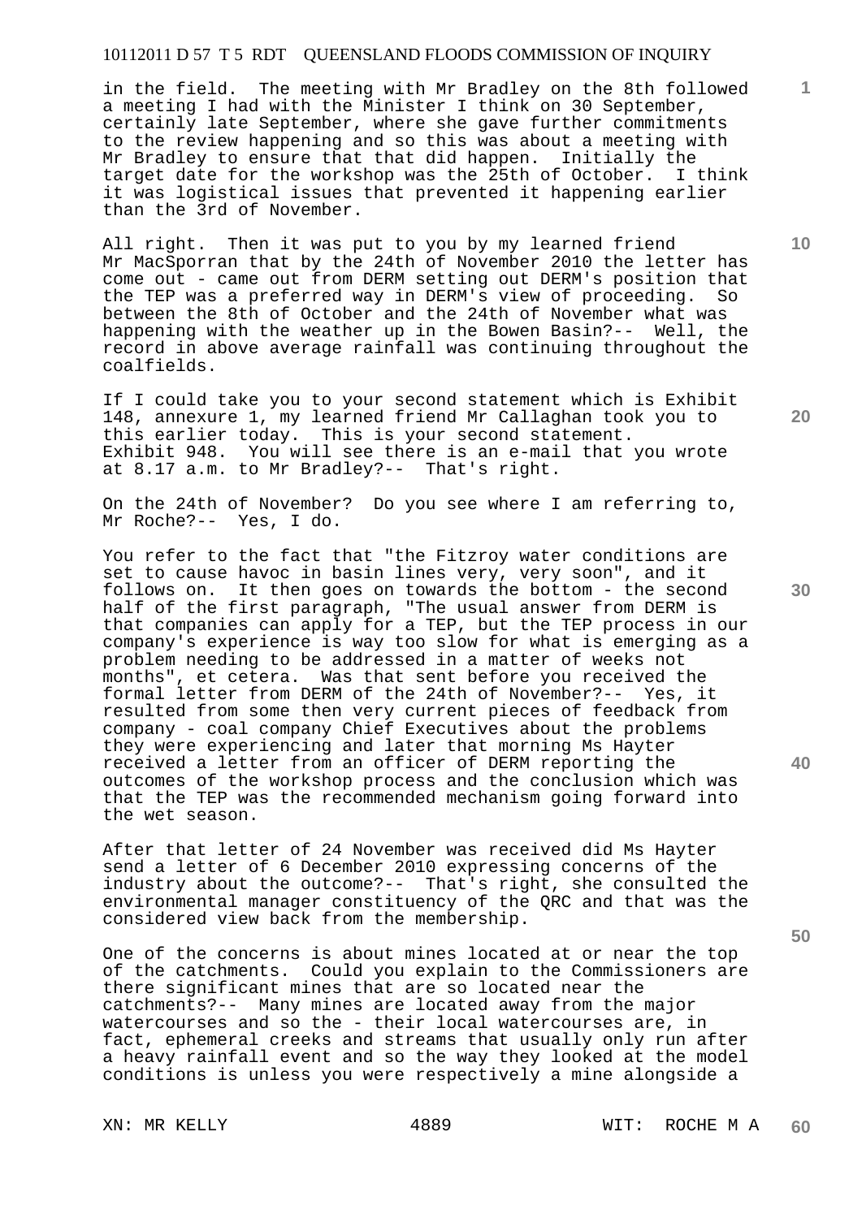in the field. The meeting with Mr Bradley on the 8th followed a meeting I had with the Minister I think on 30 September, certainly late September, where she gave further commitments to the review happening and so this was about a meeting with Mr Bradley to ensure that that did happen. Initially the target date for the workshop was the 25th of October. I think it was logistical issues that prevented it happening earlier than the 3rd of November.

All right. Then it was put to you by my learned friend Mr MacSporran that by the 24th of November 2010 the letter has come out - came out from DERM setting out DERM's position that the TEP was a preferred way in DERM's view of proceeding. So between the 8th of October and the 24th of November what was happening with the weather up in the Bowen Basin?-- Well, the record in above average rainfall was continuing throughout the coalfields.

If I could take you to your second statement which is Exhibit 148, annexure 1, my learned friend Mr Callaghan took you to this earlier today. This is your second statement. Exhibit 948. You will see there is an e-mail that you wrote at 8.17 a.m. to Mr Bradley?-- That's right.

On the 24th of November? Do you see where I am referring to, Mr Roche?-- Yes, I do.

You refer to the fact that "the Fitzroy water conditions are set to cause havoc in basin lines very, very soon", and it follows on. It then goes on towards the bottom - the second half of the first paragraph, "The usual answer from DERM is that companies can apply for a TEP, but the TEP process in our company's experience is way too slow for what is emerging as a problem needing to be addressed in a matter of weeks not months", et cetera. Was that sent before you received the formal letter from DERM of the 24th of November?-- Yes, it resulted from some then very current pieces of feedback from company - coal company Chief Executives about the problems they were experiencing and later that morning Ms Hayter received a letter from an officer of DERM reporting the outcomes of the workshop process and the conclusion which was that the TEP was the recommended mechanism going forward into the wet season.

After that letter of 24 November was received did Ms Hayter send a letter of 6 December 2010 expressing concerns of the industry about the outcome?-- That's right, she consulted the environmental manager constituency of the QRC and that was the considered view back from the membership.

One of the concerns is about mines located at or near the top of the catchments. Could you explain to the Commissioners are there significant mines that are so located near the catchments?-- Many mines are located away from the major watercourses and so the - their local watercourses are, in fact, ephemeral creeks and streams that usually only run after a heavy rainfall event and so the way they looked at the model conditions is unless you were respectively a mine alongside a

XN: MR KELLY WIT: ROCHE M A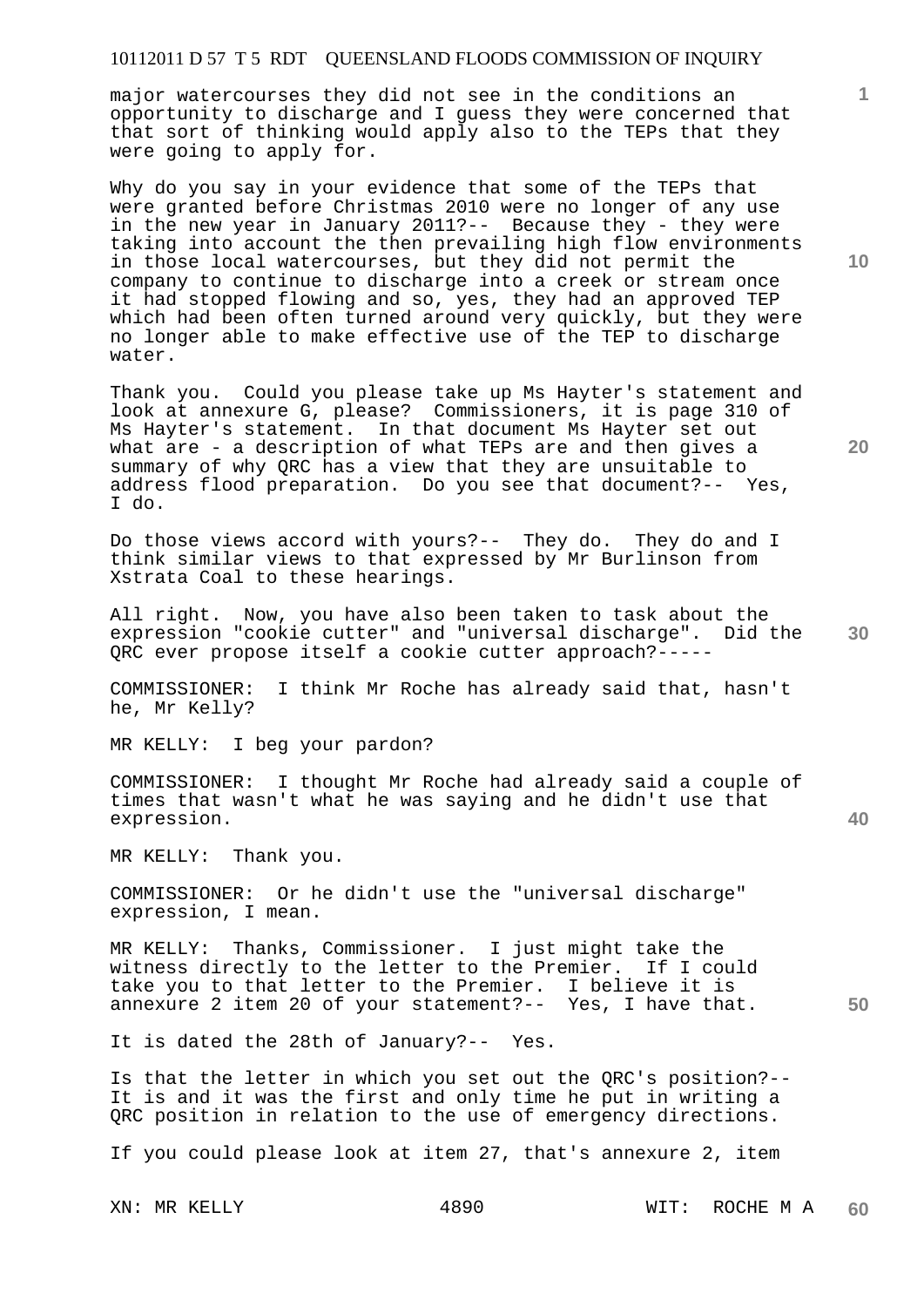major watercourses they did not see in the conditions an opportunity to discharge and I guess they were concerned that that sort of thinking would apply also to the TEPs that they were going to apply for.

Why do you say in your evidence that some of the TEPs that were granted before Christmas 2010 were no longer of any use in the new year in January 2011?-- Because they - they were taking into account the then prevailing high flow environments in those local watercourses, but they did not permit the company to continue to discharge into a creek or stream once it had stopped flowing and so, yes, they had an approved TEP which had been often turned around very quickly, but they were no longer able to make effective use of the TEP to discharge water.

Thank you. Could you please take up Ms Hayter's statement and look at annexure G, please? Commissioners, it is page 310 of Ms Hayter's statement. In that document Ms Hayter set out what are - a description of what TEPs are and then gives a summary of why QRC has a view that they are unsuitable to address flood preparation. Do you see that document?-- Yes, I do.

Do those views accord with yours?-- They do. They do and I think similar views to that expressed by Mr Burlinson from Xstrata Coal to these hearings.

All right. Now, you have also been taken to task about the expression "cookie cutter" and "universal discharge". Did the QRC ever propose itself a cookie cutter approach?-----

COMMISSIONER: I think Mr Roche has already said that, hasn't he, Mr Kelly?

MR KELLY: I beg your pardon?

COMMISSIONER: I thought Mr Roche had already said a couple of times that wasn't what he was saying and he didn't use that expression.

MR KELLY: Thank you.

COMMISSIONER: Or he didn't use the "universal discharge" expression, I mean.

MR KELLY: Thanks, Commissioner. I just might take the witness directly to the letter to the Premier. If I could take you to that letter to the Premier. I believe it is annexure 2 item 20 of your statement?-- Yes, I have that.

It is dated the 28th of January?-- Yes.

Is that the letter in which you set out the QRC's position?-- It is and it was the first and only time he put in writing a QRC position in relation to the use of emergency directions.

If you could please look at item 27, that's annexure 2, item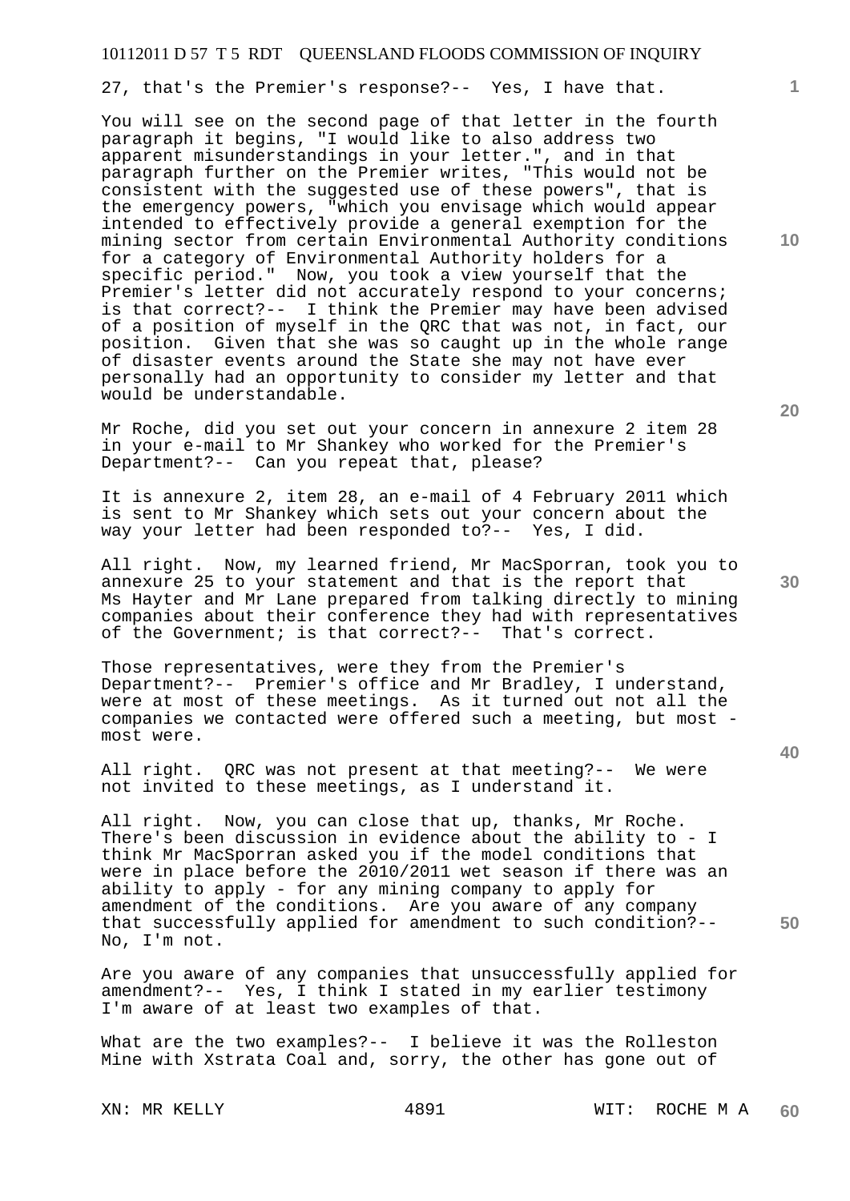27, that's the Premier's response?-- Yes, I have that.

You will see on the second page of that letter in the fourth paragraph it begins, "I would like to also address two apparent misunderstandings in your letter.", and in that paragraph further on the Premier writes, "This would not be consistent with the suggested use of these powers", that is the emergency powers, "which you envisage which would appear intended to effectively provide a general exemption for the mining sector from certain Environmental Authority conditions for a category of Environmental Authority holders for a specific period." Now, you took a view yourself that the Premier's letter did not accurately respond to your concerns; is that correct?-- I think the Premier may have been advised of a position of myself in the QRC that was not, in fact, our position. Given that she was so caught up in the whole range of disaster events around the State she may not have ever personally had an opportunity to consider my letter and that would be understandable.

Mr Roche, did you set out your concern in annexure 2 item 28 in your e-mail to Mr Shankey who worked for the Premier's Department?-- Can you repeat that, please?

It is annexure 2, item 28, an e-mail of 4 February 2011 which is sent to Mr Shankey which sets out your concern about the way your letter had been responded to?-- Yes, I did.

All right. Now, my learned friend, Mr MacSporran, took you to annexure 25 to your statement and that is the report that Ms Hayter and Mr Lane prepared from talking directly to mining companies about their conference they had with representatives of the Government; is that correct?-- That's correct.

Those representatives, were they from the Premier's Department?-- Premier's office and Mr Bradley, I understand, were at most of these meetings. As it turned out not all the companies we contacted were offered such a meeting, but most - most were.

All right. QRC was not present at that meeting?-- We were not invited to these meetings, as I understand it.

All right. Now, you can close that up, thanks, Mr Roche. There's been discussion in evidence about the ability to - I think Mr MacSporran asked you if the model conditions that were in place before the 2010/2011 wet season if there was an ability to apply - for any mining company to apply for amendment of the conditions. Are you aware of any company that successfully applied for amendment to such condition?-- No, I'm not.

Are you aware of any companies that unsuccessfully applied for amendment?-- Yes, I think I stated in my earlier testimony I'm aware of at least two examples of that.

What are the two examples?-- I believe it was the Rolleston Mine with Xstrata Coal and, sorry, the other has gone out of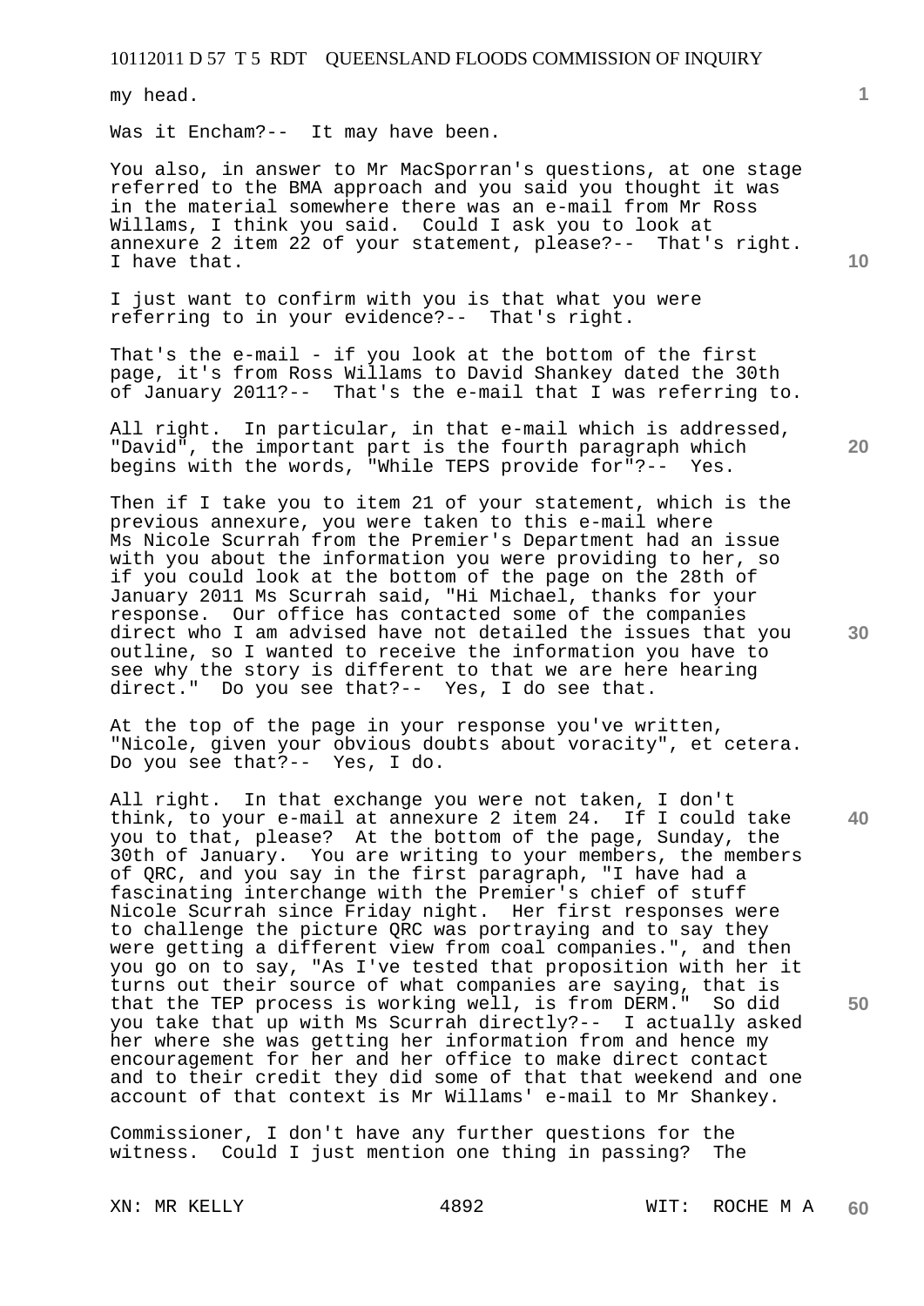my head.

Was it Encham?-- It may have been.

You also, in answer to Mr MacSporran's questions, at one stage referred to the BMA approach and you said you thought it was in the material somewhere there was an e-mail from Mr Ross Willams, I think you said. Could I ask you to look at annexure 2 item 22 of your statement, please?-- That's right. I have that.

I just want to confirm with you is that what you were referring to in your evidence?-- That's right.

That's the e-mail - if you look at the bottom of the first page, it's from Ross Willams to David Shankey dated the 30th of January 2011?-- That's the e-mail that I was referring to.

All right. In particular, in that e-mail which is addressed, "David", the important part is the fourth paragraph which begins with the words, "While TEPS provide for"?-- Yes.

Then if I take you to item 21 of your statement, which is the previous annexure, you were taken to this e-mail where Ms Nicole Scurrah from the Premier's Department had an issue with you about the information you were providing to her, so if you could look at the bottom of the page on the 28th of January 2011 Ms Scurrah said, "Hi Michael, thanks for your response. Our office has contacted some of the companies direct who I am advised have not detailed the issues that you outline, so I wanted to receive the information you have to see why the story is different to that we are here hearing direct." Do you see that?-- Yes, I do see that.

At the top of the page in your response you've written, "Nicole, given your obvious doubts about voracity", et cetera. Do you see that?-- Yes, I do.

All right. In that exchange you were not taken, I don't think, to your e-mail at annexure 2 item 24. If I could take you to that, please? At the bottom of the page, Sunday, the 30th of January. You are writing to your members, the members of QRC, and you say in the first paragraph, "I have had a fascinating interchange with the Premier's chief of stuff Nicole Scurrah since Friday night. Her first responses were to challenge the picture QRC was portraying and to say they were getting a different view from coal companies.", and then you go on to say, "As I've tested that proposition with her it turns out their source of what companies are saying, that is that the TEP process is working well, is from DERM." So did you take that up with Ms Scurrah directly?-- I actually asked her where she was getting her information from and hence my encouragement for her and her office to make direct contact and to their credit they did some of that that weekend and one account of that context is Mr Willams' e-mail to Mr Shankey.

Commissioner, I don't have any further questions for the witness. Could I just mention one thing in passing? The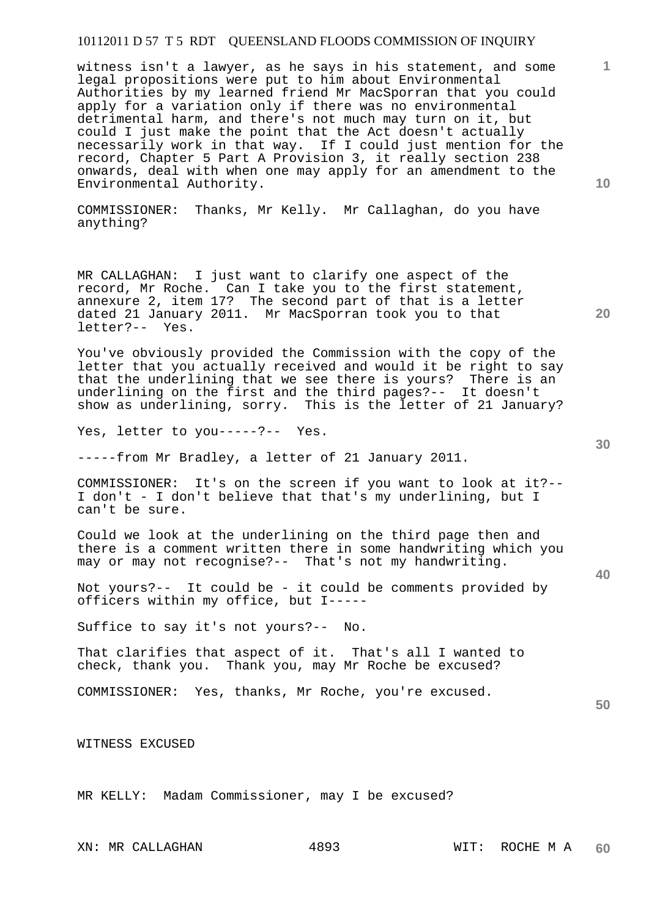witness isn't a lawyer, as he says in his statement, and some legal propositions were put to him about Environmental Authorities by my learned friend Mr MacSporran that you could apply for a variation only if there was no environmental detrimental harm, and there's not much may turn on it, but could I just make the point that the Act doesn't actually necessarily work in that way. If I could just mention for the record, Chapter 5 Part A Provision 3, it really section 238 onwards, deal with when one may apply for an amendment to the Environmental Authority.

COMMISSIONER: Thanks, Mr Kelly. Mr Callaghan, do you have anything?

MR CALLAGHAN: I just want to clarify one aspect of the record, Mr Roche. Can I take you to the first statement, annexure 2, item 17? The second part of that is a letter dated 21 January 2011. Mr MacSporran took you to that letter?-- Yes.

You've obviously provided the Commission with the copy of the letter that you actually received and would it be right to say that the underlining that we see there is yours? There is an underlining on the first and the third pages?-- It doesn't show as underlining, sorry. This is the letter of 21 January?

Yes, letter to you-----?-- Yes.

-----from Mr Bradley, a letter of 21 January 2011.

COMMISSIONER: It's on the screen if you want to look at it?-- I don't - I don't believe that that's my underlining, but I can't be sure.

Could we look at the underlining on the third page then and there is a comment written there in some handwriting which you may or may not recognise?-- That's not my handwriting.

Not yours?-- It could be - it could be comments provided by officers within my office, but I-----

Suffice to say it's not yours?-- No.

That clarifies that aspect of it. That's all I wanted to check, thank you. Thank you, may Mr Roche be excused?

COMMISSIONER: Yes, thanks, Mr Roche, you're excused.

WITNESS EXCUSED

MR KELLY: Madam Commissioner, may I be excused?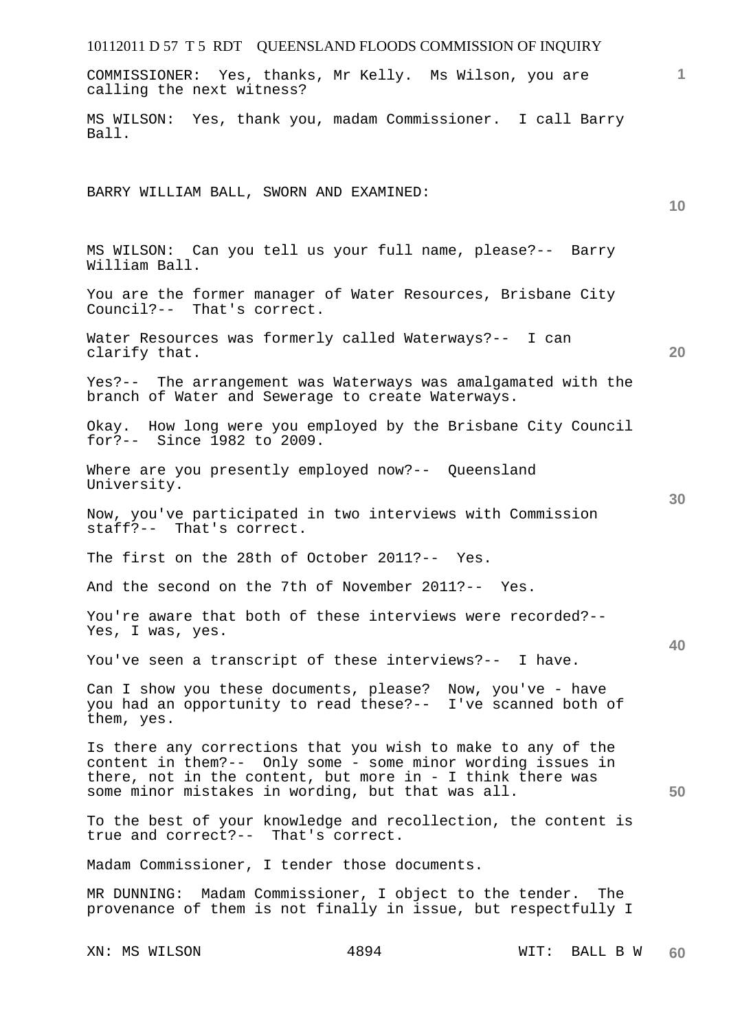COMMISSIONER: Yes, thanks, Mr Kelly. Ms Wilson, you are calling the next witness?

MS WILSON: Yes, thank you, madam Commissioner. I call Barry Ball.

BARRY WILLIAM BALL, SWORN AND EXAMINED:

MS WILSON: Can you tell us your full name, please?-- Barry William Ball.

You are the former manager of Water Resources, Brisbane City Council?-- That's correct.

Water Resources was formerly called Waterways?-- I can clarify that.

Yes?-- The arrangement was Waterways was amalgamated with the branch of Water and Sewerage to create Waterways.

Okay. How long were you employed by the Brisbane City Council for?-- Since 1982 to 2009.

Where are you presently employed now?-- Queensland University.

Now, you've participated in two interviews with Commission staff?-- That's correct.

The first on the 28th of October 2011?-- Yes.

And the second on the 7th of November 2011?-- Yes.

You're aware that both of these interviews were recorded?-- Yes, I was, yes.

You've seen a transcript of these interviews?-- I have.

Can I show you these documents, please? Now, you've - have you had an opportunity to read these?-- I've scanned both of them, yes.

Is there any corrections that you wish to make to any of the content in them?-- Only some - some minor wording issues in there, not in the content, but more in - I think there was some minor mistakes in wording, but that was all.

To the best of your knowledge and recollection, the content is true and correct?-- That's correct.

Madam Commissioner, I tender those documents.

MR DUNNING: Madam Commissioner, I object to the tender. The provenance of them is not finally in issue, but respectfully I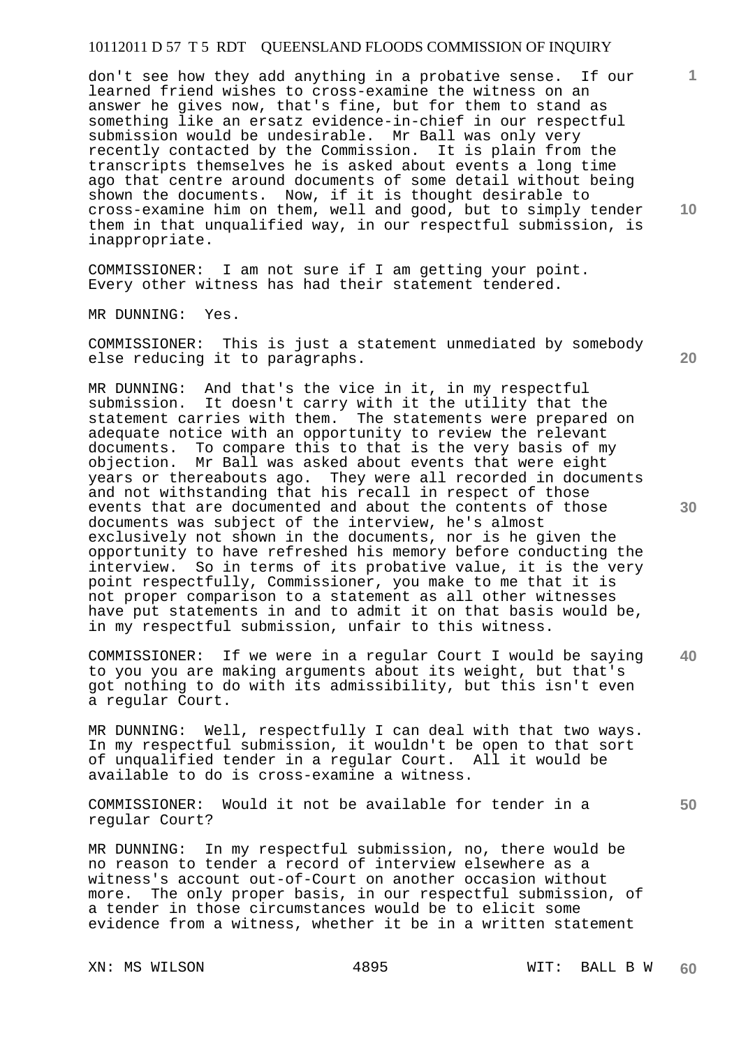don't see how they add anything in a probative sense. If our learned friend wishes to cross-examine the witness on an answer he gives now, that's fine, but for them to stand as something like an ersatz evidence-in-chief in our respectful submission would be undesirable. Mr Ball was only very recently contacted by the Commission. It is plain from the transcripts themselves he is asked about events a long time ago that centre around documents of some detail without being shown the documents. Now, if it is thought desirable to cross-examine him on them, well and good, but to simply tender them in that unqualified way, in our respectful submission, is inappropriate.

COMMISSIONER: I am not sure if I am getting your point. Every other witness has had their statement tendered.

MR DUNNING: Yes.

COMMISSIONER: This is just a statement unmediated by somebody else reducing it to paragraphs.

MR DUNNING: And that's the vice in it, in my respectful submission. It doesn't carry with it the utility that the statement carries with them. The statements were prepared on adequate notice with an opportunity to review the relevant documents. To compare this to that is the very basis of my objection. Mr Ball was asked about events that were eight years or thereabouts ago. They were all recorded in documents and not withstanding that his recall in respect of those events that are documented and about the contents of those documents was subject of the interview, he's almost exclusively not shown in the documents, nor is he given the opportunity to have refreshed his memory before conducting the interview. So in terms of its probative value, it is the very point respectfully, Commissioner, you make to me that it is not proper comparison to a statement as all other witnesses have put statements in and to admit it on that basis would be, in my respectful submission, unfair to this witness.

COMMISSIONER: If we were in a regular Court I would be saying to you you are making arguments about its weight, but that's got nothing to do with its admissibility, but this isn't even a regular Court.

MR DUNNING: Well, respectfully I can deal with that two ways. In my respectful submission, it wouldn't be open to that sort of unqualified tender in a regular Court. All it would be available to do is cross-examine a witness.

COMMISSIONER: Would it not be available for tender in a regular Court?

MR DUNNING: In my respectful submission, no, there would be no reason to tender a record of interview elsewhere as a witness's account out-of-Court on another occasion without more. The only proper basis, in our respectful submission, of a tender in those circumstances would be to elicit some evidence from a witness, whether it be in a written statement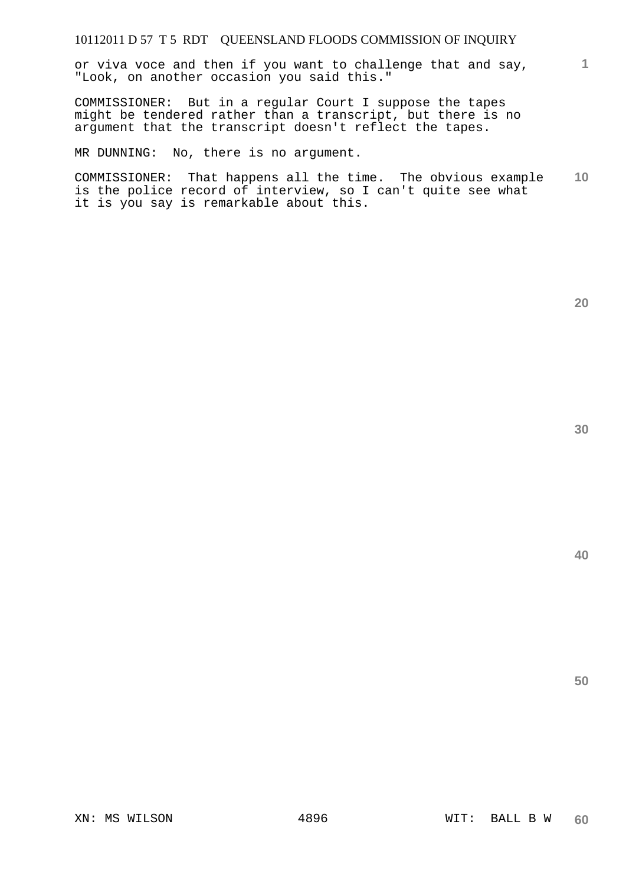or viva voce and then if you want to challenge that and say, "Look, on another occasion you said this."

COMMISSIONER: But in a regular Court I suppose the tapes might be tendered rather than a transcript, but there is no argument that the transcript doesn't reflect the tapes.

MR DUNNING: No, there is no argument.

COMMISSIONER: That happens all the time. The obvious example is the police record of interview, so I can't quite see what it is you say is remarkable about this.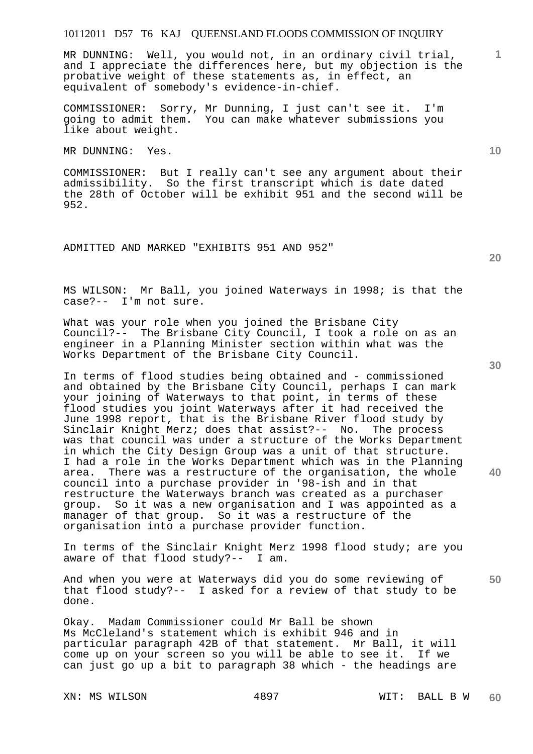MR DUNNING: Well, you would not, in an ordinary civil trial, and I appreciate the differences here, but my objection is the probative weight of these statements as, in effect, an equivalent of somebody's evidence-in-chief.

COMMISSIONER: Sorry, Mr Dunning, I just can't see it. I'm going to admit them. You can make whatever submissions you like about weight.

MR DUNNING: Yes.

COMMISSIONER: But I really can't see any argument about their admissibility. So the first transcript which is date dated the 28th of October will be exhibit 951 and the second will be 952.

ADMITTED AND MARKED "EXHIBITS 951 AND 952"

MS WILSON: Mr Ball, you joined Waterways in 1998; is that the case?-- I'm not sure.

What was your role when you joined the Brisbane City Council?-- The Brisbane City Council, I took a role on as an engineer in a Planning Minister section within what was the Works Department of the Brisbane City Council.

In terms of flood studies being obtained and - commissioned and obtained by the Brisbane City Council, perhaps I can mark your joining of Waterways to that point, in terms of these flood studies you joint Waterways after it had received the June 1998 report, that is the Brisbane River flood study by Sinclair Knight Merz; does that assist?-- No. The process was that council was under a structure of the Works Department in which the City Design Group was a unit of that structure. I had a role in the Works Department which was in the Planning area. There was a restructure of the organisation, the whole council into a purchase provider in '98-ish and in that restructure the Waterways branch was created as a purchaser group. So it was a new organisation and I was appointed as a manager of that group. So it was a restructure of the organisation into a purchase provider function.

In terms of the Sinclair Knight Merz 1998 flood study; are you aware of that flood study?-- I am.

And when you were at Waterways did you do some reviewing of that flood study?-- I asked for a review of that study to be done.

Okay. Madam Commissioner could Mr Ball be shown Ms McCleland's statement which is exhibit 946 and in particular paragraph 42B of that statement. Mr Ball, it will come up on your screen so you will be able to see it. If we can just go up a bit to paragraph 38 which - the headings are

XN: MS WILSON WIT: BALL B W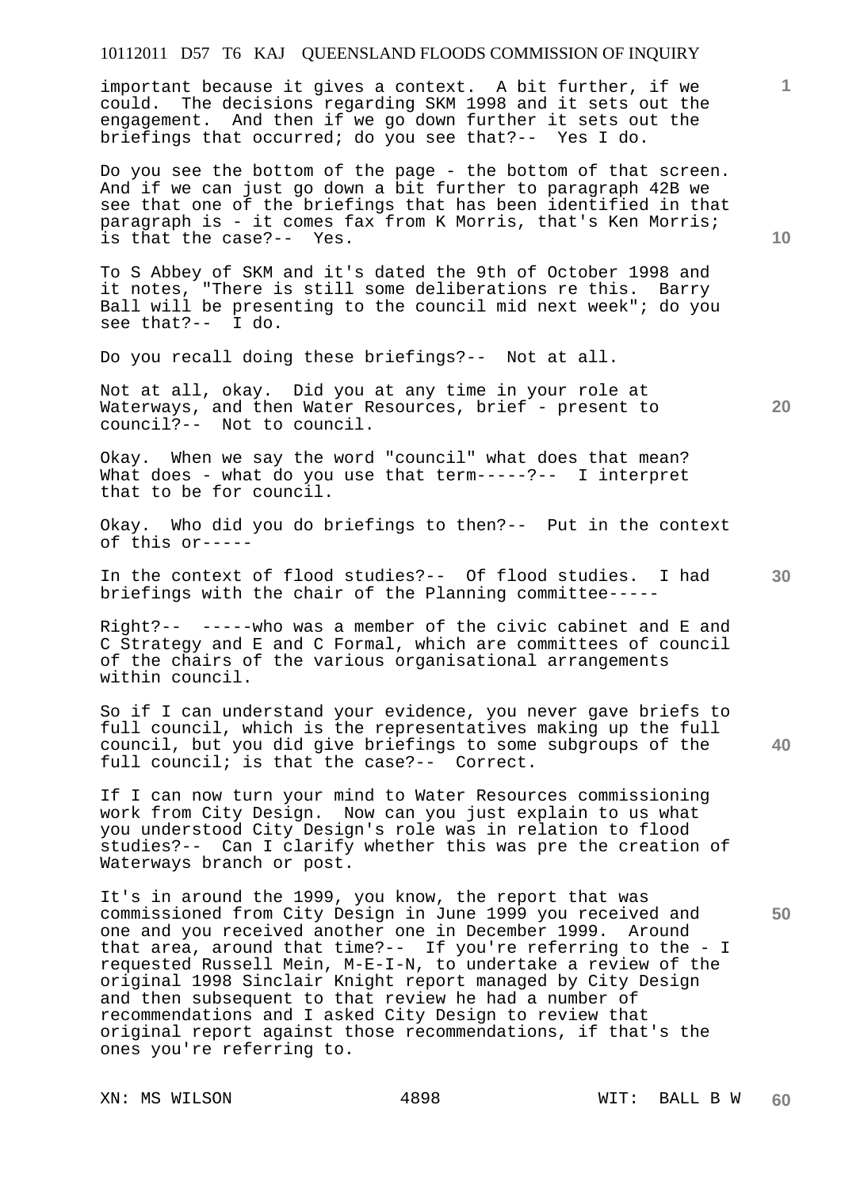important because it gives a context. A bit further, if we could. The decisions regarding SKM 1998 and it sets out the engagement. And then if we go down further it sets out the briefings that occurred; do you see that?-- Yes I do.

Do you see the bottom of the page - the bottom of that screen. And if we can just go down a bit further to paragraph 42B we see that one of the briefings that has been identified in that paragraph is - it comes fax from K Morris, that's Ken Morris; is that the case?-- Yes.

To S Abbey of SKM and it's dated the 9th of October 1998 and it notes, "There is still some deliberations re this. Barry Ball will be presenting to the council mid next week"; do you see that?-- I do.

Do you recall doing these briefings?-- Not at all.

Not at all, okay. Did you at any time in your role at Waterways, and then Water Resources, brief - present to council?-- Not to council.

Okay. When we say the word "council" what does that mean? What does - what do you use that term-----?-- I interpret that to be for council.

Okay. Who did you do briefings to then?-- Put in the context of this or-----

In the context of flood studies?-- Of flood studies. I had briefings with the chair of the Planning committee-----

Right?-- -----who was a member of the civic cabinet and E and C Strategy and E and C Formal, which are committees of council of the chairs of the various organisational arrangements within council.

So if I can understand your evidence, you never gave briefs to full council, which is the representatives making up the full council, but you did give briefings to some subgroups of the full council; is that the case?-- Correct.

If I can now turn your mind to Water Resources commissioning work from City Design. Now can you just explain to us what you understood City Design's role was in relation to flood studies?-- Can I clarify whether this was pre the creation of Waterways branch or post.

It's in around the 1999, you know, the report that was commissioned from City Design in June 1999 you received and one and you received another one in December 1999. Around that area, around that time?-- If you're referring to the - I requested Russell Mein, M-E-I-N, to undertake a review of the original 1998 Sinclair Knight report managed by City Design and then subsequent to that review he had a number of recommendations and I asked City Design to review that original report against those recommendations, if that's the ones you're referring to.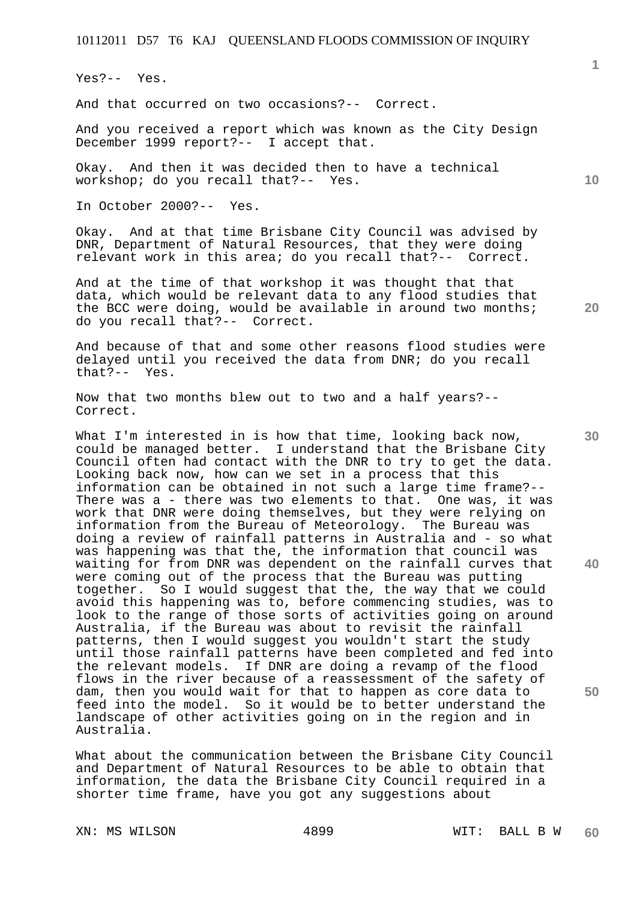Yes?-- Yes.

And that occurred on two occasions?-- Correct.

And you received a report which was known as the City Design December 1999 report?-- I accept that.

Okay. And then it was decided then to have a technical workshop; do you recall that?-- Yes.

In October 2000?-- Yes.

Okay. And at that time Brisbane City Council was advised by DNR, Department of Natural Resources, that they were doing relevant work in this area; do you recall that?-- Correct.

And at the time of that workshop it was thought that that data, which would be relevant data to any flood studies that the BCC were doing, would be available in around two months; do you recall that?-- Correct.

And because of that and some other reasons flood studies were delayed until you received the data from DNR; do you recall that?-- Yes.

Now that two months blew out to two and a half years?-- Correct.

What I'm interested in is how that time, looking back now, could be managed better. I understand that the Brisbane City Council often had contact with the DNR to try to get the data. Looking back now, how can we set in a process that this information can be obtained in not such a large time frame?-- There was a - there was two elements to that. One was, it was work that DNR were doing themselves, but they were relying on information from the Bureau of Meteorology. The Bureau was doing a review of rainfall patterns in Australia and - so what was happening was that the, the information that council was waiting for from DNR was dependent on the rainfall curves that were coming out of the process that the Bureau was putting together. So I would suggest that the, the way that we could avoid this happening was to, before commencing studies, was to look to the range of those sorts of activities going on around Australia, if the Bureau was about to revisit the rainfall patterns, then I would suggest you wouldn't start the study until those rainfall patterns have been completed and fed into the relevant models. If DNR are doing a revamp of the flood flows in the river because of a reassessment of the safety of dam, then you would wait for that to happen as core data to feed into the model. So it would be to better understand the landscape of other activities going on in the region and in Australia.

What about the communication between the Brisbane City Council and Department of Natural Resources to be able to obtain that information, the data the Brisbane City Council required in a shorter time frame, have you got any suggestions about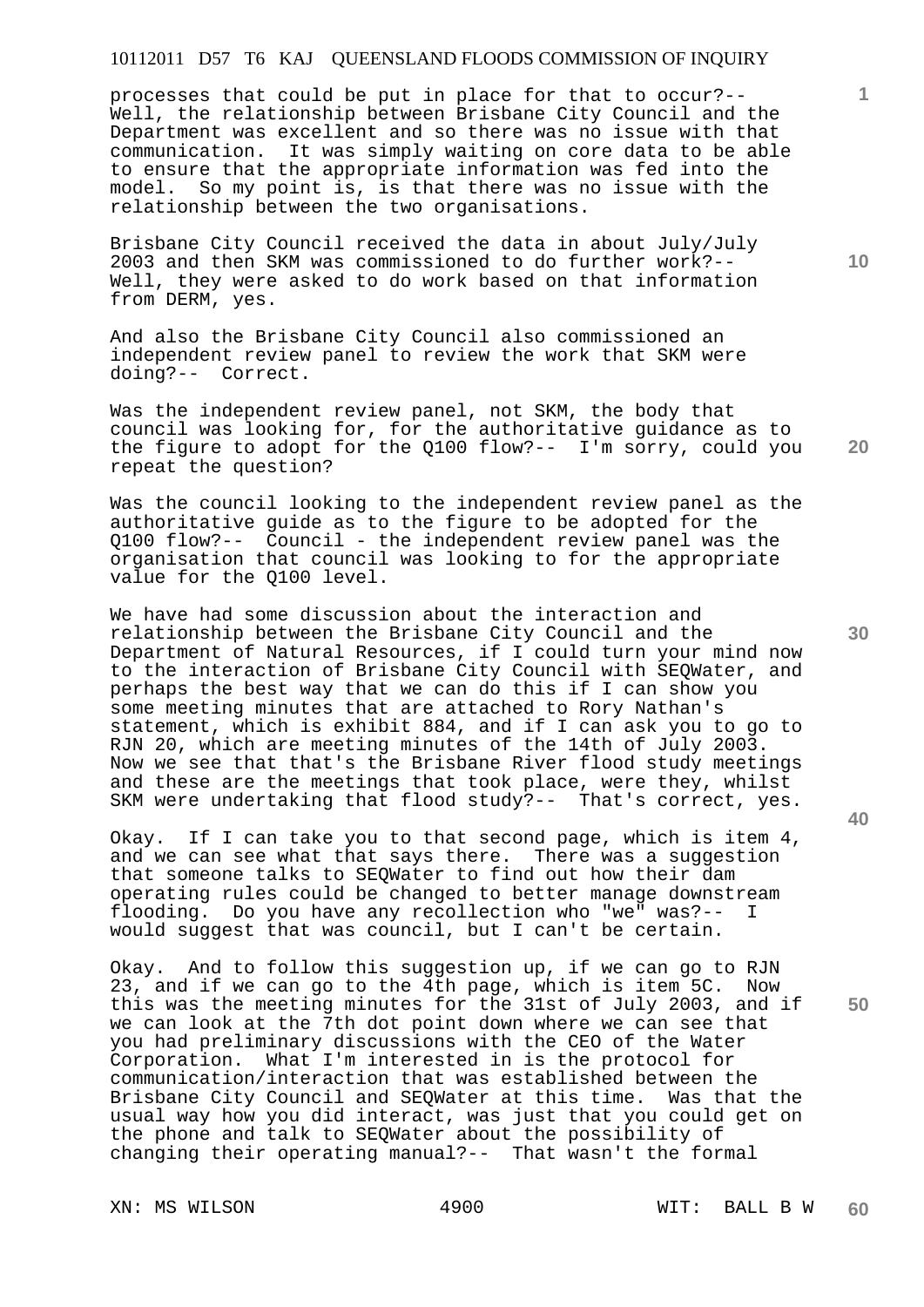processes that could be put in place for that to occur?-- Well, the relationship between Brisbane City Council and the Department was excellent and so there was no issue with that communication. It was simply waiting on core data to be able to ensure that the appropriate information was fed into the model. So my point is, is that there was no issue with the relationship between the two organisations.

Brisbane City Council received the data in about July/July 2003 and then SKM was commissioned to do further work?-- Well, they were asked to do work based on that information from DERM, yes.

And also the Brisbane City Council also commissioned an independent review panel to review the work that SKM were doing?-- Correct.

Was the independent review panel, not SKM, the body that council was looking for, for the authoritative guidance as to the figure to adopt for the Q100 flow?-- I'm sorry, could you repeat the question?

Was the council looking to the independent review panel as the authoritative guide as to the figure to be adopted for the Q100 flow?-- Council - the independent review panel was the organisation that council was looking to for the appropriate value for the Q100 level.

We have had some discussion about the interaction and relationship between the Brisbane City Council and the Department of Natural Resources, if I could turn your mind now to the interaction of Brisbane City Council with SEQWater, and perhaps the best way that we can do this if I can show you some meeting minutes that are attached to Rory Nathan's statement, which is exhibit 884, and if I can ask you to go to RJN 20, which are meeting minutes of the 14th of July 2003. Now we see that that's the Brisbane River flood study meetings and these are the meetings that took place, were they, whilst SKM were undertaking that flood study?-- That's correct, yes.

Okay. If I can take you to that second page, which is item 4, and we can see what that says there. There was a suggestion that someone talks to SEQWater to find out how their dam operating rules could be changed to better manage downstream flooding. Do you have any recollection who "we" was?-- I would suggest that was council, but I can't be certain.

Okay. And to follow this suggestion up, if we can go to RJN 23, and if we can go to the 4th page, which is item 5C. Now this was the meeting minutes for the 31st of July 2003, and if we can look at the 7th dot point down where we can see that you had preliminary discussions with the CEO of the Water Corporation. What I'm interested in is the protocol for communication/interaction that was established between the Brisbane City Council and SEQWater at this time. Was that the usual way how you did interact, was just that you could get on the phone and talk to SEQWater about the possibility of changing their operating manual?-- That wasn't the formal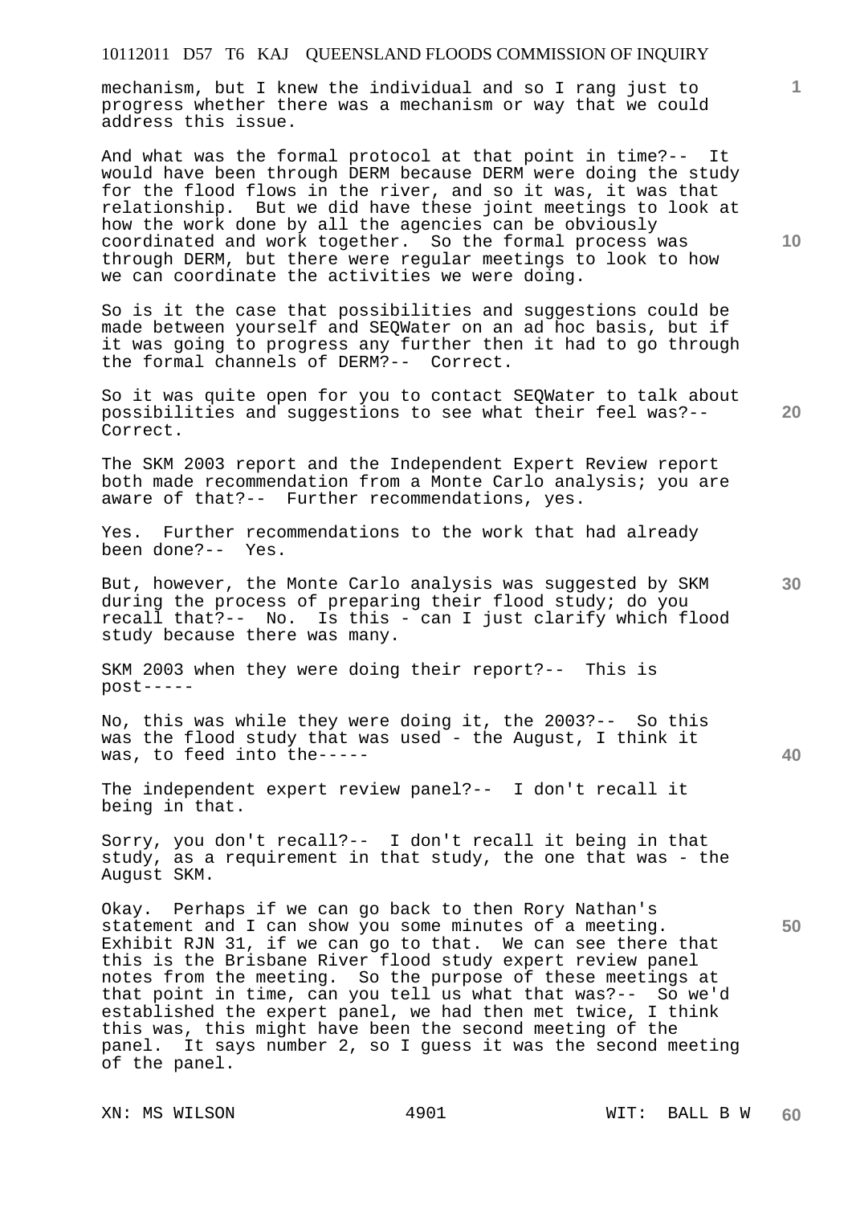mechanism, but I knew the individual and so I rang just to progress whether there was a mechanism or way that we could address this issue.

And what was the formal protocol at that point in time?-- It would have been through DERM because DERM were doing the study for the flood flows in the river, and so it was, it was that relationship. But we did have these joint meetings to look at how the work done by all the agencies can be obviously coordinated and work together. So the formal process was through DERM, but there were regular meetings to look to how we can coordinate the activities we were doing.

So is it the case that possibilities and suggestions could be made between yourself and SEQWater on an ad hoc basis, but if it was going to progress any further then it had to go through the formal channels of DERM?-- Correct.

So it was quite open for you to contact SEQWater to talk about possibilities and suggestions to see what their feel was?-- Correct.

The SKM 2003 report and the Independent Expert Review report both made recommendation from a Monte Carlo analysis; you are aware of that?-- Further recommendations, yes.

Yes. Further recommendations to the work that had already been done?-- Yes.

But, however, the Monte Carlo analysis was suggested by SKM during the process of preparing their flood study; do you recall that?-- No. Is this - can I just clarify which flood study because there was many.

SKM 2003 when they were doing their report?-- This is post-----

No, this was while they were doing it, the 2003?-- So this was the flood study that was used - the August, I think it was, to feed into the-----

The independent expert review panel?-- I don't recall it being in that.

Sorry, you don't recall?-- I don't recall it being in that study, as a requirement in that study, the one that was - the August SKM.

Okay. Perhaps if we can go back to then Rory Nathan's statement and I can show you some minutes of a meeting. Exhibit RJN 31, if we can go to that. We can see there that this is the Brisbane River flood study expert review panel notes from the meeting. So the purpose of these meetings at that point in time, can you tell us what that was?-- So we'd established the expert panel, we had then met twice, I think this was, this might have been the second meeting of the panel. It says number 2, so I guess it was the second meeting of the panel.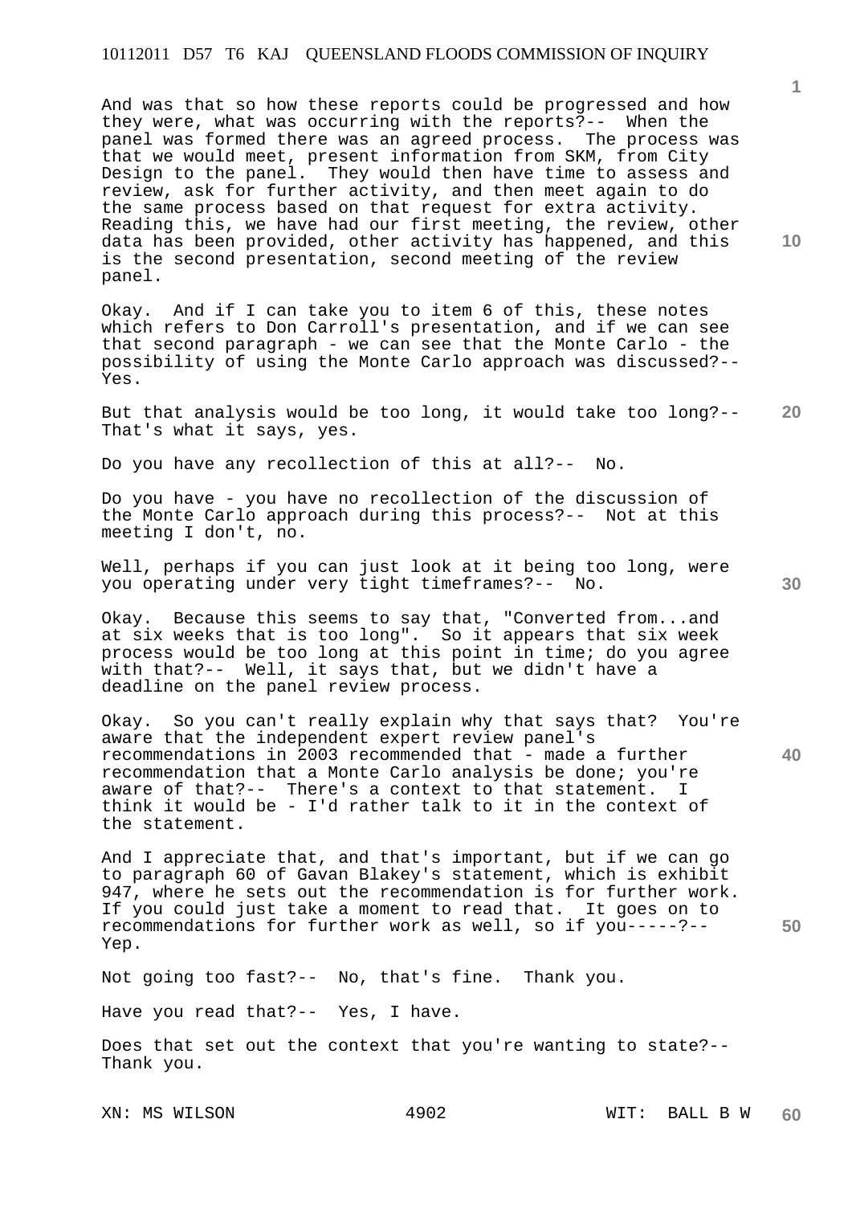And was that so how these reports could be progressed and how they were, what was occurring with the reports?-- When the panel was formed there was an agreed process. The process was that we would meet, present information from SKM, from City Design to the panel. They would then have time to assess and review, ask for further activity, and then meet again to do the same process based on that request for extra activity. Reading this, we have had our first meeting, the review, other data has been provided, other activity has happened, and this is the second presentation, second meeting of the review panel.

Okay. And if I can take you to item 6 of this, these notes which refers to Don Carroll's presentation, and if we can see that second paragraph - we can see that the Monte Carlo - the possibility of using the Monte Carlo approach was discussed?-- Yes.

But that analysis would be too long, it would take too long?-- That's what it says, yes.

Do you have any recollection of this at all?-- No.

Do you have - you have no recollection of the discussion of the Monte Carlo approach during this process?-- Not at this meeting I don't, no.

Well, perhaps if you can just look at it being too long, were you operating under very tight timeframes?-- No.

Okay. Because this seems to say that, "Converted from...and at six weeks that is too long". So it appears that six week process would be too long at this point in time; do you agree with that?-- Well, it says that, but we didn't have a deadline on the panel review process.

Okay. So you can't really explain why that says that? You're aware that the independent expert review panel's recommendations in 2003 recommended that - made a further recommendation that a Monte Carlo analysis be done; you're aware of that?-- There's a context to that statement. I think it would be - I'd rather talk to it in the context of the statement.

And I appreciate that, and that's important, but if we can go to paragraph 60 of Gavan Blakey's statement, which is exhibit 947, where he sets out the recommendation is for further work. If you could just take a moment to read that. It goes on to recommendations for further work as well, so if you-----?-- Yep.

Not going too fast?-- No, that's fine. Thank you.

Have you read that?-- Yes, I have.

Does that set out the context that you're wanting to state?-- Thank you.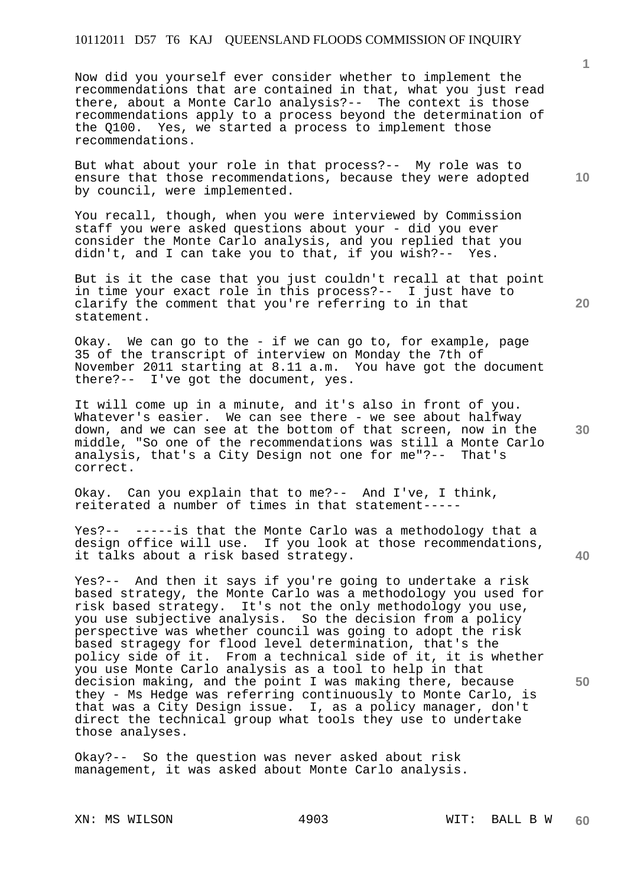Now did you yourself ever consider whether to implement the recommendations that are contained in that, what you just read there, about a Monte Carlo analysis?-- The context is those recommendations apply to a process beyond the determination of the Q100. Yes, we started a process to implement those recommendations.

But what about your role in that process?-- My role was to ensure that those recommendations, because they were adopted by council, were implemented.

You recall, though, when you were interviewed by Commission staff you were asked questions about your - did you ever consider the Monte Carlo analysis, and you replied that you didn't, and I can take you to that, if you wish?-- Yes.

But is it the case that you just couldn't recall at that point in time your exact role in this process?-- I just have to clarify the comment that you're referring to in that statement.

Okay. We can go to the - if we can go to, for example, page 35 of the transcript of interview on Monday the 7th of November 2011 starting at 8.11 a.m. You have got the document there?-- I've got the document, yes.

It will come up in a minute, and it's also in front of you. Whatever's easier. We can see there - we see about halfway down, and we can see at the bottom of that screen, now in the middle, "So one of the recommendations was still a Monte Carlo analysis, that's a City Design not one for me"?-- That's correct.

Okay. Can you explain that to me?-- And I've, I think, reiterated a number of times in that statement-----

Yes?-- -----is that the Monte Carlo was a methodology that a design office will use. If you look at those recommendations, it talks about a risk based strategy.

Yes?-- And then it says if you're going to undertake a risk based strategy, the Monte Carlo was a methodology you used for risk based strategy. It's not the only methodology you use, you use subjective analysis. So the decision from a policy perspective was whether council was going to adopt the risk based stragegy for flood level determination, that's the policy side of it. From a technical side of it, it is whether you use Monte Carlo analysis as a tool to help in that decision making, and the point I was making there, because they - Ms Hedge was referring continuously to Monte Carlo, is that was a City Design issue. I, as a policy manager, don't direct the technical group what tools they use to undertake those analyses.

Okay?-- So the question was never asked about risk management, it was asked about Monte Carlo analysis.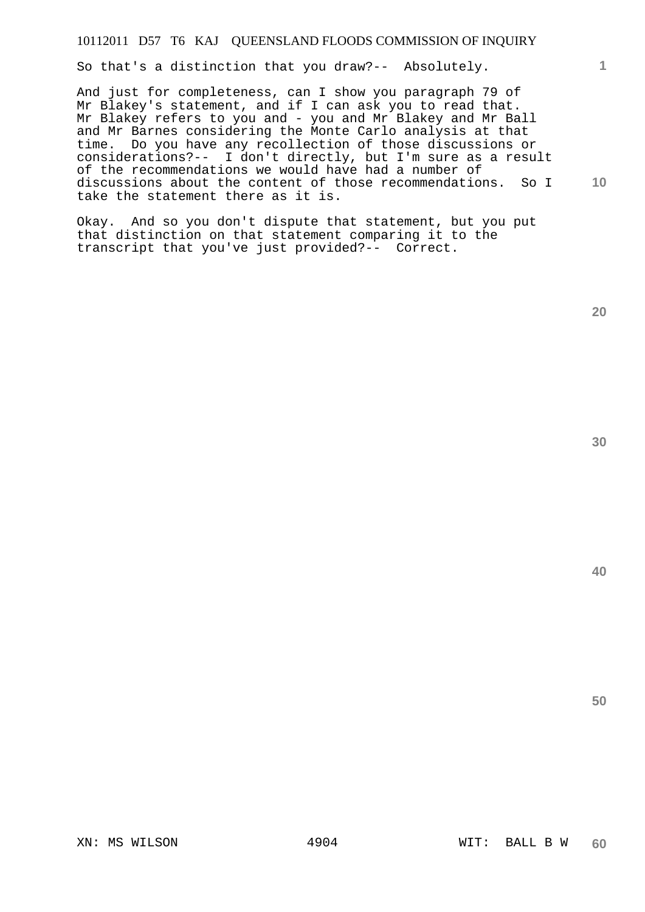So that's a distinction that you draw?-- Absolutely.

And just for completeness, can I show you paragraph 79 of Mr Blakey's statement, and if I can ask you to read that. Mr Blakey refers to you and - you and Mr Blakey and Mr Ball and Mr Barnes considering the Monte Carlo analysis at that time. Do you have any recollection of those discussions or considerations?-- I don't directly, but I'm sure as a result of the recommendations we would have had a number of discussions about the content of those recommendations. So I take the statement there as it is.

Okay. And so you don't dispute that statement, but you put that distinction on that statement comparing it to the transcript that you've just provided?-- Correct.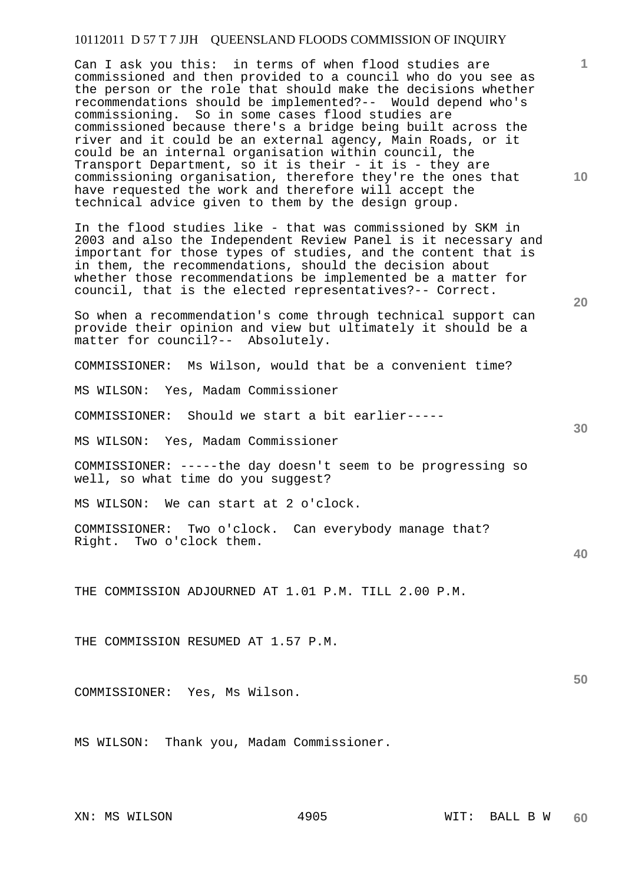Can I ask you this: in terms of when flood studies are commissioned and then provided to a council who do you see as the person or the role that should make the decisions whether recommendations should be implemented?-- Would depend who's commissioning. So in some cases flood studies are commissioned because there's a bridge being built across the river and it could be an external agency, Main Roads, or it could be an internal organisation within council, the Transport Department, so it is their - it is - they are commissioning organisation, therefore they're the ones that have requested the work and therefore will accept the technical advice given to them by the design group.

In the flood studies like - that was commissioned by SKM in 2003 and also the Independent Review Panel is it necessary and important for those types of studies, and the content that is in them, the recommendations, should the decision about whether those recommendations be implemented be a matter for council, that is the elected representatives?-- Correct.

So when a recommendation's come through technical support can provide their opinion and view but ultimately it should be a matter for council?-- Absolutely.

COMMISSIONER: Ms Wilson, would that be a convenient time?

MS WILSON: Yes, Madam Commissioner

COMMISSIONER: Should we start a bit earlier-----

MS WILSON: Yes, Madam Commissioner

COMMISSIONER: -----the day doesn't seem to be progressing so well, so what time do you suggest?

MS WILSON: We can start at 2 o'clock.

COMMISSIONER: Two o'clock. Can everybody manage that? Right. Two o'clock them.

THE COMMISSION ADJOURNED AT 1.01 P.M. TILL 2.00 P.M.

THE COMMISSION RESUMED AT 1.57 P.M.

COMMISSIONER: Yes, Ms Wilson.

MS WILSON: Thank you, Madam Commissioner.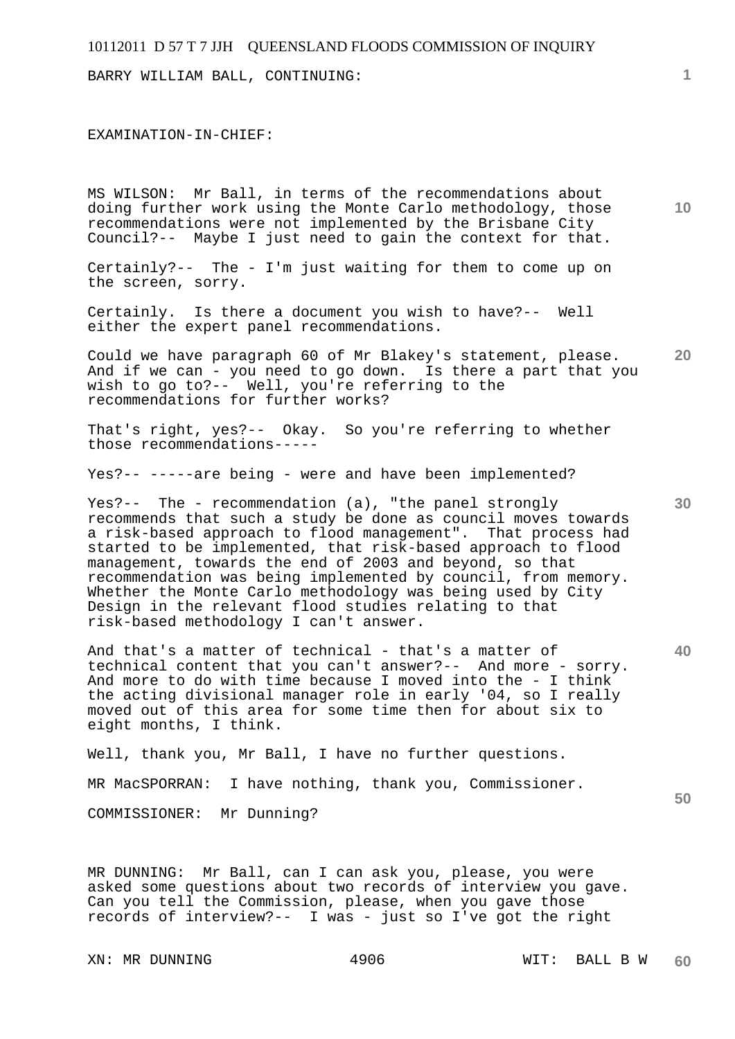BARRY WILLIAM BALL, CONTINUING:

EXAMINATION-IN-CHIEF:

MS WILSON: Mr Ball, in terms of the recommendations about doing further work using the Monte Carlo methodology, those recommendations were not implemented by the Brisbane City Council?-- Maybe I just need to gain the context for that.

Certainly?-- The - I'm just waiting for them to come up on the screen, sorry.

Certainly. Is there a document you wish to have?-- Well either the expert panel recommendations.

Could we have paragraph 60 of Mr Blakey's statement, please. And if we can - you need to go down. Is there a part that you wish to go to?-- Well, you're referring to the recommendations for further works?

That's right, yes?-- Okay. So you're referring to whether those recommendations-----

Yes?-- -----are being - were and have been implemented?

Yes?-- The - recommendation (a), "the panel strongly recommends that such a study be done as council moves towards a risk-based approach to flood management". That process had started to be implemented, that risk-based approach to flood management, towards the end of 2003 and beyond, so that recommendation was being implemented by council, from memory. Whether the Monte Carlo methodology was being used by City Design in the relevant flood studies relating to that risk-based methodology I can't answer.

And that's a matter of technical - that's a matter of technical content that you can't answer?-- And more - sorry. And more to do with time because I moved into the - I think the acting divisional manager role in early '04, so I really moved out of this area for some time then for about six to eight months, I think.

Well, thank you, Mr Ball, I have no further questions.

MR MacSPORRAN: I have nothing, thank you, Commissioner.

COMMISSIONER: Mr Dunning?

MR DUNNING: Mr Ball, can I can ask you, please, you were asked some questions about two records of interview you gave. Can you tell the Commission, please, when you gave those records of interview?-- I was - just so I've got the right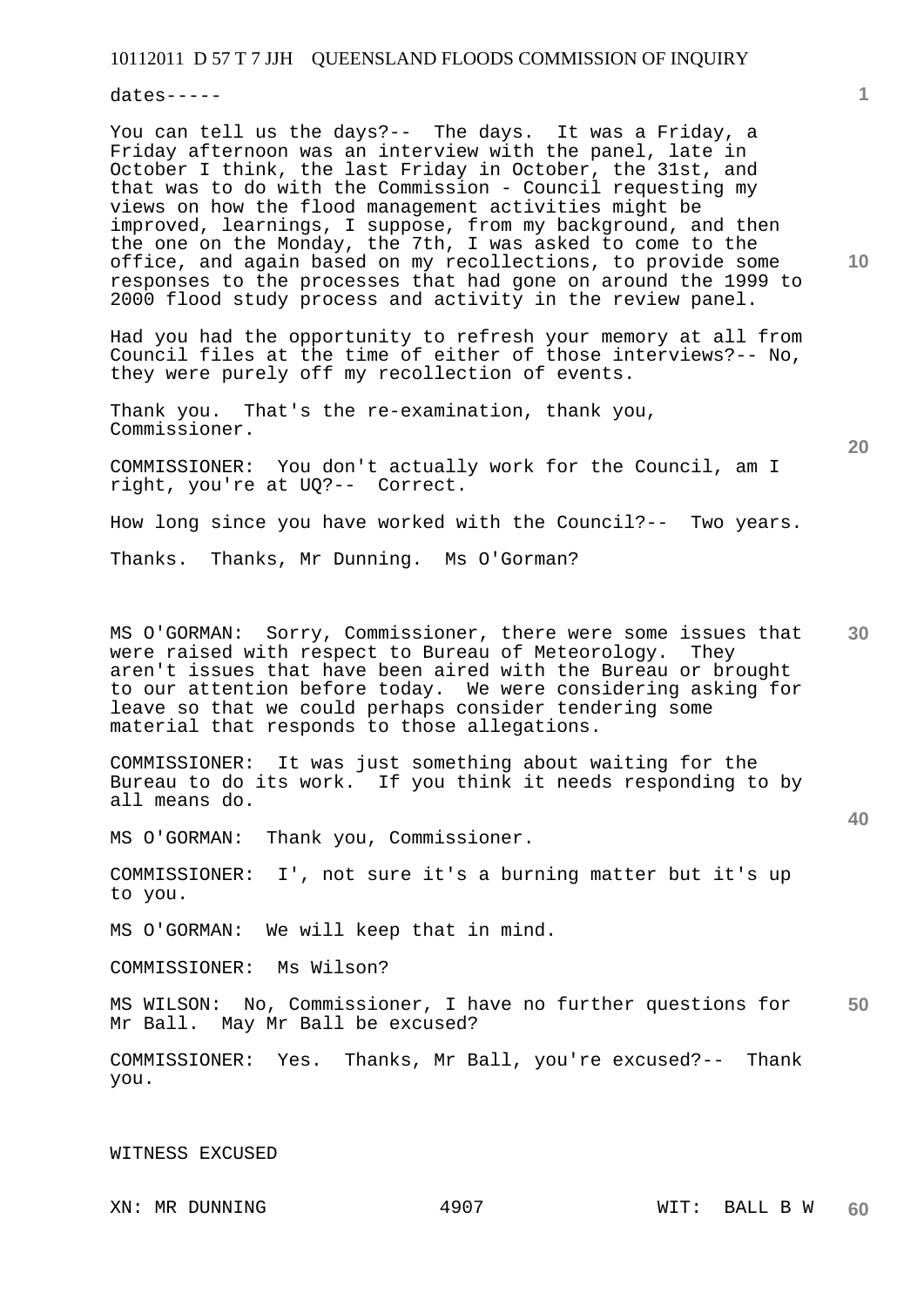dates-----

You can tell us the days?-- The days. It was a Friday, a Friday afternoon was an interview with the panel, late in October I think, the last Friday in October, the 31st, and that was to do with the Commission - Council requesting my views on how the flood management activities might be improved, learnings, I suppose, from my background, and then the one on the Monday, the 7th, I was asked to come to the office, and again based on my recollections, to provide some responses to the processes that had gone on around the 1999 to 2000 flood study process and activity in the review panel.

Had you had the opportunity to refresh your memory at all from Council files at the time of either of those interviews?-- No, they were purely off my recollection of events.

Thank you. That's the re-examination, thank you, Commissioner.

COMMISSIONER: You don't actually work for the Council, am I right, you're at UQ?-- Correct.

How long since you have worked with the Council?-- Two years.

Thanks. Thanks, Mr Dunning. Ms O'Gorman?

MS O'GORMAN: Sorry, Commissioner, there were some issues that were raised with respect to Bureau of Meteorology. They aren't issues that have been aired with the Bureau or brought to our attention before today. We were considering asking for leave so that we could perhaps consider tendering some material that responds to those allegations.

COMMISSIONER: It was just something about waiting for the Bureau to do its work. If you think it needs responding to by all means do.

MS O'GORMAN: Thank you, Commissioner.

COMMISSIONER: I', not sure it's a burning matter but it's up to you.

MS O'GORMAN: We will keep that in mind.

COMMISSIONER: Ms Wilson?

MS WILSON: No, Commissioner, I have no further questions for Mr Ball. May Mr Ball be excused?

COMMISSIONER: Yes. Thanks, Mr Ball, you're excused?-- Thank you.

WITNESS EXCUSED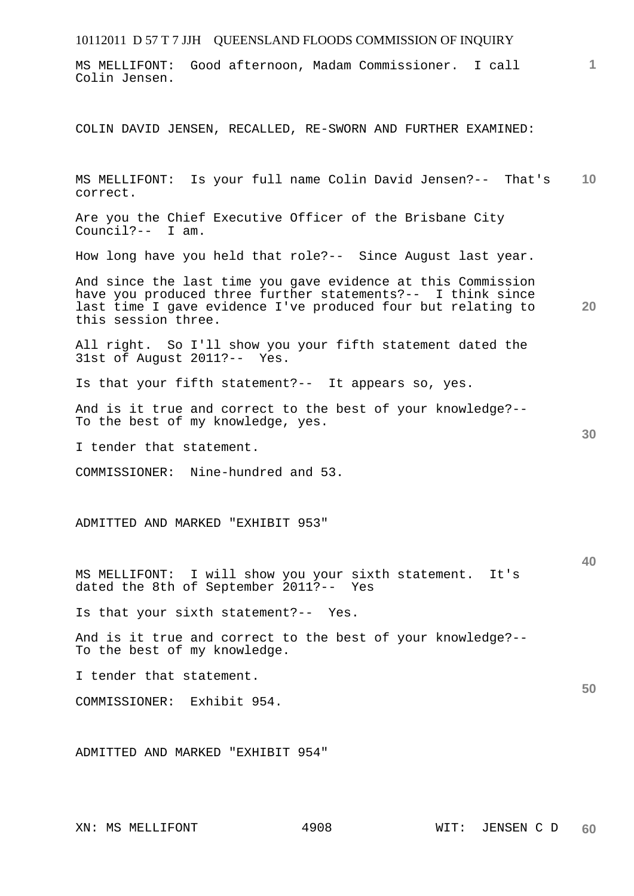MS MELLIFONT: Good afternoon, Madam Commissioner. I call Colin Jensen.

COLIN DAVID JENSEN, RECALLED, RE-SWORN AND FURTHER EXAMINED:

MS MELLIFONT: Is your full name Colin David Jensen?-- That's correct.

Are you the Chief Executive Officer of the Brisbane City Council?-- I am.

How long have you held that role?-- Since August last year.

And since the last time you gave evidence at this Commission have you produced three further statements?-- I think since last time I gave evidence I've produced four but relating to this session three.

All right. So I'll show you your fifth statement dated the 31st of August 2011?-- Yes.

Is that your fifth statement?-- It appears so, yes.

And is it true and correct to the best of your knowledge?-- To the best of my knowledge, yes.

I tender that statement.

COMMISSIONER: Nine-hundred and 53.

ADMITTED AND MARKED "EXHIBIT 953"

MS MELLIFONT: I will show you your sixth statement. It's dated the 8th of September 2011?-- Yes

Is that your sixth statement?-- Yes.

And is it true and correct to the best of your knowledge?-- To the best of my knowledge.

I tender that statement.

COMMISSIONER: Exhibit 954.

ADMITTED AND MARKED "EXHIBIT 954"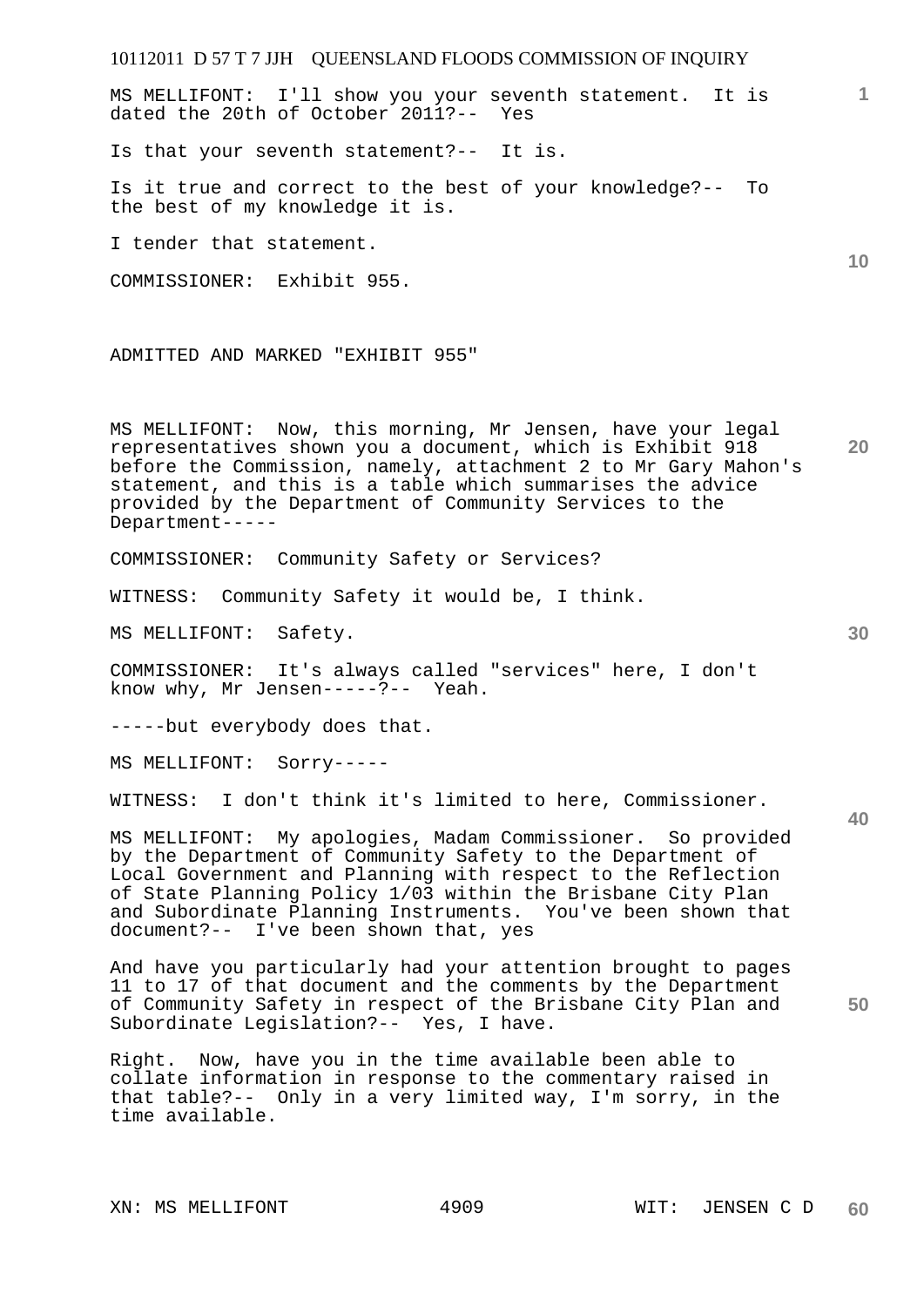MS MELLIFONT: I'll show you your seventh statement. It is dated the 20th of October 2011?-- Yes

Is that your seventh statement?-- It is.

Is it true and correct to the best of your knowledge?-- To the best of my knowledge it is.

I tender that statement.

COMMISSIONER: Exhibit 955.

ADMITTED AND MARKED "EXHIBIT 955"

MS MELLIFONT: Now, this morning, Mr Jensen, have your legal representatives shown you a document, which is Exhibit 918 before the Commission, namely, attachment 2 to Mr Gary Mahon's statement, and this is a table which summarises the advice provided by the Department of Community Services to the Department-----

COMMISSIONER: Community Safety or Services?

WITNESS: Community Safety it would be, I think.

MS MELLIFONT: Safety.

COMMISSIONER: It's always called "services" here, I don't know why, Mr Jensen-----?-- Yeah.

-----but everybody does that.

MS MELLIFONT: Sorry-----

WITNESS: I don't think it's limited to here, Commissioner.

MS MELLIFONT: My apologies, Madam Commissioner. So provided by the Department of Community Safety to the Department of Local Government and Planning with respect to the Reflection of State Planning Policy 1/03 within the Brisbane City Plan and Subordinate Planning Instruments. You've been shown that document?-- I've been shown that, yes

And have you particularly had your attention brought to pages 11 to 17 of that document and the comments by the Department of Community Safety in respect of the Brisbane City Plan and Subordinate Legislation?-- Yes, I have.

Right. Now, have you in the time available been able to collate information in response to the commentary raised in that table?-- Only in a very limited way, I'm sorry, in the time available.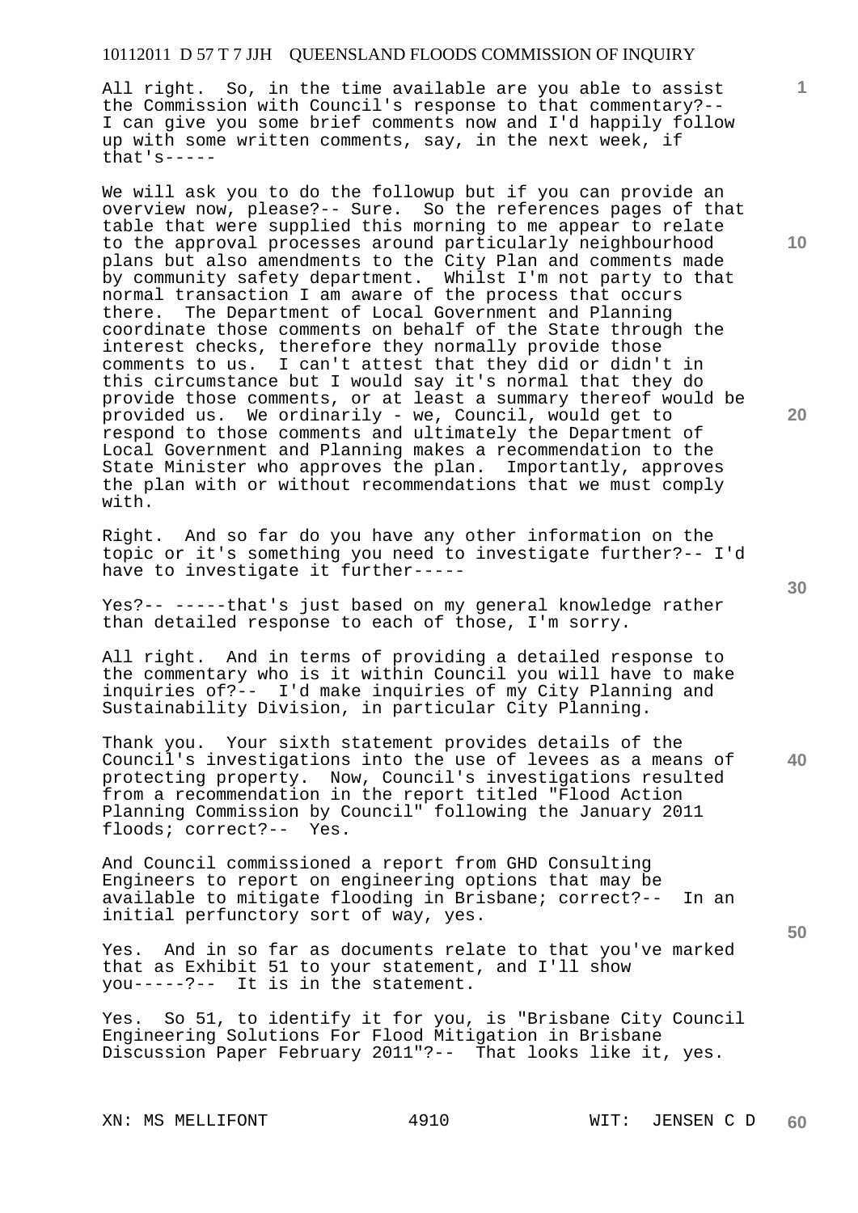All right. So, in the time available are you able to assist the Commission with Council's response to that commentary?-- I can give you some brief comments now and I'd happily follow up with some written comments, say, in the next week, if that's-----

We will ask you to do the followup but if you can provide an overview now, please?-- Sure. So the references pages of that table that were supplied this morning to me appear to relate to the approval processes around particularly neighbourhood plans but also amendments to the City Plan and comments made by community safety department. Whilst I'm not party to that normal transaction I am aware of the process that occurs there. The Department of Local Government and Planning coordinate those comments on behalf of the State through the interest checks, therefore they normally provide those comments to us. I can't attest that they did or didn't in this circumstance but I would say it's normal that they do provide those comments, or at least a summary thereof would be provided us. We ordinarily - we, Council, would get to respond to those comments and ultimately the Department of Local Government and Planning makes a recommendation to the State Minister who approves the plan. Importantly, approves the plan with or without recommendations that we must comply with.

Right. And so far do you have any other information on the topic or it's something you need to investigate further?-- I'd have to investigate it further-----

Yes?-- -----that's just based on my general knowledge rather than detailed response to each of those, I'm sorry.

All right. And in terms of providing a detailed response to the commentary who is it within Council you will have to make inquiries of?-- I'd make inquiries of my City Planning and Sustainability Division, in particular City Planning.

Thank you. Your sixth statement provides details of the Council's investigations into the use of levees as a means of protecting property. Now, Council's investigations resulted from a recommendation in the report titled "Flood Action Planning Commission by Council" following the January 2011 floods; correct?-- Yes.

And Council commissioned a report from GHD Consulting Engineers to report on engineering options that may be available to mitigate flooding in Brisbane; correct?-- In an initial perfunctory sort of way, yes.

Yes. And in so far as documents relate to that you've marked that as Exhibit 51 to your statement, and I'll show you-----?-- It is in the statement.

Yes. So 51, to identify it for you, is "Brisbane City Council Engineering Solutions For Flood Mitigation in Brisbane Discussion Paper February 2011"?-- That looks like it, yes.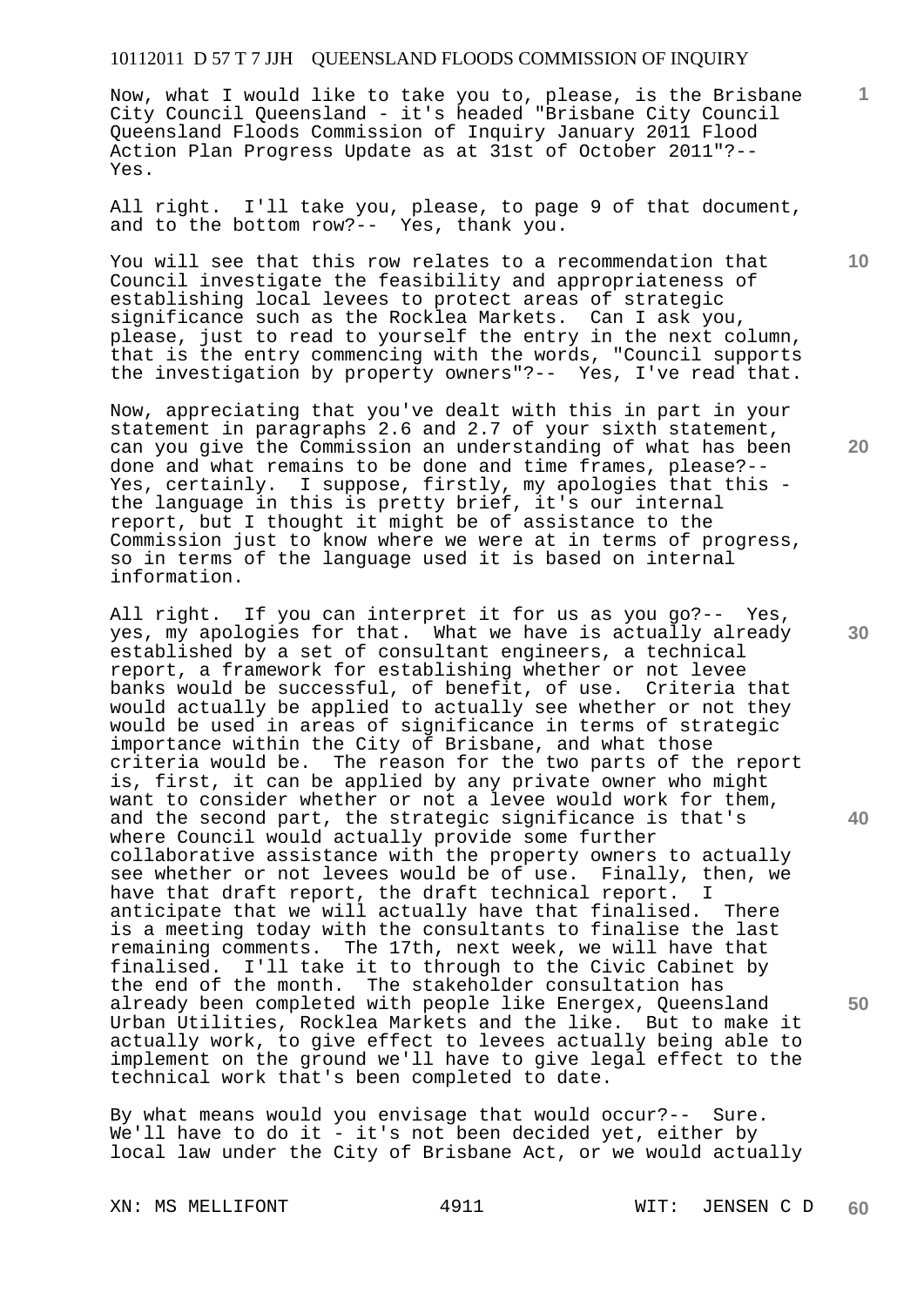Now, what I would like to take you to, please, is the Brisbane City Council Queensland - it's headed "Brisbane City Council Queensland Floods Commission of Inquiry January 2011 Flood Action Plan Progress Update as at 31st of October 2011"?-- Yes.

All right. I'll take you, please, to page 9 of that document, and to the bottom row?-- Yes, thank you.

You will see that this row relates to a recommendation that Council investigate the feasibility and appropriateness of establishing local levees to protect areas of strategic significance such as the Rocklea Markets. Can I ask you, please, just to read to yourself the entry in the next column, that is the entry commencing with the words, "Council supports the investigation by property owners"?-- Yes, I've read that.

Now, appreciating that you've dealt with this in part in your statement in paragraphs 2.6 and 2.7 of your sixth statement, can you give the Commission an understanding of what has been done and what remains to be done and time frames, please?-- Yes, certainly. I suppose, firstly, my apologies that this - the language in this is pretty brief, it's our internal report, but I thought it might be of assistance to the Commission just to know where we were at in terms of progress, so in terms of the language used it is based on internal information.

All right. If you can interpret it for us as you go?-- Yes, yes, my apologies for that. What we have is actually already established by a set of consultant engineers, a technical report, a framework for establishing whether or not levee banks would be successful, of benefit, of use. Criteria that would actually be applied to actually see whether or not they would be used in areas of significance in terms of strategic importance within the City of Brisbane, and what those criteria would be. The reason for the two parts of the report is, first, it can be applied by any private owner who might want to consider whether or not a levee would work for them, and the second part, the strategic significance is that's where Council would actually provide some further collaborative assistance with the property owners to actually see whether or not levees would be of use. Finally, then, we have that draft report, the draft technical report. I anticipate that we will actually have that finalised. There is a meeting today with the consultants to finalise the last remaining comments. The 17th, next week, we will have that finalised. I'll take it to through to the Civic Cabinet by the end of the month. The stakeholder consultation has already been completed with people like Energex, Queensland Urban Utilities, Rocklea Markets and the like. But to make it actually work, to give effect to levees actually being able to implement on the ground we'll have to give legal effect to the technical work that's been completed to date.

By what means would you envisage that would occur?-- Sure. We'll have to do it - it's not been decided yet, either by local law under the City of Brisbane Act, or we would actually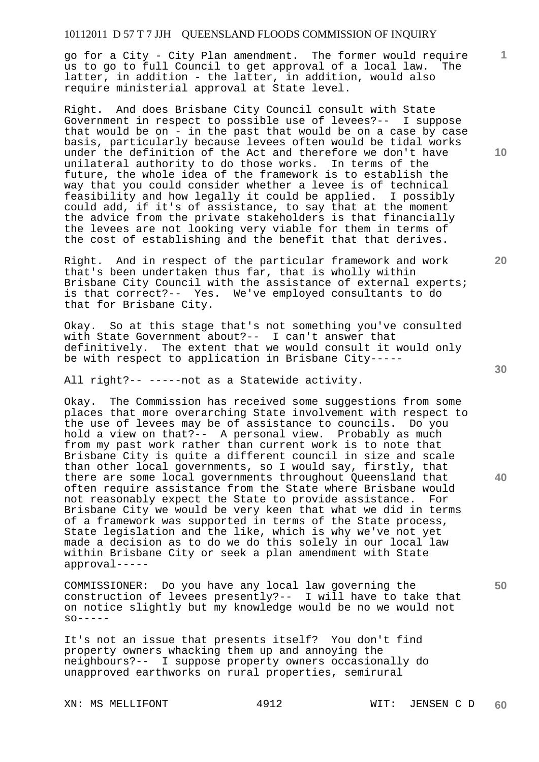go for a City - City Plan amendment. The former would require us to go to full Council to get approval of a local law. The latter, in addition - the latter, in addition, would also require ministerial approval at State level.

Right. And does Brisbane City Council consult with State Government in respect to possible use of levees?-- I suppose that would be on - in the past that would be on a case by case basis, particularly because levees often would be tidal works under the definition of the Act and therefore we don't have unilateral authority to do those works. In terms of the future, the whole idea of the framework is to establish the way that you could consider whether a levee is of technical feasibility and how legally it could be applied. I possibly could add, if it's of assistance, to say that at the moment the advice from the private stakeholders is that financially the levees are not looking very viable for them in terms of the cost of establishing and the benefit that that derives.

Right. And in respect of the particular framework and work that's been undertaken thus far, that is wholly within Brisbane City Council with the assistance of external experts; is that correct?-- Yes. We've employed consultants to do that for Brisbane City.

Okay. So at this stage that's not something you've consulted with State Government about?-- I can't answer that definitively. The extent that we would consult it would only be with respect to application in Brisbane City-----

All right?-- -----not as a Statewide activity.

Okay. The Commission has received some suggestions from some places that more overarching State involvement with respect to the use of levees may be of assistance to councils. Do you hold a view on that?-- A personal view. Probably as much from my past work rather than current work is to note that Brisbane City is quite a different council in size and scale than other local governments, so I would say, firstly, that there are some local governments throughout Queensland that often require assistance from the State where Brisbane would not reasonably expect the State to provide assistance. For Brisbane City we would be very keen that what we did in terms of a framework was supported in terms of the State process, State legislation and the like, which is why we've not yet made a decision as to do we do this solely in our local law within Brisbane City or seek a plan amendment with State approval-----

COMMISSIONER: Do you have any local law governing the construction of levees presently?-- I will have to take that on notice slightly but my knowledge would be no we would not so-----

It's not an issue that presents itself? You don't find property owners whacking them up and annoying the neighbours?-- I suppose property owners occasionally do unapproved earthworks on rural properties, semirural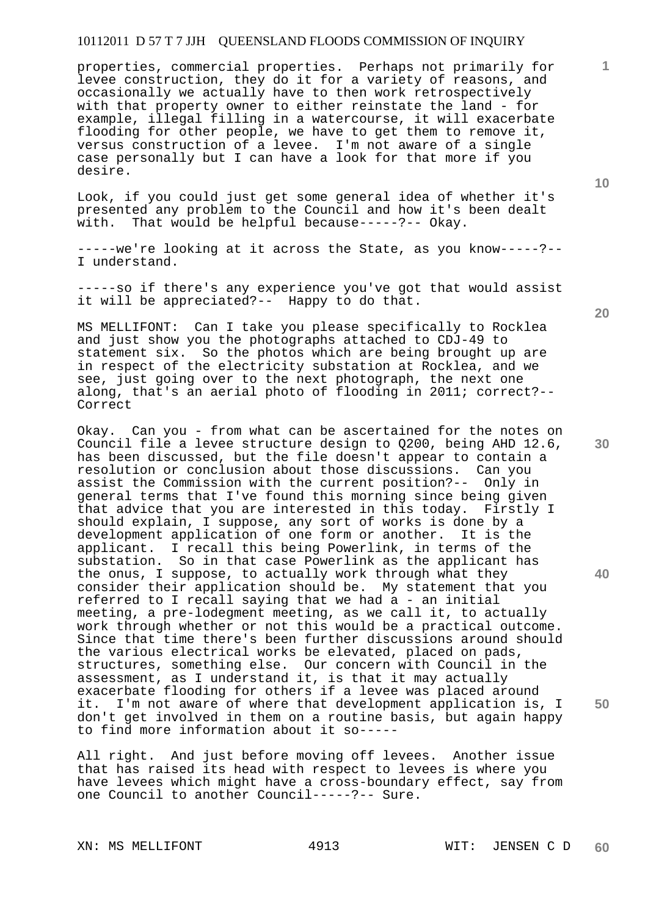properties, commercial properties. Perhaps not primarily for levee construction, they do it for a variety of reasons, and occasionally we actually have to then work retrospectively with that property owner to either reinstate the land - for example, illegal filling in a watercourse, it will exacerbate flooding for other people, we have to get them to remove it, versus construction of a levee. I'm not aware of a single case personally but I can have a look for that more if you desire.

Look, if you could just get some general idea of whether it's presented any problem to the Council and how it's been dealt with. That would be helpful because-----?-- Okay.

-----we're looking at it across the State, as you know-----?-- I understand.

-----so if there's any experience you've got that would assist it will be appreciated?-- Happy to do that.

MS MELLIFONT: Can I take you please specifically to Rocklea and just show you the photographs attached to CDJ-49 to statement six. So the photos which are being brought up are in respect of the electricity substation at Rocklea, and we see, just going over to the next photograph, the next one along, that's an aerial photo of flooding in 2011; correct?-- Correct

Okay. Can you - from what can be ascertained for the notes on Council file a levee structure design to Q200, being AHD 12.6, has been discussed, but the file doesn't appear to contain a resolution or conclusion about those discussions. Can you assist the Commission with the current position?-- Only in general terms that I've found this morning since being given that advice that you are interested in this today. Firstly I should explain, I suppose, any sort of works is done by a development application of one form or another. It is the applicant. I recall this being Powerlink, in terms of the substation. So in that case Powerlink as the applicant has the onus, I suppose, to actually work through what they consider their application should be. My statement that you referred to I recall saying that we had a - an initial meeting, a pre-lodgment meeting, as we call it, to actually work through whether or not this would be a practical outcome. Since that time there's been further discussions around should the various electrical works be elevated, placed on pads, structures, something else. Our concern with Council in the assessment, as I understand it, is that it may actually exacerbate flooding for others if a levee was placed around it. I'm not aware of where that development application is, I don't get involved in them on a routine basis, but again happy to find more information about it so-----

All right. And just before moving off levees. Another issue that has raised its head with respect to levees is where you have levees which might have a cross-boundary effect, say from one Council to another Council-----?-- Sure.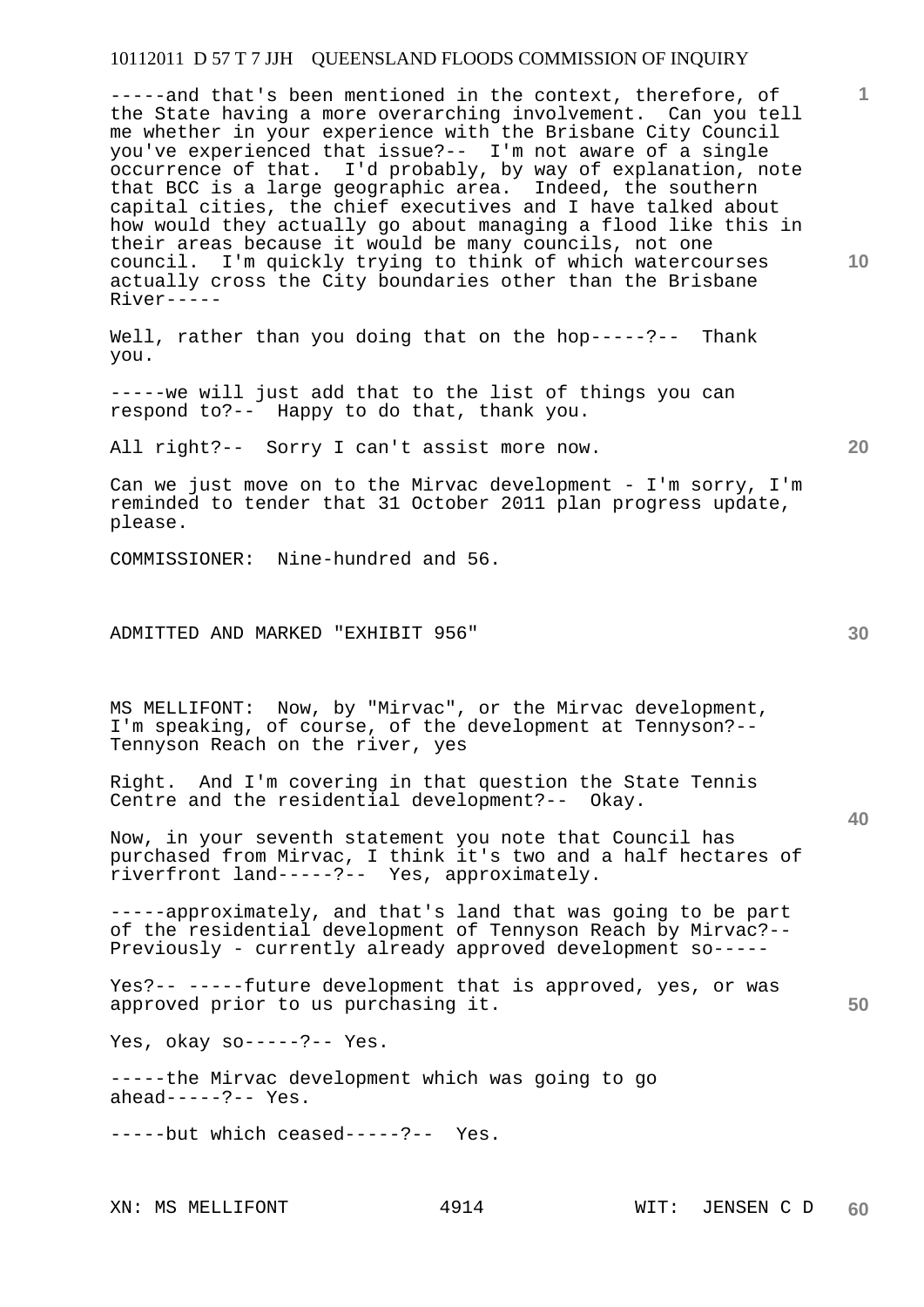-----and that's been mentioned in the context, therefore, of the State having a more overarching involvement. Can you tell me whether in your experience with the Brisbane City Council you've experienced that issue?-- I'm not aware of a single occurrence of that. I'd probably, by way of explanation, note that BCC is a large geographic area. Indeed, the southern capital cities, the chief executives and I have talked about how would they actually go about managing a flood like this in their areas because it would be many councils, not one council. I'm quickly trying to think of which watercourses actually cross the City boundaries other than the Brisbane River-----

Well, rather than you doing that on the hop-----?-- Thank you.

-----we will just add that to the list of things you can respond to?-- Happy to do that, thank you.

All right?-- Sorry I can't assist more now.

Can we just move on to the Mirvac development - I'm sorry, I'm reminded to tender that 31 October 2011 plan progress update, please.

COMMISSIONER: Nine-hundred and 56.

ADMITTED AND MARKED "EXHIBIT 956"

MS MELLIFONT: Now, by "Mirvac", or the Mirvac development, I'm speaking, of course, of the development at Tennyson?-- Tennyson Reach on the river, yes

Right. And I'm covering in that question the State Tennis Centre and the residential development?-- Okay.

Now, in your seventh statement you note that Council has purchased from Mirvac, I think it's two and a half hectares of riverfront land-----?-- Yes, approximately.

-----approximately, and that's land that was going to be part of the residential development of Tennyson Reach by Mirvac?-- Previously - currently already approved development so-----

Yes?-- -----future development that is approved, yes, or was approved prior to us purchasing it.

Yes, okay so-----?-- Yes.

-----the Mirvac development which was going to go ahead-----?-- Yes.

-----but which ceased-----?-- Yes.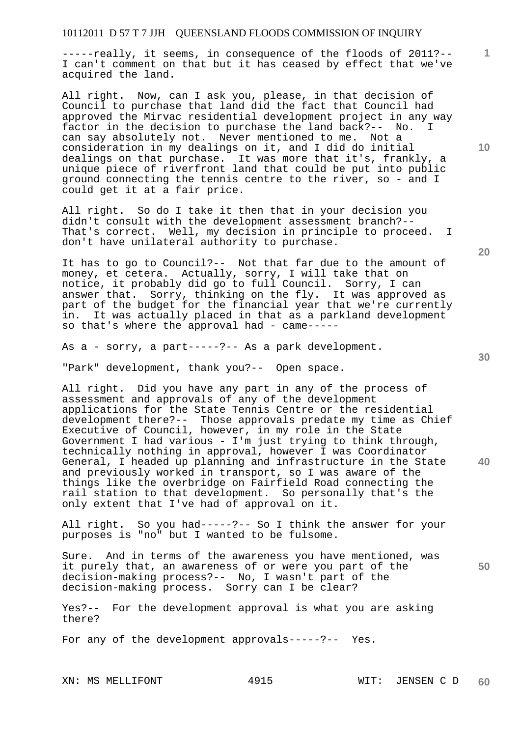-----really, it seems, in consequence of the floods of 2011?-- I can't comment on that but it has ceased by effect that we've acquired the land.

All right. Now, can I ask you, please, in that decision of Council to purchase that land did the fact that Council had approved the Mirvac residential development project in any way factor in the decision to purchase the land back?-- No. I can say absolutely not. Never mentioned to me. Not a consideration in my dealings on it, and I did do initial dealings on that purchase. It was more that it's, frankly, a unique piece of riverfront land that could be put into public ground connecting the tennis centre to the river, so - and I could get it at a fair price.

All right. So do I take it then that in your decision you didn't consult with the development assessment branch?-- That's correct. Well, my decision in principle to proceed. I don't have unilateral authority to purchase.

It has to go to Council?-- Not that far due to the amount of money, et cetera. Actually, sorry, I will take that on notice, it probably did go to full Council. Sorry, I can answer that. Sorry, thinking on the fly. It was approved as part of the budget for the financial year that we're currently in. It was actually placed in that as a parkland development so that's where the approval had - came-----

As a - sorry, a part-----?-- As a park development.

"Park" development, thank you?-- Open space.

All right. Did you have any part in any of the process of assessment and approvals of any of the development applications for the State Tennis Centre or the residential development there?-- Those approvals predate my time as Chief Executive of Council, however, in my role in the State Government I had various - I'm just trying to think through, technically nothing in approval, however I was Coordinator General, I headed up planning and infrastructure in the State and previously worked in transport, so I was aware of the things like the overbridge on Fairfield Road connecting the rail station to that development. So personally that's the only extent that I've had of approval on it.

All right. So you had-----?-- So I think the answer for your purposes is "no" but I wanted to be fulsome.

Sure. And in terms of the awareness you have mentioned, was it purely that, an awareness of or were you part of the decision-making process?-- No, I wasn't part of the decision-making process. Sorry can I be clear?

Yes?-- For the development approval is what you are asking there?

For any of the development approvals-----?-- Yes.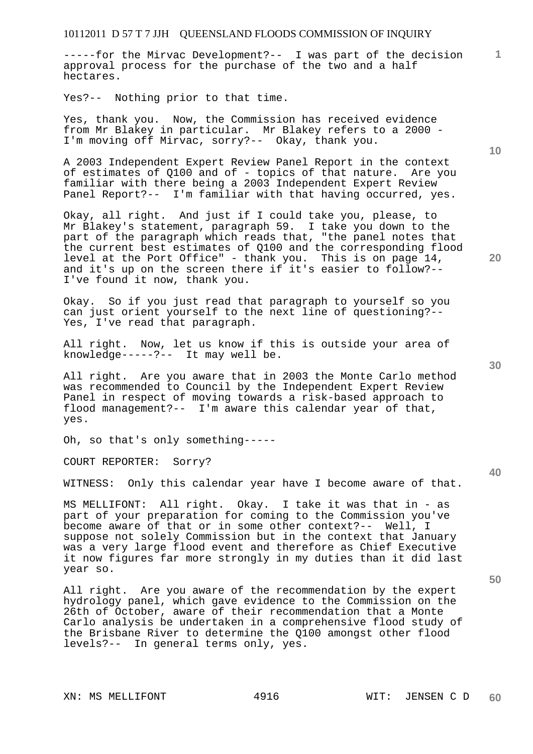-----for the Mirvac Development?-- I was part of the decision approval process for the purchase of the two and a half hectares.

Yes?-- Nothing prior to that time.

Yes, thank you. Now, the Commission has received evidence from Mr Blakey in particular. Mr Blakey refers to a 2000 - I'm moving off Mirvac, sorry?-- Okay, thank you.

A 2003 Independent Expert Review Panel Report in the context of estimates of Q100 and of - topics of that nature. Are you familiar with there being a 2003 Independent Expert Review Panel Report?-- I'm familiar with that having occurred, yes.

Okay, all right. And just if I could take you, please, to Mr Blakey's statement, paragraph 59. I take you down to the part of the paragraph which reads that, "the panel notes that the current best estimates of Q100 and the corresponding flood level at the Port Office" - thank you. This is on page 14, and it's up on the screen there if it's easier to follow?-- I've found it now, thank you.

Okay. So if you just read that paragraph to yourself so you can just orient yourself to the next line of questioning?-- Yes, I've read that paragraph.

All right. Now, let us know if this is outside your area of knowledge-----?-- It may well be.

All right. Are you aware that in 2003 the Monte Carlo method was recommended to Council by the Independent Expert Review Panel in respect of moving towards a risk-based approach to flood management?-- I'm aware this calendar year of that, yes.

Oh, so that's only something-----

COURT REPORTER: Sorry?

WITNESS: Only this calendar year have I become aware of that.

MS MELLIFONT: All right. Okay. I take it was that in - as part of your preparation for coming to the Commission you've become aware of that or in some other context?-- Well, I suppose not solely Commission but in the context that January was a very large flood event and therefore as Chief Executive it now figures far more strongly in my duties than it did last year so.

All right. Are you aware of the recommendation by the expert hydrology panel, which gave evidence to the Commission on the 26th of October, aware of their recommendation that a Monte Carlo analysis be undertaken in a comprehensive flood study of the Brisbane River to determine the Q100 amongst other flood levels?-- In general terms only, yes.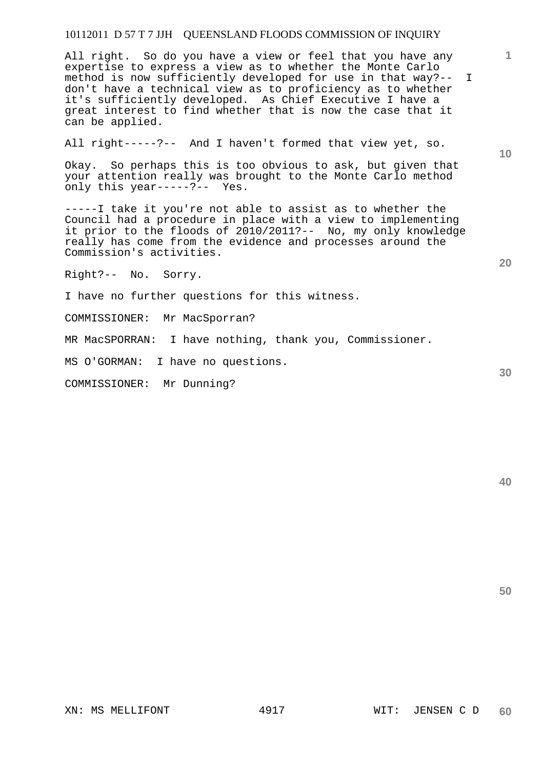All right. So do you have a view or feel that you have any expertise to express a view as to whether the Monte Carlo method is now sufficiently developed for use in that way?-- I don't have a technical view as to proficiency as to whether it's sufficiently developed. As Chief Executive I have a great interest to find whether that is now the case that it can be applied.

All right-----?-- And I haven't formed that view yet, so.

Okay. So perhaps this is too obvious to ask, but given that your attention really was brought to the Monte Carlo method only this year-----?-- Yes.

-----I take it you're not able to assist as to whether the Council had a procedure in place with a view to implementing it prior to the floods of 2010/2011?-- No, my only knowledge really has come from the evidence and processes around the Commission's activities.

Right?-- No. Sorry.

I have no further questions for this witness.

COMMISSIONER: Mr MacSporran?

MR MacSPORRAN: I have nothing, thank you, Commissioner.

MS O'GORMAN: I have no questions.

COMMISSIONER: Mr Dunning?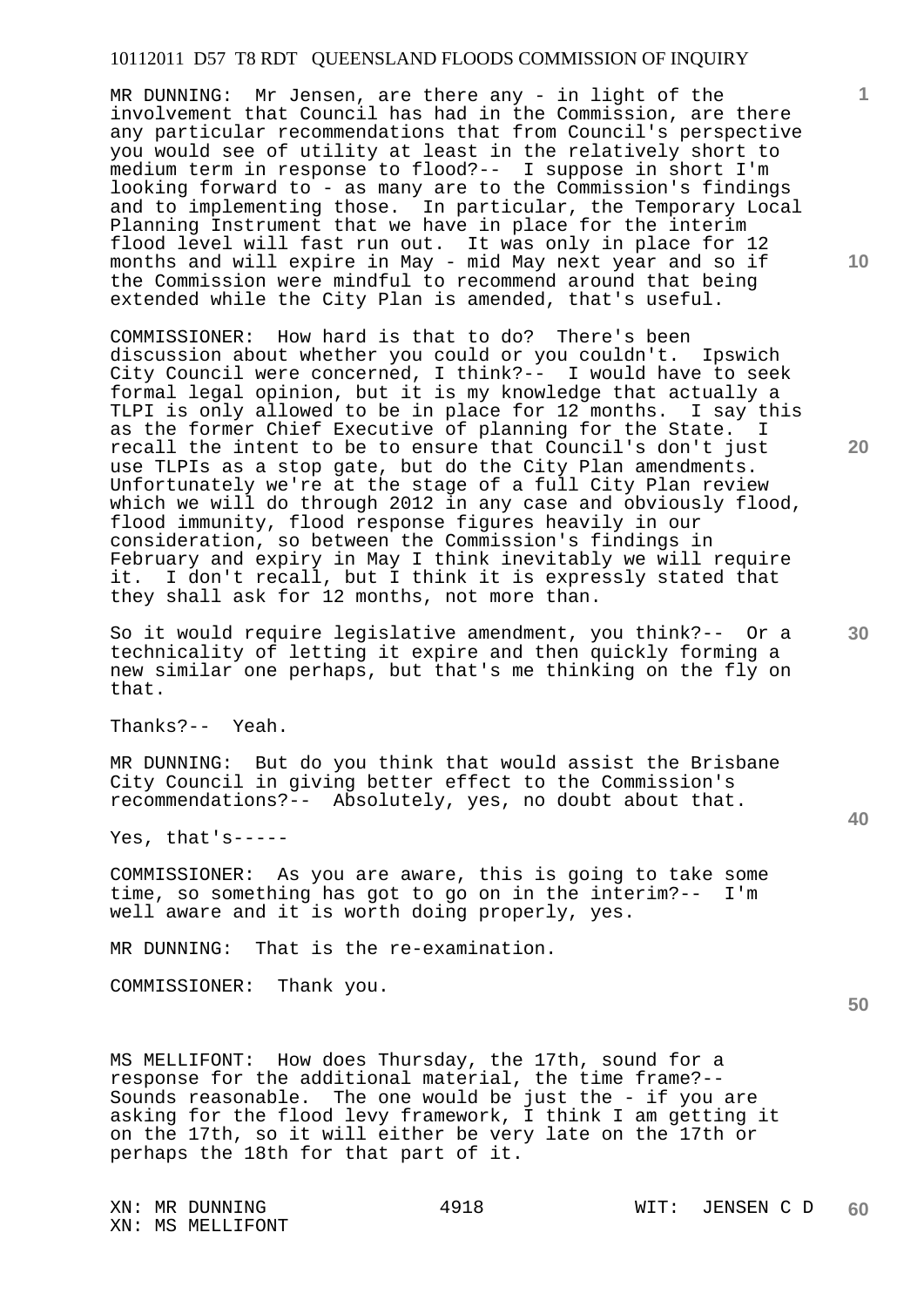MR DUNNING: Mr Jensen, are there any - in light of the involvement that Council has had in the Commission, are there any particular recommendations that from Council's perspective you would see of utility at least in the relatively short to medium term in response to flood?-- I suppose in short I'm looking forward to - as many are to the Commission's findings and to implementing those. In particular, the Temporary Local Planning Instrument that we have in place for the interim flood level will fast run out. It was only in place for 12 months and will expire in May - mid May next year and so if the Commission were mindful to recommend around that being extended while the City Plan is amended, that's useful.

COMMISSIONER: How hard is that to do? There's been discussion about whether you could or you couldn't. Ipswich City Council were concerned, I think?-- I would have to seek formal legal opinion, but it is my knowledge that actually a TLPI is only allowed to be in place for 12 months. I say this as the former Chief Executive of planning for the State. I recall the intent to be to ensure that Council's don't just use TLPIs as a stop gate, but do the City Plan amendments. Unfortunately we're at the stage of a full City Plan review which we will do through 2012 in any case and obviously flood, flood immunity, flood response figures heavily in our consideration, so between the Commission's findings in February and expiry in May I think inevitably we will require it. I don't recall, but I think it is expressly stated that they shall ask for 12 months, not more than.

So it would require legislative amendment, you think?-- Or a technicality of letting it expire and then quickly forming a new similar one perhaps, but that's me thinking on the fly on that.

Thanks?-- Yeah.

MR DUNNING: But do you think that would assist the Brisbane City Council in giving better effect to the Commission's recommendations?-- Absolutely, yes, no doubt about that.

Yes, that's-----

COMMISSIONER: As you are aware, this is going to take some time, so something has got to go on in the interim?-- I'm well aware and it is worth doing properly, yes.

MR DUNNING: That is the re-examination.

COMMISSIONER: Thank you.

MS MELLIFONT: How does Thursday, the 17th, sound for a response for the additional material, the time frame?-- Sounds reasonable. The one would be just the - if you are asking for the flood levy framework, I think I am getting it on the 17th, so it will either be very late on the 17th or perhaps the 18th for that part of it.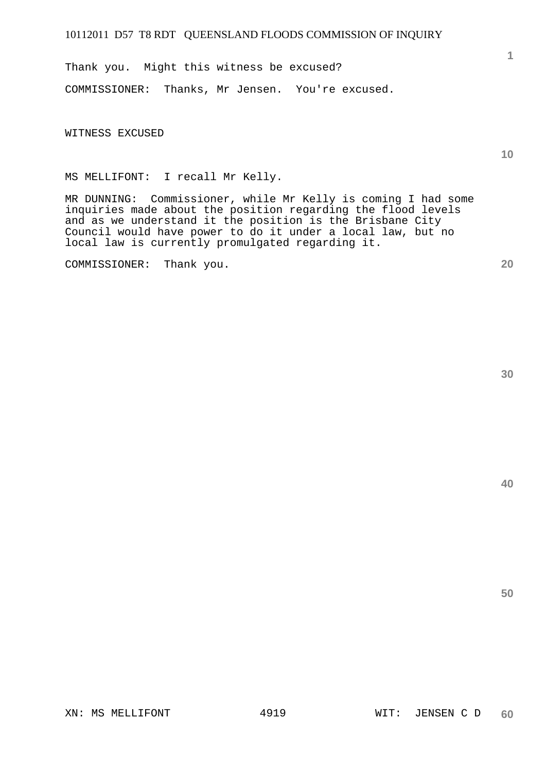Thank you. Might this witness be excused?

COMMISSIONER: Thanks, Mr Jensen. You're excused.

WITNESS EXCUSED

MS MELLIFONT: I recall Mr Kelly.

MR DUNNING: Commissioner, while Mr Kelly is coming I had some inquiries made about the position regarding the flood levels and as we understand it the position is the Brisbane City Council would have power to do it under a local law, but no local law is currently promulgated regarding it.

COMMISSIONER: Thank you.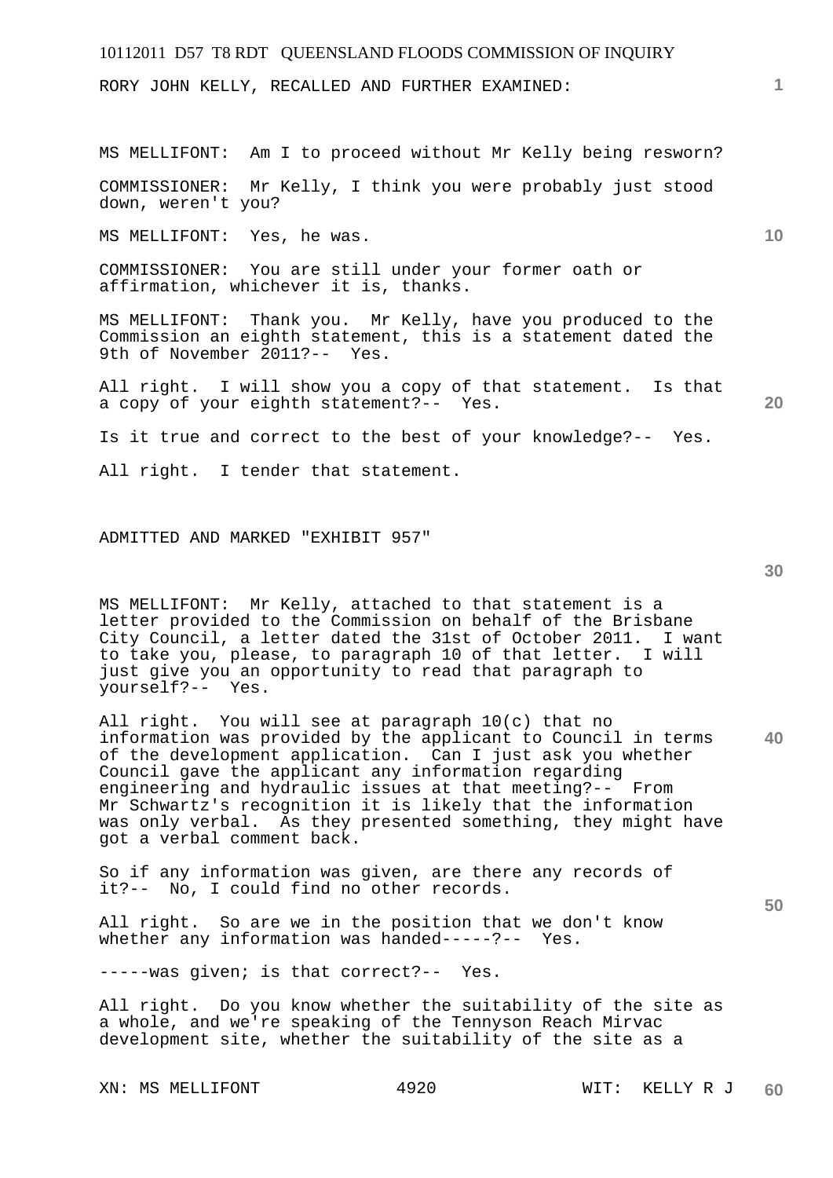RORY JOHN KELLY, RECALLED AND FURTHER EXAMINED:

MS MELLIFONT: Am I to proceed without Mr Kelly being resworn?

COMMISSIONER: Mr Kelly, I think you were probably just stood down, weren't you?

MS MELLIFONT: Yes, he was.

COMMISSIONER: You are still under your former oath or affirmation, whichever it is, thanks.

MS MELLIFONT: Thank you. Mr Kelly, have you produced to the Commission an eighth statement, this is a statement dated the 9th of November 2011?-- Yes.

All right. I will show you a copy of that statement. Is that a copy of your eighth statement?-- Yes.

Is it true and correct to the best of your knowledge?-- Yes.

All right. I tender that statement.

ADMITTED AND MARKED "EXHIBIT 957"

MS MELLIFONT: Mr Kelly, attached to that statement is a letter provided to the Commission on behalf of the Brisbane City Council, a letter dated the 31st of October 2011. I want to take you, please, to paragraph 10 of that letter. I will just give you an opportunity to read that paragraph to yourself?-- Yes.

All right. You will see at paragraph 10(c) that no information was provided by the applicant to Council in terms of the development application. Can I just ask you whether Council gave the applicant any information regarding engineering and hydraulic issues at that meeting?-- From Mr Schwartz's recognition it is likely that the information was only verbal. As they presented something, they might have got a verbal comment back.

So if any information was given, are there any records of it?-- No, I could find no other records.

All right. So are we in the position that we don't know whether any information was handed-----?-- Yes.

-----was given; is that correct?-- Yes.

All right. Do you know whether the suitability of the site as a whole, and we're speaking of the Tennyson Reach Mirvac development site, whether the suitability of the site as a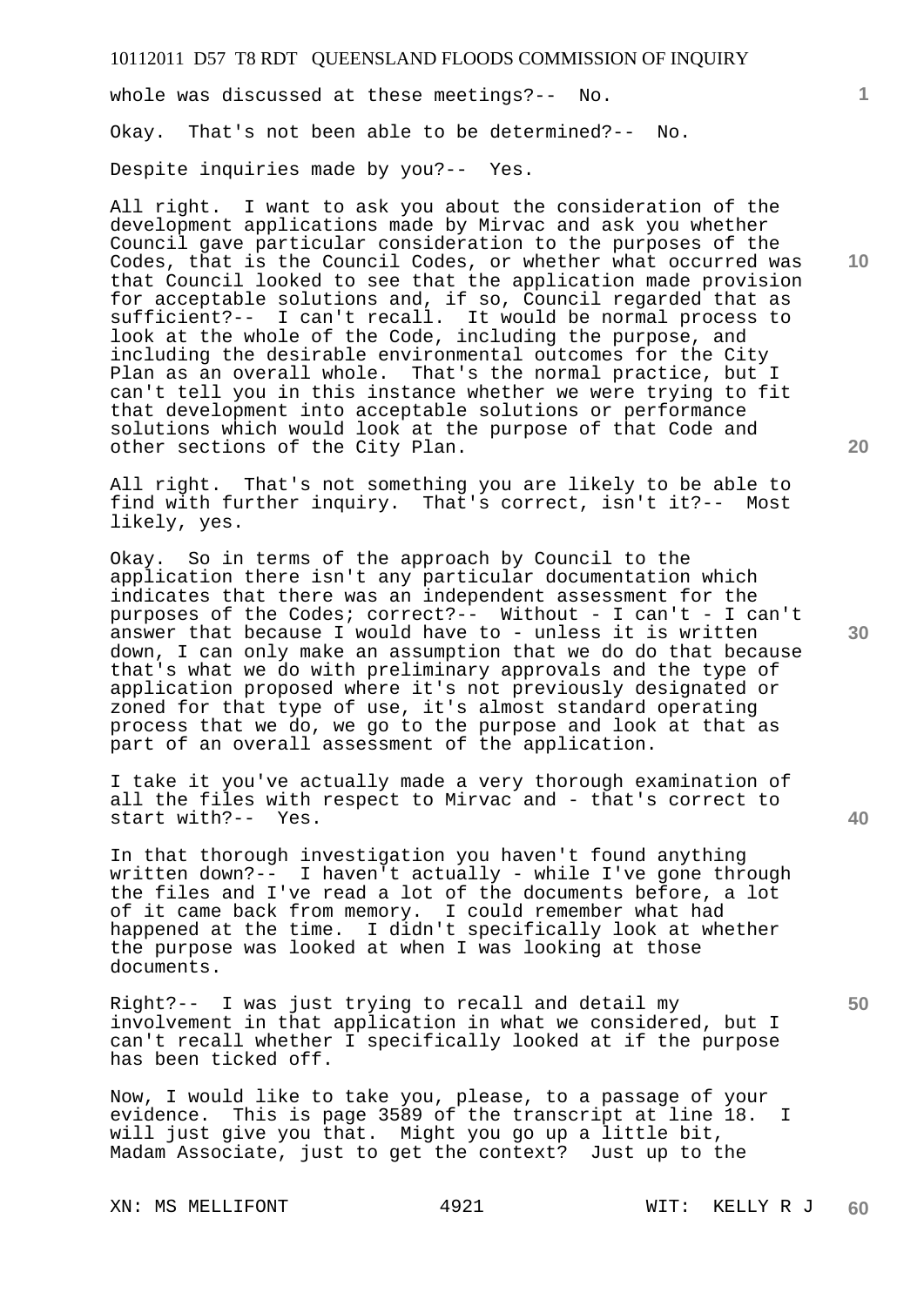whole was discussed at these meetings?-- No.

Okay. That's not been able to be determined?-- No.

Despite inquiries made by you?-- Yes.

All right. I want to ask you about the consideration of the development applications made by Mirvac and ask you whether Council gave particular consideration to the purposes of the Codes, that is the Council Codes, or whether what occurred was that Council looked to see that the application made provision for acceptable solutions and, if so, Council regarded that as sufficient?-- I can't recall. It would be normal process to look at the whole of the Code, including the purpose, and including the desirable environmental outcomes for the City Plan as an overall whole. That's the normal practice, but I can't tell you in this instance whether we were trying to fit that development into acceptable solutions or performance solutions which would look at the purpose of that Code and other sections of the City Plan.

All right. That's not something you are likely to be able to find with further inquiry. That's correct, isn't it?-- Most likely, yes.

Okay. So in terms of the approach by Council to the application there isn't any particular documentation which indicates that there was an independent assessment for the purposes of the Codes; correct?-- Without - I can't - I can't answer that because I would have to - unless it is written down, I can only make an assumption that we do do that because that's what we do with preliminary approvals and the type of application proposed where it's not previously designated or zoned for that type of use, it's almost standard operating process that we do, we go to the purpose and look at that as part of an overall assessment of the application.

I take it you've actually made a very thorough examination of all the files with respect to Mirvac and - that's correct to start with?-- Yes.

In that thorough investigation you haven't found anything written down?-- I haven't actually - while I've gone through the files and I've read a lot of the documents before, a lot of it came back from memory. I could remember what had happened at the time. I didn't specifically look at whether the purpose was looked at when I was looking at those documents.

Right?-- I was just trying to recall and detail my involvement in that application in what we considered, but I can't recall whether I specifically looked at if the purpose has been ticked off.

Now, I would like to take you, please, to a passage of your evidence. This is page 3589 of the transcript at line 18. I will just give you that. Might you go up a little bit, Madam Associate, just to get the context? Just up to the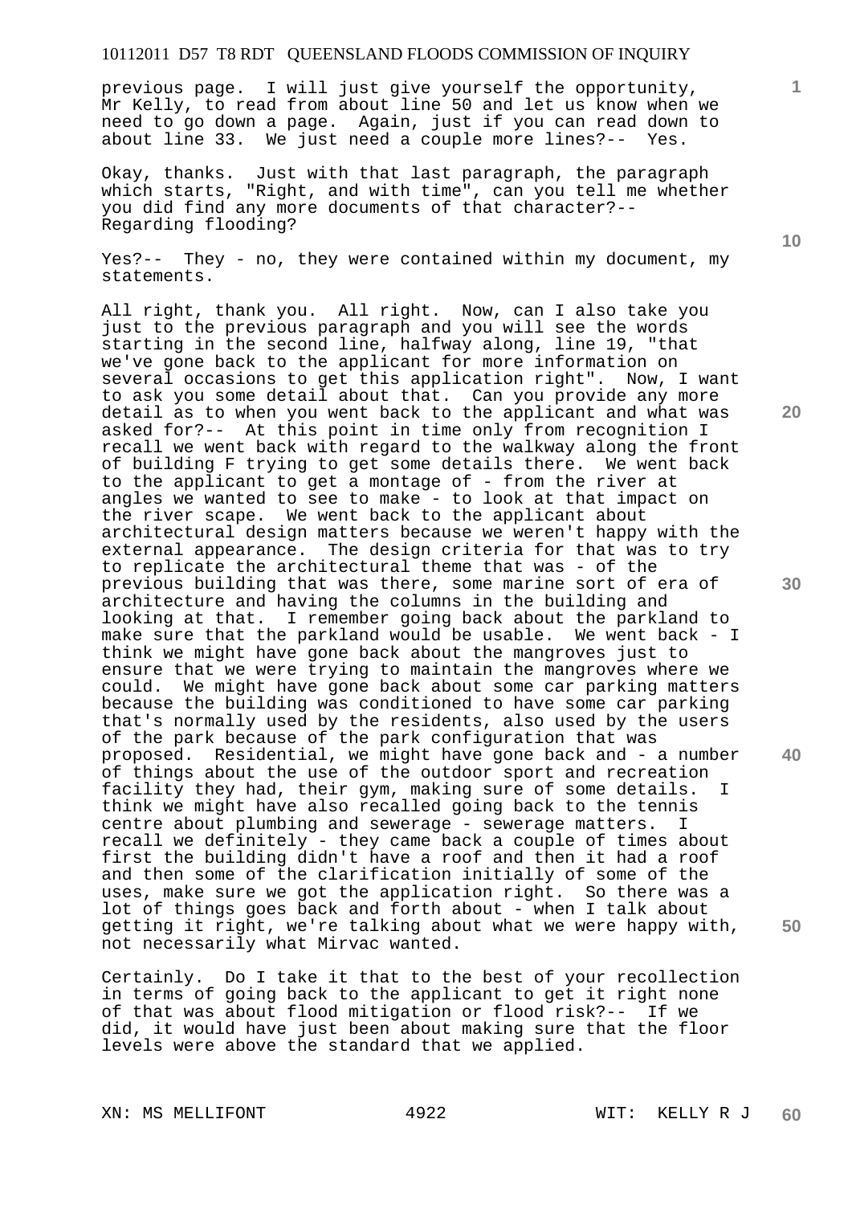previous page. I will just give yourself the opportunity, Mr Kelly, to read from about line 50 and let us know when we need to go down a page. Again, just if you can read down to about line 33. We just need a couple more lines?-- Yes.

Okay, thanks. Just with that last paragraph, the paragraph which starts, "Right, and with time", can you tell me whether you did find any more documents of that character?-- Regarding flooding?

Yes?-- They - no, they were contained within my document, my statements.

All right, thank you. All right. Now, can I also take you just to the previous paragraph and you will see the words starting in the second line, halfway along, line 19, "that we've gone back to the applicant for more information on several occasions to get this application right". Now, I want to ask you some detail about that. Can you provide any more detail as to when you went back to the applicant and what was asked for?-- At this point in time only from recognition I recall we went back with regard to the walkway along the front of building F trying to get some details there. We went back to the applicant to get a montage of - from the river at angles we wanted to see to make - to look at that impact on the river scape. We went back to the applicant about architectural design matters because we weren't happy with the external appearance. The design criteria for that was to try to replicate the architectural theme that was - of the previous building that was there, some marine sort of era of architecture and having the columns in the building and looking at that. I remember going back about the parkland to make sure that the parkland would be usable. We went back - I think we might have gone back about the mangroves just to ensure that we were trying to maintain the mangroves where we could. We might have gone back about some car parking matters because the building was conditioned to have some car parking that's normally used by the residents, also used by the users of the park because of the park configuration that was proposed. Residential, we might have gone back and - a number of things about the use of the outdoor sport and recreation facility they had, their gym, making sure of some details. I think we might have also recalled going back to the tennis centre about plumbing and sewerage - sewerage matters. I recall we definitely - they came back a couple of times about first the building didn't have a roof and then it had a roof and then some of the clarification initially of some of the uses, make sure we got the application right. So there was a lot of things goes back and forth about - when I talk about getting it right, we're talking about what we were happy with, not necessarily what Mirvac wanted.

Certainly. Do I take it that to the best of your recollection in terms of going back to the applicant to get it right none of that was about flood mitigation or flood risk?-- If we did, it would have just been about making sure that the floor levels were above the standard that we applied.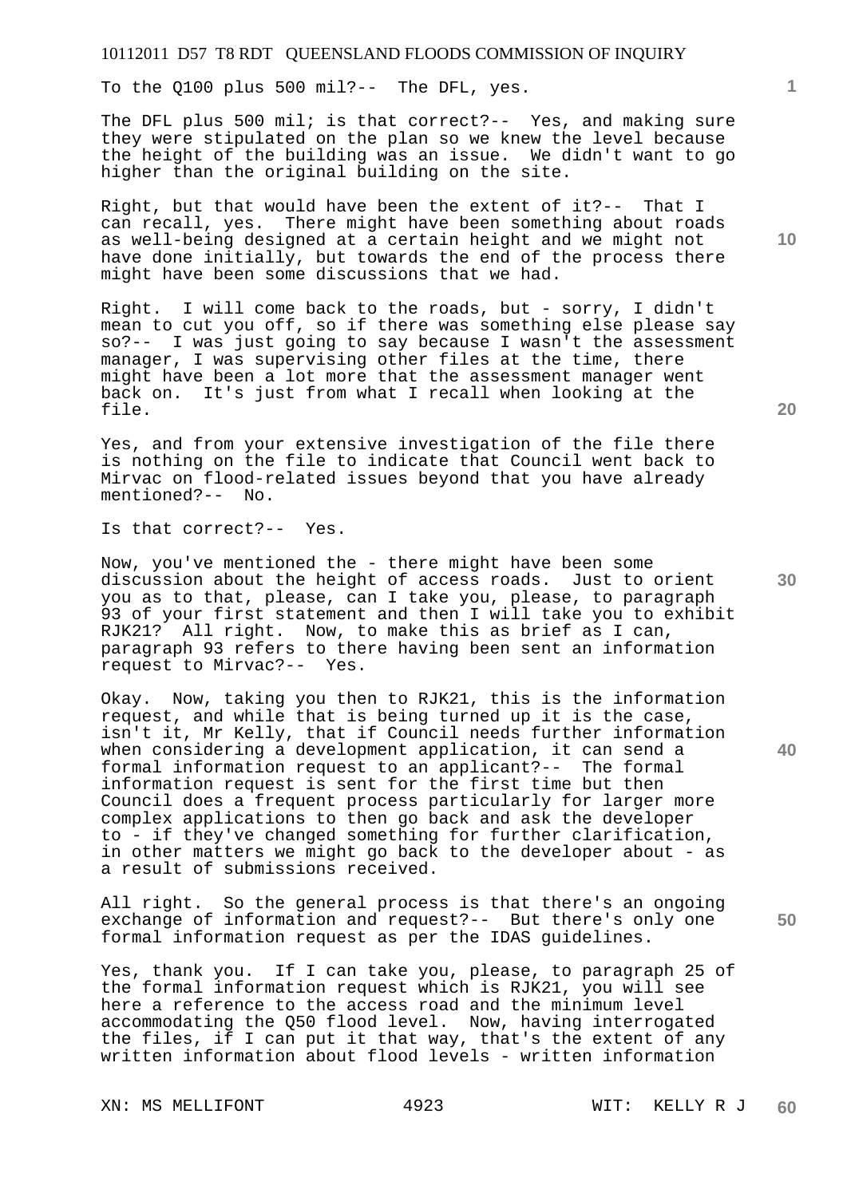To the Q100 plus 500 mil?-- The DFL, yes.

The DFL plus 500 mil; is that correct?-- Yes, and making sure they were stipulated on the plan so we knew the level because the height of the building was an issue. We didn't want to go higher than the original building on the site.

Right, but that would have been the extent of it?-- That I can recall, yes. There might have been something about roads as well-being designed at a certain height and we might not have done initially, but towards the end of the process there might have been some discussions that we had.

Right. I will come back to the roads, but - sorry, I didn't mean to cut you off, so if there was something else please say so?-- I was just going to say because I wasn't the assessment manager, I was supervising other files at the time, there might have been a lot more that the assessment manager went back on. It's just from what I recall when looking at the file.

Yes, and from your extensive investigation of the file there is nothing on the file to indicate that Council went back to Mirvac on flood-related issues beyond that you have already mentioned?-- No.

Is that correct?-- Yes.

Now, you've mentioned the - there might have been some discussion about the height of access roads. Just to orient you as to that, please, can I take you, please, to paragraph 93 of your first statement and then I will take you to exhibit RJK21? All right. Now, to make this as brief as I can, paragraph 93 refers to there having been sent an information request to Mirvac?-- Yes.

Okay. Now, taking you then to RJK21, this is the information request, and while that is being turned up it is the case, isn't it, Mr Kelly, that if Council needs further information when considering a development application, it can send a formal information request to an applicant?-- The formal information request is sent for the first time but then Council does a frequent process particularly for larger more complex applications to then go back and ask the developer to - if they've changed something for further clarification, in other matters we might go back to the developer about - as a result of submissions received.

All right. So the general process is that there's an ongoing exchange of information and request?-- But there's only one formal information request as per the IDAS guidelines.

Yes, thank you. If I can take you, please, to paragraph 25 of the formal information request which is RJK21, you will see here a reference to the access road and the minimum level accommodating the Q50 flood level. Now, having interrogated the files, if I can put it that way, that's the extent of any written information about flood levels - written information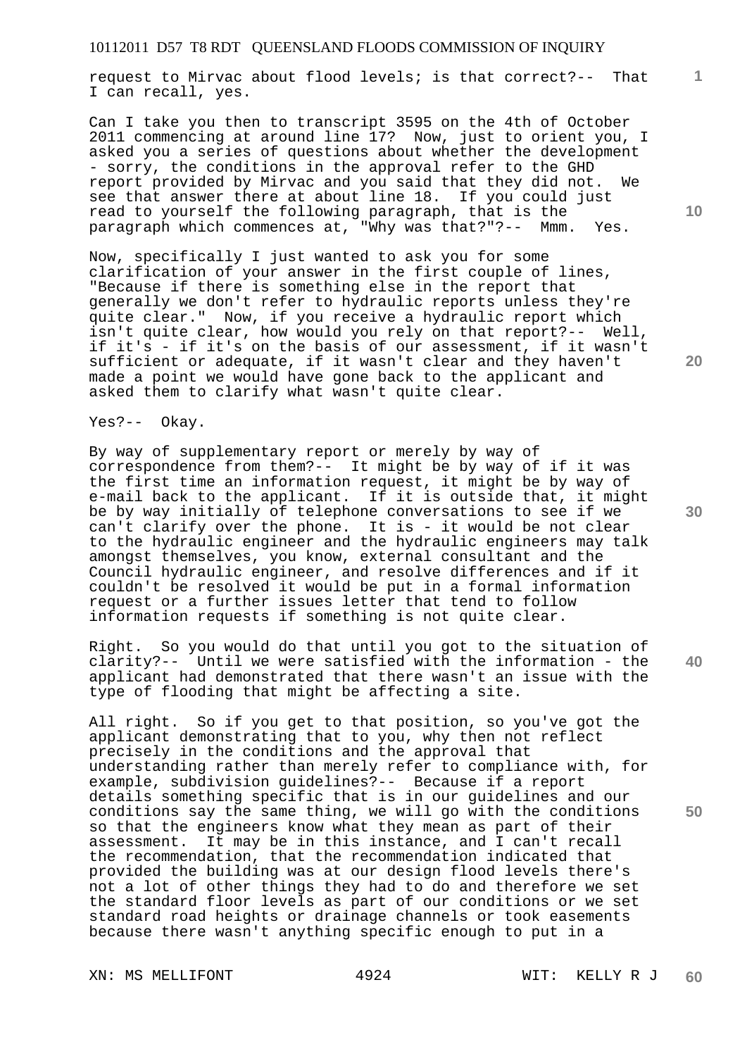request to Mirvac about flood levels; is that correct?-- That I can recall, yes.

Can I take you then to transcript 3595 on the 4th of October 2011 commencing at around line 17? Now, just to orient you, I asked you a series of questions about whether the development - sorry, the conditions in the approval refer to the GHD report provided by Mirvac and you said that they did not. We see that answer there at about line 18. If you could just read to yourself the following paragraph, that is the paragraph which commences at, "Why was that?"?-- Mmm. Yes.

Now, specifically I just wanted to ask you for some clarification of your answer in the first couple of lines, "Because if there is something else in the report that generally we don't refer to hydraulic reports unless they're quite clear." Now, if you receive a hydraulic report which isn't quite clear, how would you rely on that report?-- Well, if it's - if it's on the basis of our assessment, if it wasn't sufficient or adequate, if it wasn't clear and they haven't made a point we would have gone back to the applicant and asked them to clarify what wasn't quite clear.

Yes?-- Okay.

By way of supplementary report or merely by way of correspondence from them?-- It might be by way of if it was the first time an information request, it might be by way of e-mail back to the applicant. If it is outside that, it might be by way initially of telephone conversations to see if we can't clarify over the phone. It is - it would be not clear to the hydraulic engineer and the hydraulic engineers may talk amongst themselves, you know, external consultant and the Council hydraulic engineer, and resolve differences and if it couldn't be resolved it would be put in a formal information request or a further issues letter that tend to follow information requests if something is not quite clear.

Right. So you would do that until you got to the situation of clarity?-- Until we were satisfied with the information - the applicant had demonstrated that there wasn't an issue with the type of flooding that might be affecting a site.

All right. So if you get to that position, so you've got the applicant demonstrating that to you, why then not reflect precisely in the conditions and the approval that understanding rather than merely refer to compliance with, for example, subdivision guidelines?-- Because if a report details something specific that is in our guidelines and our conditions say the same thing, we will go with the conditions so that the engineers know what they mean as part of their assessment. It may be in this instance, and I can't recall the recommendation, that the recommendation indicated that provided the building was at our design flood levels there's not a lot of other things they had to do and therefore we set the standard floor levels as part of our conditions or we set standard road heights or drainage channels or took easements because there wasn't anything specific enough to put in a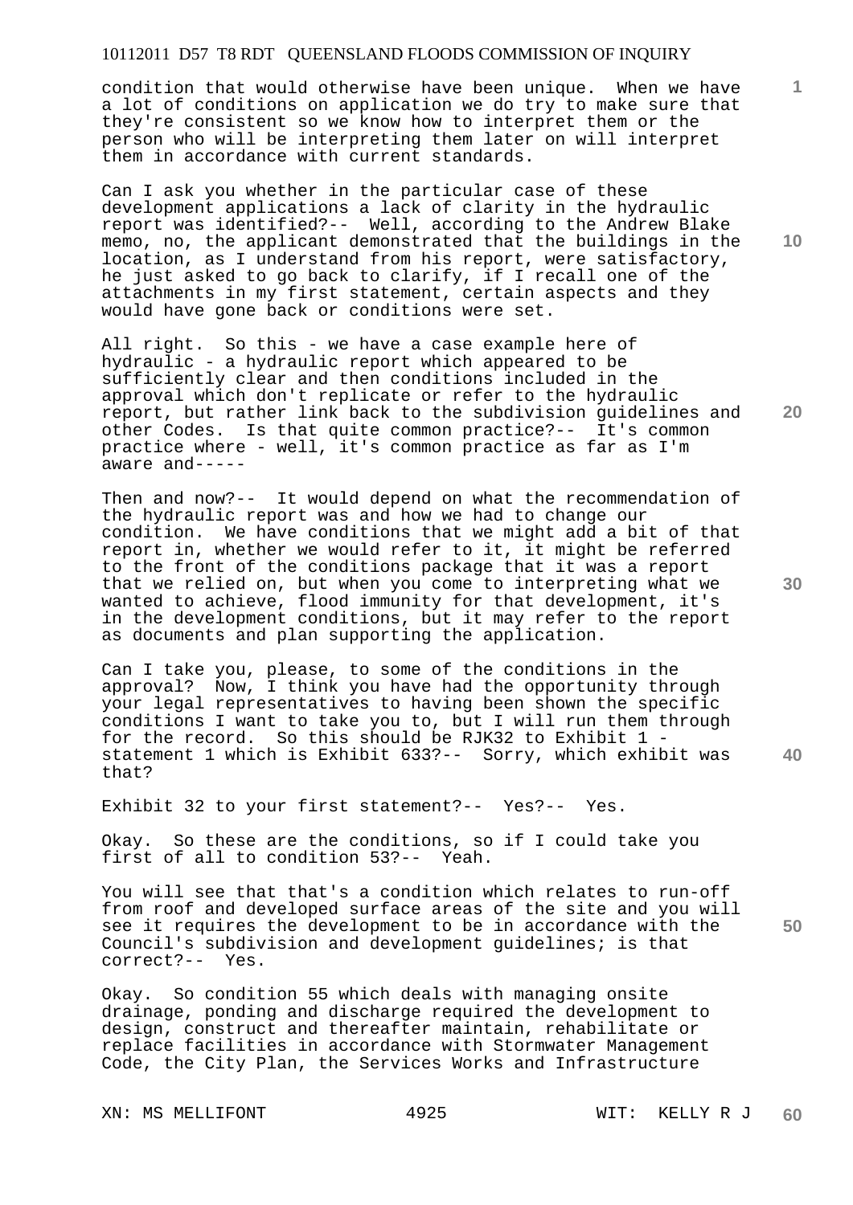condition that would otherwise have been unique. When we have a lot of conditions on application we do try to make sure that they're consistent so we know how to interpret them or the person who will be interpreting them later on will interpret them in accordance with current standards.

Can I ask you whether in the particular case of these development applications a lack of clarity in the hydraulic report was identified?-- Well, according to the Andrew Blake memo, no, the applicant demonstrated that the buildings in the location, as I understand from his report, were satisfactory, he just asked to go back to clarify, if I recall one of the attachments in my first statement, certain aspects and they would have gone back or conditions were set.

All right. So this - we have a case example here of hydraulic - a hydraulic report which appeared to be sufficiently clear and then conditions included in the approval which don't replicate or refer to the hydraulic report, but rather link back to the subdivision guidelines and other Codes. Is that quite common practice?-- It's common practice where - well, it's common practice as far as I'm aware and-----

Then and now?-- It would depend on what the recommendation of the hydraulic report was and how we had to change our condition. We have conditions that we might add a bit of that report in, whether we would refer to it, it might be referred to the front of the conditions package that it was a report that we relied on, but when you come to interpreting what we wanted to achieve, flood immunity for that development, it's in the development conditions, but it may refer to the report as documents and plan supporting the application.

Can I take you, please, to some of the conditions in the approval? Now, I think you have had the opportunity through your legal representatives to having been shown the specific conditions I want to take you to, but I will run them through for the record. So this should be RJK32 to Exhibit 1 - statement 1 which is Exhibit 633?-- Sorry, which exhibit was that?

Exhibit 32 to your first statement?-- Yes?-- Yes.

Okay. So these are the conditions, so if I could take you first of all to condition 53?-- Yeah.

You will see that that's a condition which relates to run-off from roof and developed surface areas of the site and you will see it requires the development to be in accordance with the Council's subdivision and development guidelines; is that correct?-- Yes.

Okay. So condition 55 which deals with managing onsite drainage, ponding and discharge required the development to design, construct and thereafter maintain, rehabilitate or replace facilities in accordance with Stormwater Management Code, the City Plan, the Services Works and Infrastructure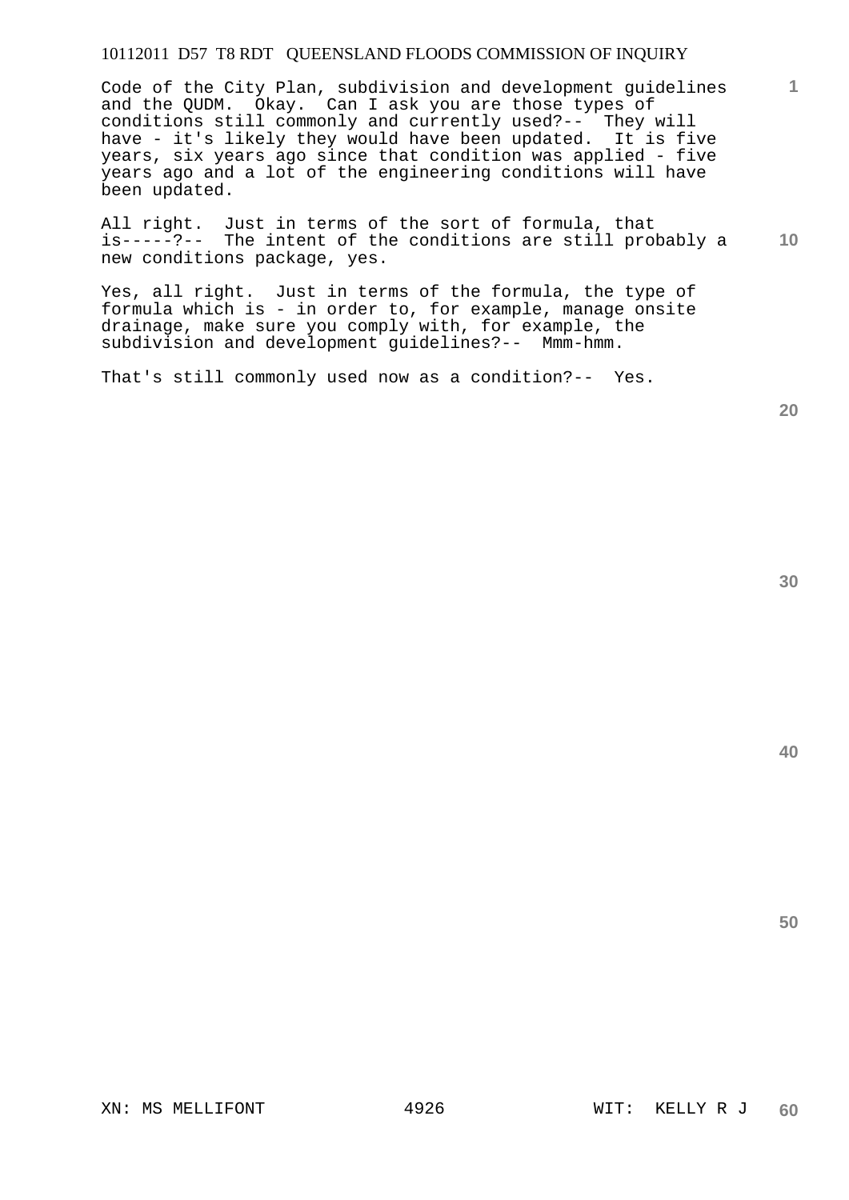Code of the City Plan, subdivision and development guidelines and the QUDM. Okay. Can I ask you are those types of conditions still commonly and currently used?-- They will have - it's likely they would have been updated. It is five years, six years ago since that condition was applied - five years ago and a lot of the engineering conditions will have been updated.

All right. Just in terms of the sort of formula, that is-----?-- The intent of the conditions are still probably a new conditions package, yes.

Yes, all right. Just in terms of the formula, the type of formula which is - in order to, for example, manage onsite drainage, make sure you comply with, for example, the subdivision and development guidelines?-- Mmm-hmm.

That's still commonly used now as a condition?-- Yes.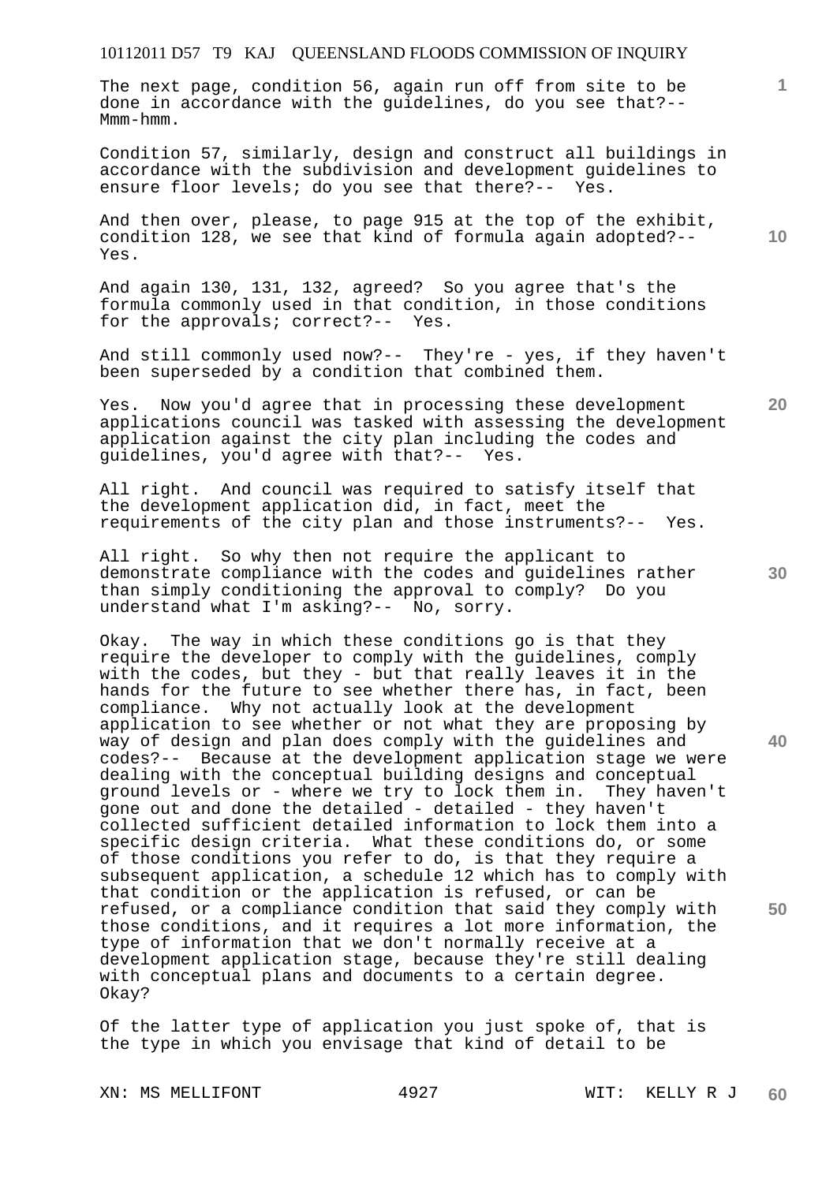The next page, condition 56, again run off from site to be done in accordance with the guidelines, do you see that?-- Mmm-hmm.

Condition 57, similarly, design and construct all buildings in accordance with the subdivision and development guidelines to ensure floor levels; do you see that there?-- Yes.

And then over, please, to page 915 at the top of the exhibit, condition 128, we see that kind of formula again adopted?-- Yes.

And again 130, 131, 132, agreed? So you agree that's the formula commonly used in that condition, in those conditions for the approvals; correct?-- Yes.

And still commonly used now?-- They're - yes, if they haven't been superseded by a condition that combined them.

Yes. Now you'd agree that in processing these development applications council was tasked with assessing the development application against the city plan including the codes and guidelines, you'd agree with that?-- Yes.

All right. And council was required to satisfy itself that the development application did, in fact, meet the requirements of the city plan and those instruments?-- Yes.

All right. So why then not require the applicant to demonstrate compliance with the codes and guidelines rather than simply conditioning the approval to comply? Do you understand what I'm asking?-- No, sorry.

Okay. The way in which these conditions go is that they require the developer to comply with the guidelines, comply with the codes, but they - but that really leaves it in the hands for the future to see whether there has, in fact, been compliance. Why not actually look at the development application to see whether or not what they are proposing by way of design and plan does comply with the guidelines and codes?-- Because at the development application stage we were dealing with the conceptual building designs and conceptual ground levels or - where we try to lock them in. They haven't gone out and done the detailed - detailed - they haven't collected sufficient detailed information to lock them into a specific design criteria. What these conditions do, or some of those conditions you refer to do, is that they require a subsequent application, a schedule 12 which has to comply with that condition or the application is refused, or can be refused, or a compliance condition that said they comply with those conditions, and it requires a lot more information, the type of information that we don't normally receive at a development application stage, because they're still dealing with conceptual plans and documents to a certain degree. Okay?

Of the latter type of application you just spoke of, that is the type in which you envisage that kind of detail to be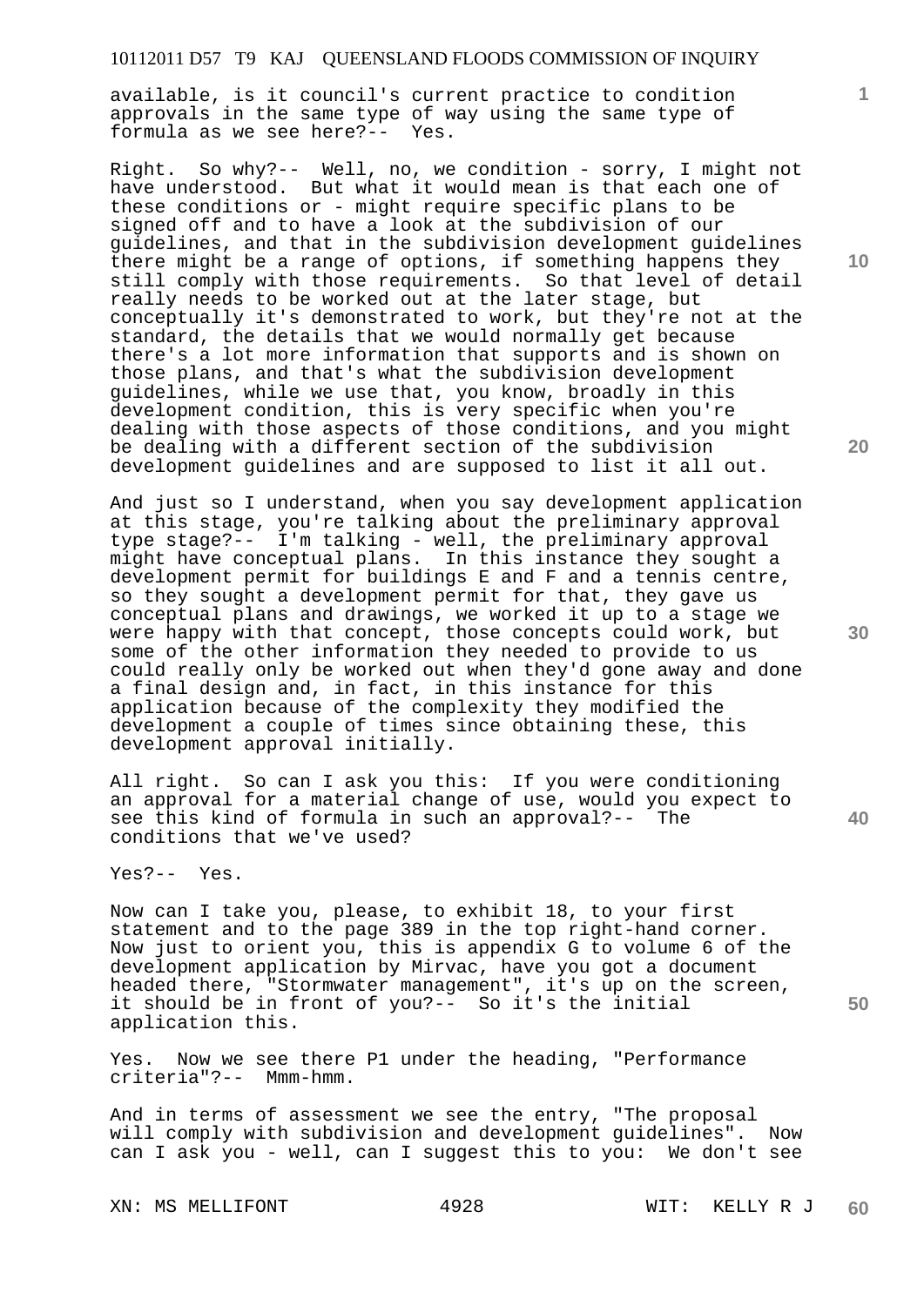available, is it council's current practice to condition approvals in the same type of way using the same type of formula as we see here?-- Yes.

Right. So why?-- Well, no, we condition - sorry, I might not have understood. But what it would mean is that each one of these conditions or - might require specific plans to be signed off and to have a look at the subdivision of our guidelines, and that in the subdivision development guidelines there might be a range of options, if something happens they still comply with those requirements. So that level of detail really needs to be worked out at the later stage, but conceptually it's demonstrated to work, but they're not at the standard, the details that we would normally get because there's a lot more information that supports and is shown on those plans, and that's what the subdivision development guidelines, while we use that, you know, broadly in this development condition, this is very specific when you're dealing with those aspects of those conditions, and you might be dealing with a different section of the subdivision development guidelines and are supposed to list it all out.

And just so I understand, when you say development application at this stage, you're talking about the preliminary approval type stage?-- I'm talking - well, the preliminary approval might have conceptual plans. In this instance they sought a development permit for buildings E and F and a tennis centre, so they sought a development permit for that, they gave us conceptual plans and drawings, we worked it up to a stage we were happy with that concept, those concepts could work, but some of the other information they needed to provide to us could really only be worked out when they'd gone away and done a final design and, in fact, in this instance for this application because of the complexity they modified the development a couple of times since obtaining these, this development approval initially.

All right. So can I ask you this: If you were conditioning an approval for a material change of use, would you expect to see this kind of formula in such an approval?-- The conditions that we've used?

Yes?-- Yes.

Now can I take you, please, to exhibit 18, to your first statement and to the page 389 in the top right-hand corner. Now just to orient you, this is appendix G to volume 6 of the development application by Mirvac, have you got a document headed there, "Stormwater management", it's up on the screen, it should be in front of you?-- So it's the initial application this.

Yes. Now we see there P1 under the heading, "Performance criteria"?-- Mmm-hmm.

And in terms of assessment we see the entry, "The proposal will comply with subdivision and development guidelines". Now can I ask you - well, can I suggest this to you: We don't see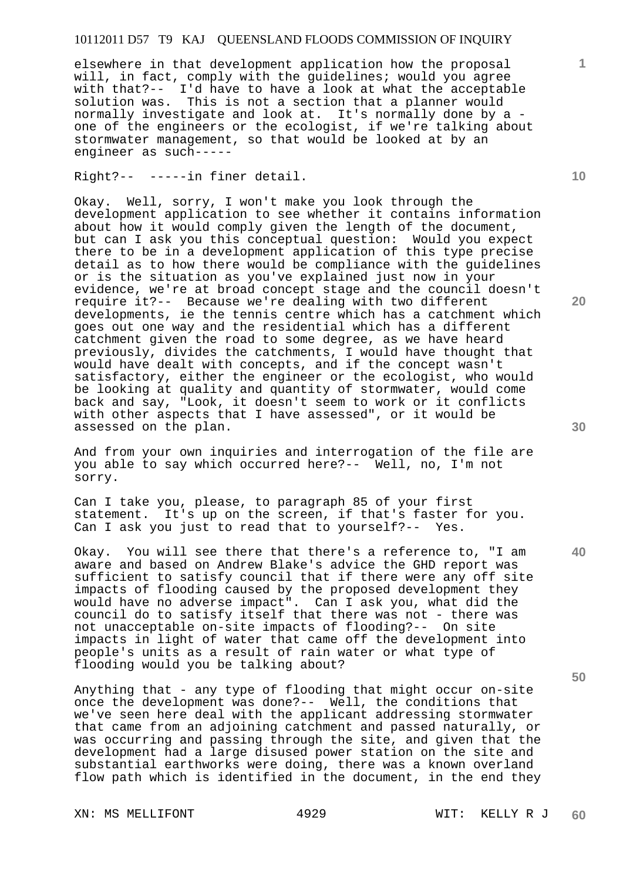elsewhere in that development application how the proposal will, in fact, comply with the guidelines; would you agree with that?-- I'd have to have a look at what the acceptable solution was. This is not a section that a planner would normally investigate and look at. It's normally done by a - one of the engineers or the ecologist, if we're talking about stormwater management, so that would be looked at by an engineer as such-----

Right?-- -----in finer detail.

Okay. Well, sorry, I won't make you look through the development application to see whether it contains information about how it would comply given the length of the document, but can I ask you this conceptual question: Would you expect there to be in a development application of this type precise detail as to how there would be compliance with the guidelines or is the situation as you've explained just now in your evidence, we're at broad concept stage and the council doesn't require it?-- Because we're dealing with two different developments, ie the tennis centre which has a catchment which goes out one way and the residential which has a different catchment given the road to some degree, as we have heard previously, divides the catchments, I would have thought that would have dealt with concepts, and if the concept wasn't satisfactory, either the engineer or the ecologist, who would be looking at quality and quantity of stormwater, would come back and say, "Look, it doesn't seem to work or it conflicts with other aspects that I have assessed", or it would be assessed on the plan.

And from your own inquiries and interrogation of the file are you able to say which occurred here?-- Well, no, I'm not sorry.

Can I take you, please, to paragraph 85 of your first statement. It's up on the screen, if that's faster for you. Can I ask you just to read that to yourself?-- Yes.

Okay. You will see there that there's a reference to, "I am aware and based on Andrew Blake's advice the GHD report was sufficient to satisfy council that if there were any off site impacts of flooding caused by the proposed development they would have no adverse impact". Can I ask you, what did the council do to satisfy itself that there was not - there was not unacceptable on-site impacts of flooding?-- On site impacts in light of water that came off the development into people's units as a result of rain water or what type of flooding would you be talking about?

Anything that - any type of flooding that might occur on-site once the development was done?-- Well, the conditions that we've seen here deal with the applicant addressing stormwater that came from an adjoining catchment and passed naturally, or was occurring and passing through the site, and given that the development had a large disused power station on the site and substantial earthworks were doing, there was a known overland flow path which is identified in the document, in the end they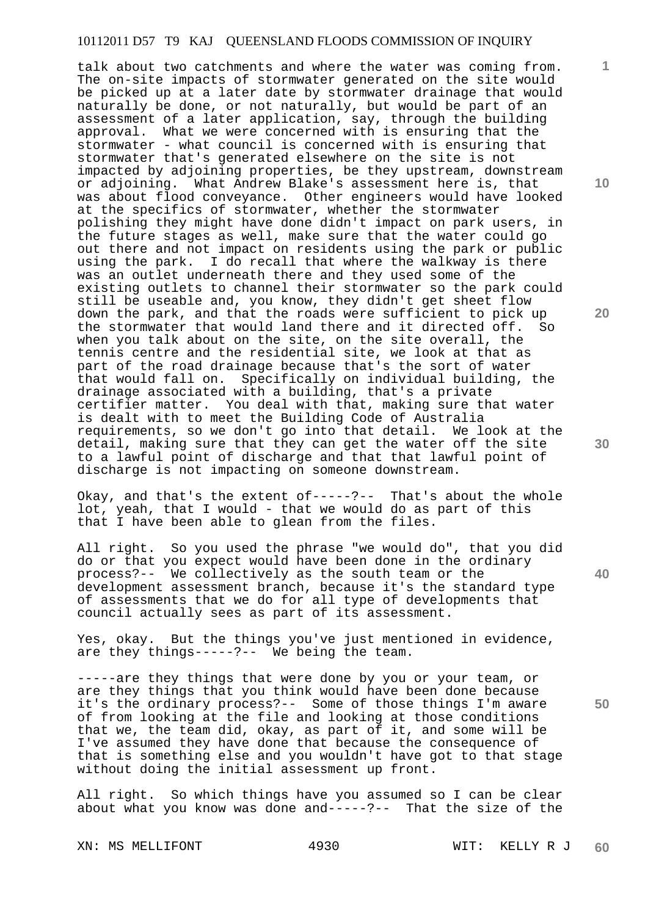talk about two catchments and where the water was coming from. The on-site impacts of stormwater generated on the site would be picked up at a later date by stormwater drainage that would naturally be done, or not naturally, but would be part of an assessment of a later application, say, through the building approval. What we were concerned with is ensuring that the stormwater - what council is concerned with is ensuring that stormwater that's generated elsewhere on the site is not impacted by adjoining properties, be they upstream, downstream or adjoining. What Andrew Blake's assessment here is, that was about flood conveyance. Other engineers would have looked at the specifics of stormwater, whether the stormwater polishing they might have done didn't impact on park users, in the future stages as well, make sure that the water could go out there and not impact on residents using the park or public using the park. I do recall that where the walkway is there was an outlet underneath there and they used some of the existing outlets to channel their stormwater so the park could still be useable and, you know, they didn't get sheet flow down the park, and that the roads were sufficient to pick up the stormwater that would land there and it directed off. So when you talk about on the site, on the site overall, the tennis centre and the residential site, we look at that as part of the road drainage because that's the sort of water that would fall on. Specifically on individual building, the drainage associated with a building, that's a private certifier matter. You deal with that, making sure that water is dealt with to meet the Building Code of Australia requirements, so we don't go into that detail. We look at the detail, making sure that they can get the water off the site to a lawful point of discharge and that that lawful point of discharge is not impacting on someone downstream.

Okay, and that's the extent of-----?-- That's about the whole lot, yeah, that I would - that we would do as part of this that I have been able to glean from the files.

All right. So you used the phrase "we would do", that you did do or that you expect would have been done in the ordinary process?-- We collectively as the south team or the development assessment branch, because it's the standard type of assessments that we do for all type of developments that council actually sees as part of its assessment.

Yes, okay. But the things you've just mentioned in evidence, are they things-----?-- We being the team.

-----are they things that were done by you or your team, or are they things that you think would have been done because it's the ordinary process?-- Some of those things I'm aware of from looking at the file and looking at those conditions that we, the team did, okay, as part of it, and some will be I've assumed they have done that because the consequence of that is something else and you wouldn't have got to that stage without doing the initial assessment up front.

All right. So which things have you assumed so I can be clear about what you know was done and-----?-- That the size of the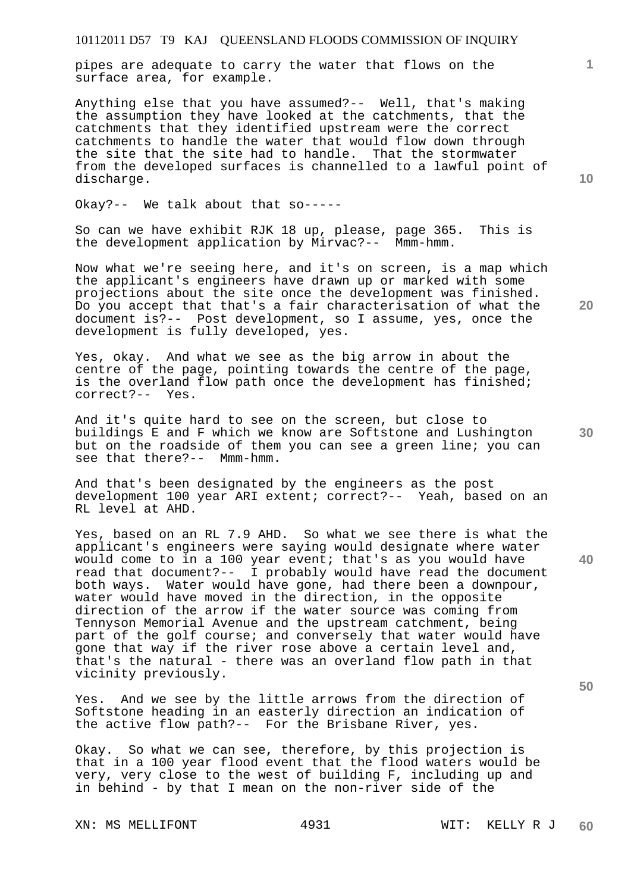pipes are adequate to carry the water that flows on the surface area, for example.

Anything else that you have assumed?-- Well, that's making the assumption they have looked at the catchments, that the catchments that they identified upstream were the correct catchments to handle the water that would flow down through the site that the site had to handle. That the stormwater from the developed surfaces is channelled to a lawful point of discharge.

Okay?-- We talk about that so-----

So can we have exhibit RJK 18 up, please, page 365. This is the development application by Mirvac?-- Mmm-hmm.

Now what we're seeing here, and it's on screen, is a map which the applicant's engineers have drawn up or marked with some projections about the site once the development was finished. Do you accept that that's a fair characterisation of what the document is?-- Post development, so I assume, yes, once the development is fully developed, yes.

Yes, okay. And what we see as the big arrow in about the centre of the page, pointing towards the centre of the page, is the overland flow path once the development has finished; correct?-- Yes.

And it's quite hard to see on the screen, but close to buildings E and F which we know are Softstone and Lushington but on the roadside of them you can see a green line; you can see that there?-- Mmm-hmm.

And that's been designated by the engineers as the post development 100 year ARI extent; correct?-- Yeah, based on an RL level at AHD.

Yes, based on an RL 7.9 AHD. So what we see there is what the applicant's engineers were saying would designate where water would come to in a 100 year event; that's as you would have read that document?-- I probably would have read the document both ways. Water would have gone, had there been a downpour, water would have moved in the direction, in the opposite direction of the arrow if the water source was coming from Tennyson Memorial Avenue and the upstream catchment, being part of the golf course; and conversely that water would have gone that way if the river rose above a certain level and, that's the natural - there was an overland flow path in that vicinity previously.

Yes. And we see by the little arrows from the direction of Softstone heading in an easterly direction an indication of the active flow path?-- For the Brisbane River, yes.

Okay. So what we can see, therefore, by this projection is that in a 100 year flood event that the flood waters would be very, very close to the west of building F, including up and in behind - by that I mean on the non-river side of the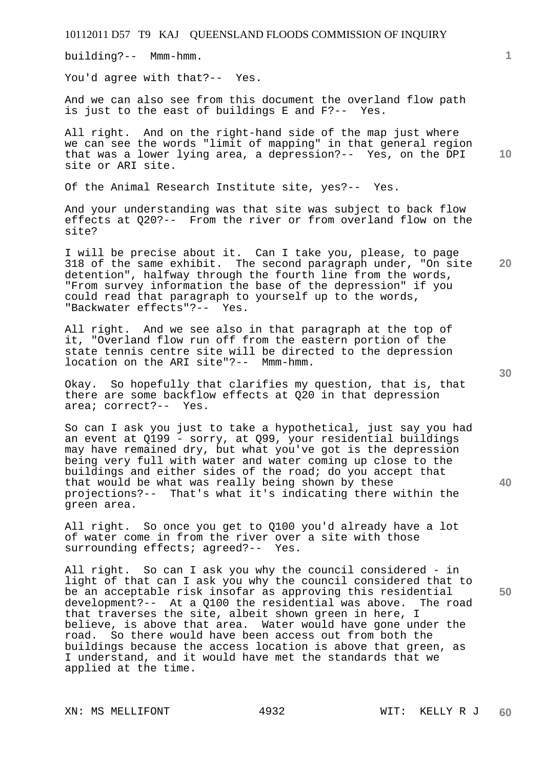building?-- Mmm-hmm.

You'd agree with that?-- Yes.

And we can also see from this document the overland flow path is just to the east of buildings E and F?-- Yes.

All right. And on the right-hand side of the map just where we can see the words "limit of mapping" in that general region that was a lower lying area, a depression?-- Yes, on the DPI site or ARI site.

Of the Animal Research Institute site, yes?-- Yes.

And your understanding was that site was subject to back flow effects at Q20?-- From the river or from overland flow on the site?

I will be precise about it. Can I take you, please, to page 318 of the same exhibit. The second paragraph under, "On site detention", halfway through the fourth line from the words, "From survey information the base of the depression" if you could read that paragraph to yourself up to the words, "Backwater effects"?-- Yes.

All right. And we see also in that paragraph at the top of it, "Overland flow run off from the eastern portion of the state tennis centre site will be directed to the depression location on the ARI site"?-- Mmm-hmm.

Okay. So hopefully that clarifies my question, that is, that there are some backflow effects at Q20 in that depression area; correct?-- Yes.

So can I ask you just to take a hypothetical, just say you had an event at Q199 - sorry, at Q99, your residential buildings may have remained dry, but what you've got is the depression being very full with water and water coming up close to the buildings and either sides of the road; do you accept that that would be what was really being shown by these projections?-- That's what it's indicating there within the green area.

All right. So once you get to Q100 you'd already have a lot of water come in from the river over a site with those surrounding effects; agreed?-- Yes.

All right. So can I ask you why the council considered - in light of that can I ask you why the council considered that to be an acceptable risk insofar as approving this residential development?-- At a Q100 the residential was above. The road that traverses the site, albeit shown green in here, I believe, is above that area. Water would have gone under the road. So there would have been access out from both the buildings because the access location is above that green, as I understand, and it would have met the standards that we applied at the time.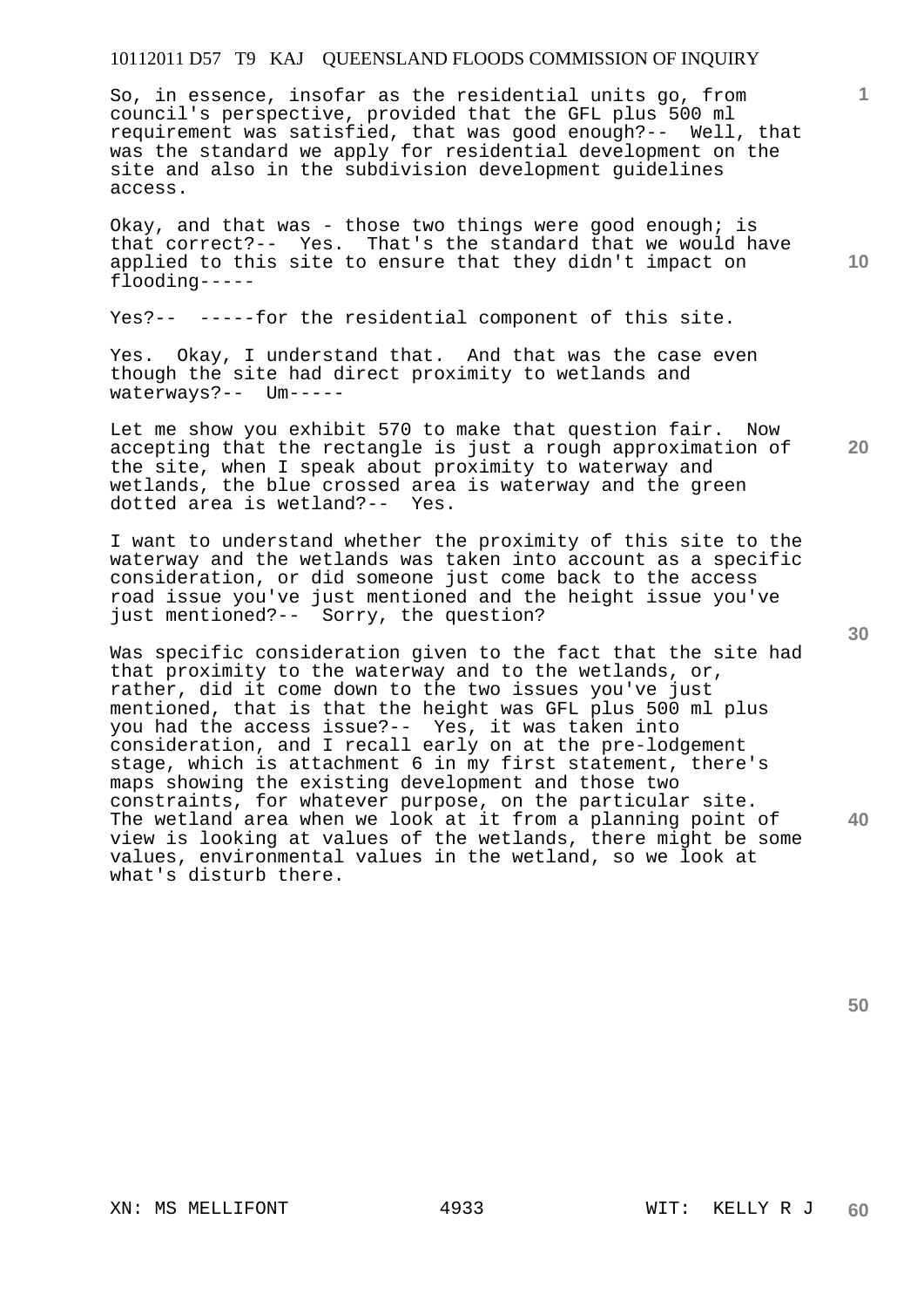So, in essence, insofar as the residential units go, from council's perspective, provided that the GFL plus 500 ml requirement was satisfied, that was good enough?-- Well, that was the standard we apply for residential development on the site and also in the subdivision development guidelines access.

Okay, and that was - those two things were good enough; is that correct?-- Yes. That's the standard that we would have applied to this site to ensure that they didn't impact on flooding-----

Yes?-- -----for the residential component of this site.

Yes. Okay, I understand that. And that was the case even though the site had direct proximity to wetlands and waterways?-- Um-----

Let me show you exhibit 570 to make that question fair. Now accepting that the rectangle is just a rough approximation of the site, when I speak about proximity to waterway and wetlands, the blue crossed area is waterway and the green dotted area is wetland?-- Yes.

I want to understand whether the proximity of this site to the waterway and the wetlands was taken into account as a specific consideration, or did someone just come back to the access road issue you've just mentioned and the height issue you've just mentioned?-- Sorry, the question?

Was specific consideration given to the fact that the site had that proximity to the waterway and to the wetlands, or, rather, did it come down to the two issues you've just mentioned, that is that the height was GFL plus 500 ml plus you had the access issue?-- Yes, it was taken into consideration, and I recall early on at the pre-lodgement stage, which is attachment 6 in my first statement, there's maps showing the existing development and those two constraints, for whatever purpose, on the particular site. The wetland area when we look at it from a planning point of view is looking at values of the wetlands, there might be some values, environmental values in the wetland, so we look at what's disturb there.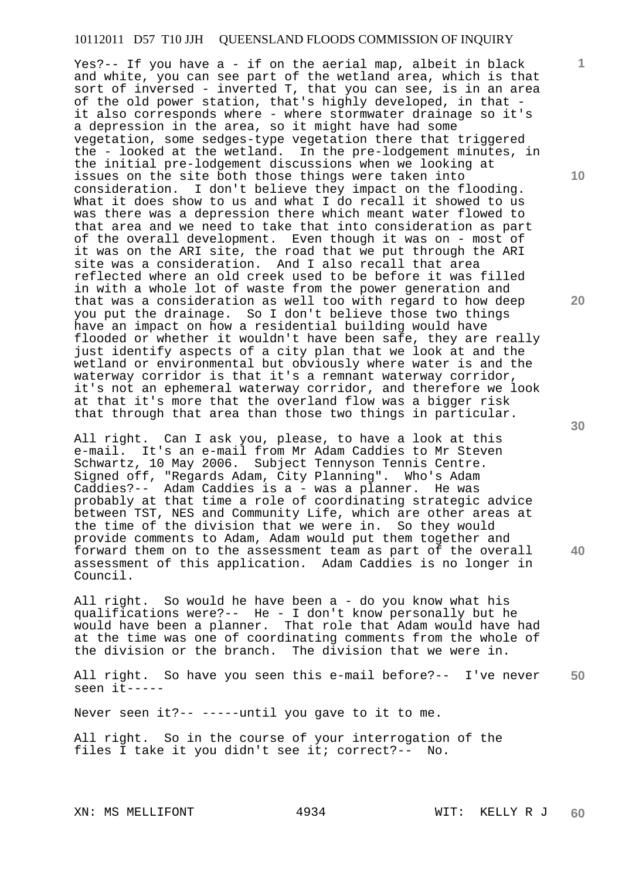Yes?-- If you have a - if on the aerial map, albeit in black and white, you can see part of the wetland area, which is that sort of inversed - inverted T, that you can see, is in an area of the old power station, that's highly developed, in that - it also corresponds where - where stormwater drainage so it's a depression in the area, so it might have had some vegetation, some sedges-type vegetation there that triggered the - looked at the wetland. In the pre-lodgement minutes, in the initial pre-lodgement discussions when we looking at issues on the site both those things were taken into consideration. I don't believe they impact on the flooding. What it does show to us and what I do recall it showed to us was there was a depression there which meant water flowed to that area and we need to take that into consideration as part of the overall development. Even though it was on - most of it was on the ARI site, the road that we put through the ARI site was a consideration. And I also recall that area reflected where an old creek used to be before it was filled in with a whole lot of waste from the power generation and that was a consideration as well too with regard to how deep you put the drainage. So I don't believe those two things have an impact on how a residential building would have flooded or whether it wouldn't have been safe, they are really just identify aspects of a city plan that we look at and the wetland or environmental but obviously where water is and the waterway corridor is that it's a remnant waterway corridor, it's not an ephemeral waterway corridor, and therefore we look at that it's more that the overland flow was a bigger risk that through that area than those two things in particular.

All right. Can I ask you, please, to have a look at this e-mail. It's an e-mail from Mr Adam Caddies to Mr Steven Schwartz, 10 May 2006. Subject Tennyson Tennis Centre. Signed off, "Regards Adam, City Planning". Who's Adam Caddies?-- Adam Caddies is a - was a planner. He was probably at that time a role of coordinating strategic advice between TST, NES and Community Life, which are other areas at the time of the division that we were in. So they would provide comments to Adam, Adam would put them together and forward them on to the assessment team as part of the overall assessment of this application. Adam Caddies is no longer in Council.

All right. So would he have been a - do you know what his qualifications were?-- He - I don't know personally but he would have been a planner. That role that Adam would have had at the time was one of coordinating comments from the whole of the division or the branch. The division that we were in.

All right. So have you seen this e-mail before?-- I've never seen it-----

Never seen it?-- -----until you gave to it to me.

All right. So in the course of your interrogation of the files I take it you didn't see it; correct?-- No.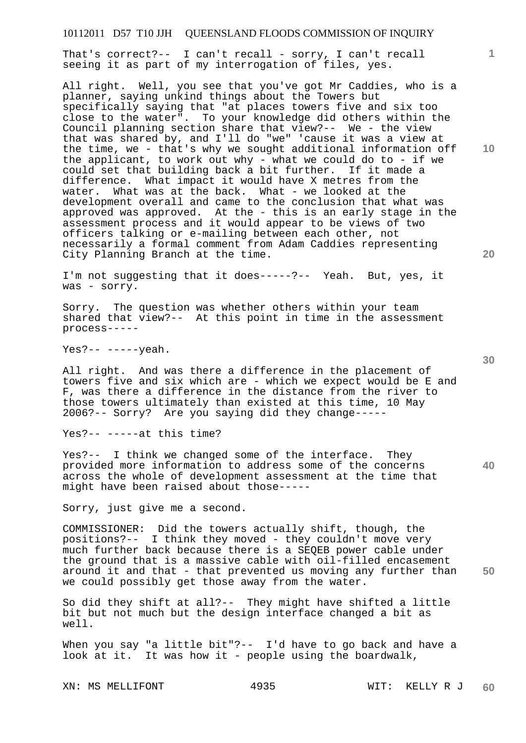That's correct?-- I can't recall - sorry, I can't recall seeing it as part of my interrogation of files, yes.

All right. Well, you see that you've got Mr Caddies, who is a planner, saying unkind things about the Towers but specifically saying that "at places towers five and six too close to the water". To your knowledge did others within the Council planning section share that view?-- We - the view that was shared by, and I'll do "we" 'cause it was a view at the time, we - that's why we sought additional information off the applicant, to work out why - what we could do to - if we could set that building back a bit further. If it made a difference. What impact it would have X metres from the water. What was at the back. What - we looked at the development overall and came to the conclusion that what was approved was approved. At the - this is an early stage in the assessment process and it would appear to be views of two officers talking or e-mailing between each other, not necessarily a formal comment from Adam Caddies representing City Planning Branch at the time.

I'm not suggesting that it does-----?-- Yeah. But, yes, it was - sorry.

Sorry. The question was whether others within your team shared that view?-- At this point in time in the assessment process-----

Yes?-- -----yeah.

All right. And was there a difference in the placement of towers five and six which are - which we expect would be E and F, was there a difference in the distance from the river to those towers ultimately than existed at this time, 10 May 2006?-- Sorry? Are you saying did they change-----

Yes?-- -----at this time?

Yes?-- I think we changed some of the interface. They provided more information to address some of the concerns across the whole of development assessment at the time that might have been raised about those-----

Sorry, just give me a second.

COMMISSIONER: Did the towers actually shift, though, the positions?-- I think they moved - they couldn't move very much further back because there is a SEQEB power cable under the ground that is a massive cable with oil-filled encasement around it and that - that prevented us moving any further than we could possibly get those away from the water.

So did they shift at all?-- They might have shifted a little bit but not much but the design interface changed a bit as well.

When you say "a little bit"?-- I'd have to go back and have a look at it. It was how it - people using the boardwalk,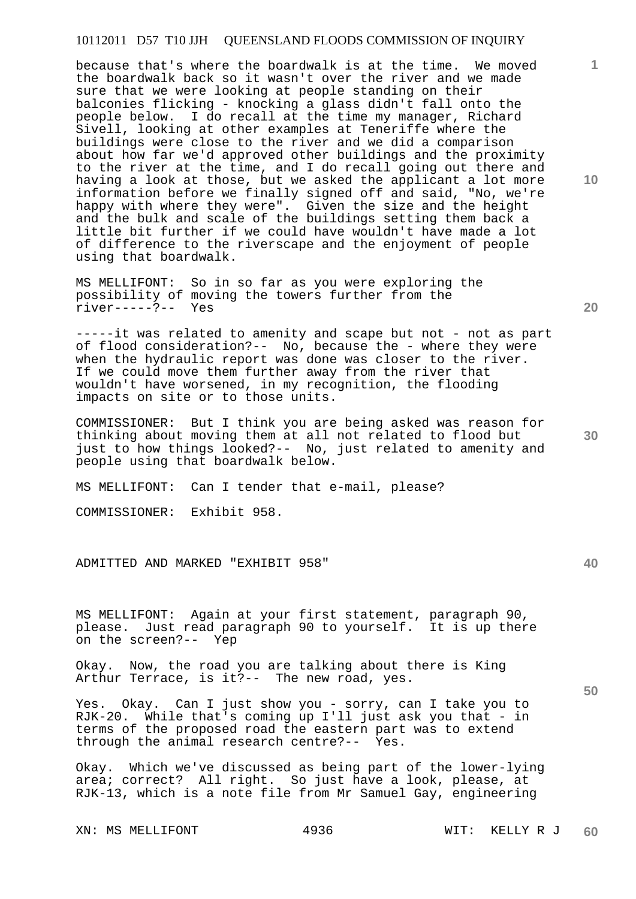because that's where the boardwalk is at the time. We moved the boardwalk back so it wasn't over the river and we made sure that we were looking at people standing on their balconies flicking - knocking a glass didn't fall onto the people below. I do recall at the time my manager, Richard Sivell, looking at other examples at Teneriffe where the buildings were close to the river and we did a comparison about how far we'd approved other buildings and the proximity to the river at the time, and I do recall going out there and having a look at those, but we asked the applicant a lot more information before we finally signed off and said, "No, we're happy with where they were". Given the size and the height and the bulk and scale of the buildings setting them back a little bit further if we could have wouldn't have made a lot of difference to the riverscape and the enjoyment of people using that boardwalk.

MS MELLIFONT: So in so far as you were exploring the possibility of moving the towers further from the river-----?-- Yes

-----it was related to amenity and scape but not - not as part of flood consideration?-- No, because the - where they were when the hydraulic report was done was closer to the river. If we could move them further away from the river that wouldn't have worsened, in my recognition, the flooding impacts on site or to those units.

COMMISSIONER: But I think you are being asked was reason for thinking about moving them at all not related to flood but just to how things looked?-- No, just related to amenity and people using that boardwalk below.

MS MELLIFONT: Can I tender that e-mail, please?

COMMISSIONER: Exhibit 958.

ADMITTED AND MARKED "EXHIBIT 958"

MS MELLIFONT: Again at your first statement, paragraph 90, please. Just read paragraph 90 to yourself. It is up there on the screen?-- Yep

Okay. Now, the road you are talking about there is King Arthur Terrace, is it?-- The new road, yes.

Yes. Okay. Can I just show you - sorry, can I take you to RJK-20. While that's coming up I'll just ask you that - in terms of the proposed road the eastern part was to extend through the animal research centre?-- Yes.

Okay. Which we've discussed as being part of the lower-lying area; correct? All right. So just have a look, please, at RJK-13, which is a note file from Mr Samuel Gay, engineering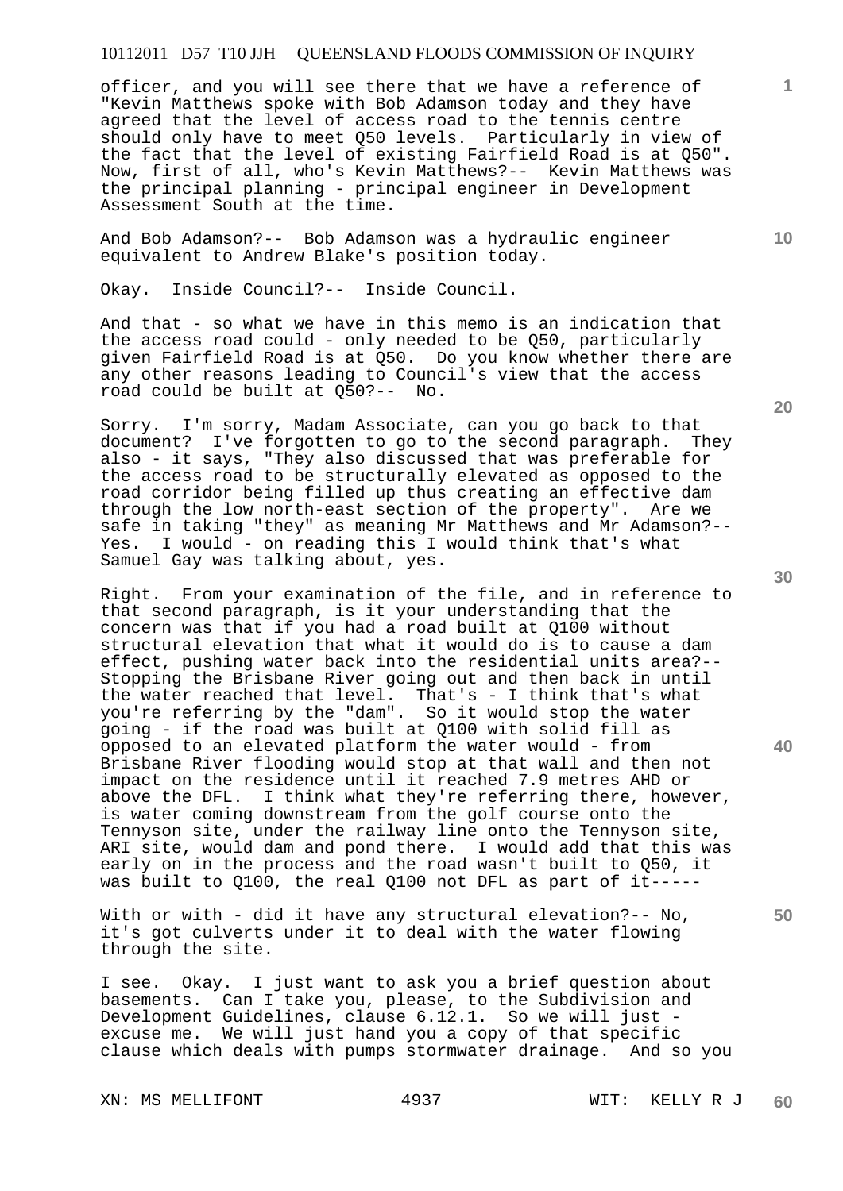officer, and you will see there that we have a reference of "Kevin Matthews spoke with Bob Adamson today and they have agreed that the level of access road to the tennis centre should only have to meet Q50 levels. Particularly in view of the fact that the level of existing Fairfield Road is at Q50". Now, first of all, who's Kevin Matthews?-- Kevin Matthews was the principal planning - principal engineer in Development Assessment South at the time.

And Bob Adamson?-- Bob Adamson was a hydraulic engineer equivalent to Andrew Blake's position today.

Okay. Inside Council?-- Inside Council.

And that - so what we have in this memo is an indication that the access road could - only needed to be Q50, particularly given Fairfield Road is at Q50. Do you know whether there are any other reasons leading to Council's view that the access road could be built at Q50?-- No.

Sorry. I'm sorry, Madam Associate, can you go back to that document? I've forgotten to go to the second paragraph. They also - it says, "They also discussed that was preferable for the access road to be structurally elevated as opposed to the road corridor being filled up thus creating an effective dam through the low north-east section of the property". Are we safe in taking "they" as meaning Mr Matthews and Mr Adamson?-- Yes. I would - on reading this I would think that's what Samuel Gay was talking about, yes.

Right. From your examination of the file, and in reference to that second paragraph, is it your understanding that the concern was that if you had a road built at Q100 without structural elevation that what it would do is to cause a dam effect, pushing water back into the residential units area?-- Stopping the Brisbane River going out and then back in until the water reached that level. That's - I think that's what you're referring by the "dam". So it would stop the water going - if the road was built at Q100 with solid fill as opposed to an elevated platform the water would - from Brisbane River flooding would stop at that wall and then not impact on the residence until it reached 7.9 metres AHD or above the DFL. I think what they're referring there, however, is water coming downstream from the golf course onto the Tennyson site, under the railway line onto the Tennyson site, ARI site, would dam and pond there. I would add that this was early on in the process and the road wasn't built to Q50, it was built to Q100, the real Q100 not DFL as part of it-----

With or with - did it have any structural elevation?-- No, it's got culverts under it to deal with the water flowing through the site.

I see. Okay. I just want to ask you a brief question about basements. Can I take you, please, to the Subdivision and Development Guidelines, clause 6.12.1. So we will just - excuse me. We will just hand you a copy of that specific clause which deals with pumps stormwater drainage. And so you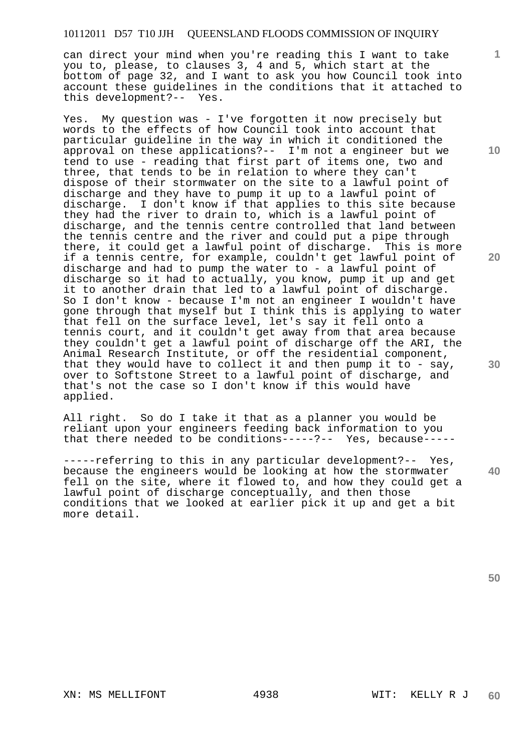can direct your mind when you're reading this I want to take you to, please, to clauses 3, 4 and 5, which start at the bottom of page 32, and I want to ask you how Council took into account these guidelines in the conditions that it attached to this development?-- Yes.

Yes. My question was - I've forgotten it now precisely but words to the effects of how Council took into account that particular guideline in the way in which it conditioned the approval on these applications?-- I'm not a engineer but we tend to use - reading that first part of items one, two and three, that tends to be in relation to where they can't dispose of their stormwater on the site to a lawful point of discharge and they have to pump it up to a lawful point of discharge. I don't know if that applies to this site because they had the river to drain to, which is a lawful point of discharge, and the tennis centre controlled that land between the tennis centre and the river and could put a pipe through there, it could get a lawful point of discharge. This is more if a tennis centre, for example, couldn't get lawful point of discharge and had to pump the water to - a lawful point of discharge so it had to actually, you know, pump it up and get it to another drain that led to a lawful point of discharge. So I don't know - because I'm not an engineer I wouldn't have gone through that myself but I think this is applying to water that fell on the surface level, let's say it fell onto a tennis court, and it couldn't get away from that area because they couldn't get a lawful point of discharge off the ARI, the Animal Research Institute, or off the residential component, that they would have to collect it and then pump it to - say, over to Softstone Street to a lawful point of discharge, and that's not the case so I don't know if this would have applied.

All right. So do I take it that as a planner you would be reliant upon your engineers feeding back information to you that there needed to be conditions-----?-- Yes, because-----

-----referring to this in any particular development?-- Yes, because the engineers would be looking at how the stormwater fell on the site, where it flowed to, and how they could get a lawful point of discharge conceptually, and then those conditions that we looked at earlier pick it up and get a bit more detail.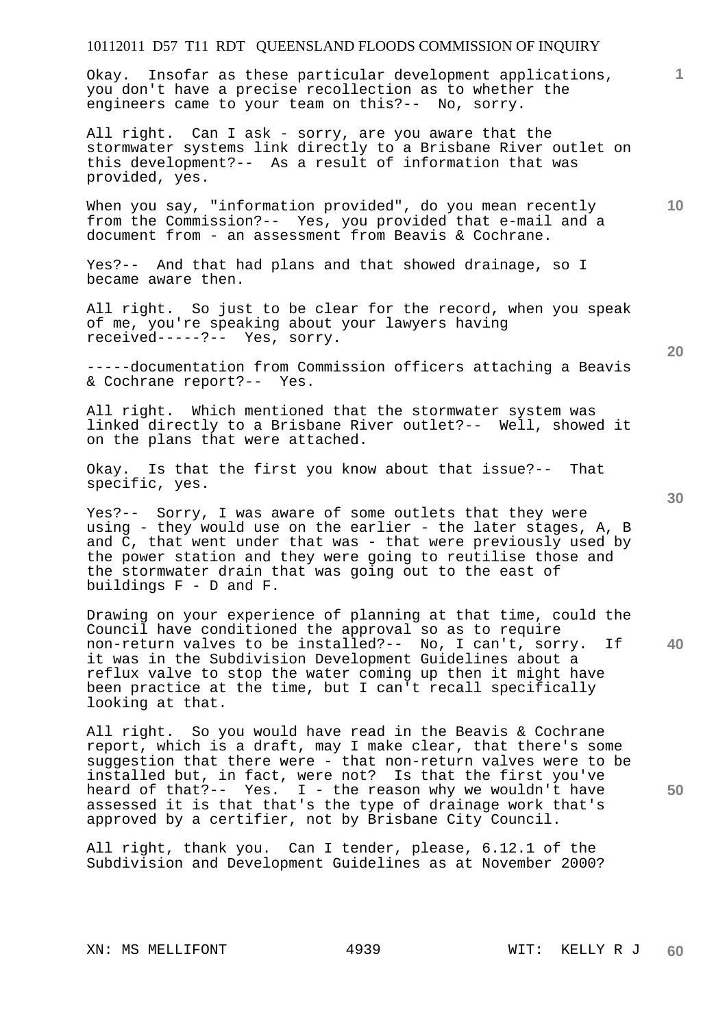Okay. Insofar as these particular development applications, you don't have a precise recollection as to whether the engineers came to your team on this?-- No, sorry.

All right. Can I ask - sorry, are you aware that the stormwater systems link directly to a Brisbane River outlet on this development?-- As a result of information that was provided, yes.

When you say, "information provided", do you mean recently from the Commission?-- Yes, you provided that e-mail and a document from - an assessment from Beavis & Cochrane.

Yes?-- And that had plans and that showed drainage, so I became aware then.

All right. So just to be clear for the record, when you speak of me, you're speaking about your lawyers having received-----?-- Yes, sorry.

-----documentation from Commission officers attaching a Beavis & Cochrane report?-- Yes.

All right. Which mentioned that the stormwater system was linked directly to a Brisbane River outlet?-- Well, showed it on the plans that were attached.

Okay. Is that the first you know about that issue?-- That specific, yes.

Yes?-- Sorry, I was aware of some outlets that they were using - they would use on the earlier - the later stages, A, B and C, that went under that was - that were previously used by the power station and they were going to reutilise those and the stormwater drain that was going out to the east of buildings F - D and F.

Drawing on your experience of planning at that time, could the Council have conditioned the approval so as to require non-return valves to be installed?-- No, I can't, sorry. If it was in the Subdivision Development Guidelines about a reflux valve to stop the water coming up then it might have been practice at the time, but I can't recall specifically looking at that.

All right. So you would have read in the Beavis & Cochrane report, which is a draft, may I make clear, that there's some suggestion that there were - that non-return valves were to be installed but, in fact, were not? Is that the first you've heard of that?-- Yes. I - the reason why we wouldn't have assessed it is that that's the type of drainage work that's approved by a certifier, not by Brisbane City Council.

All right, thank you. Can I tender, please, 6.12.1 of the Subdivision and Development Guidelines as at November 2000?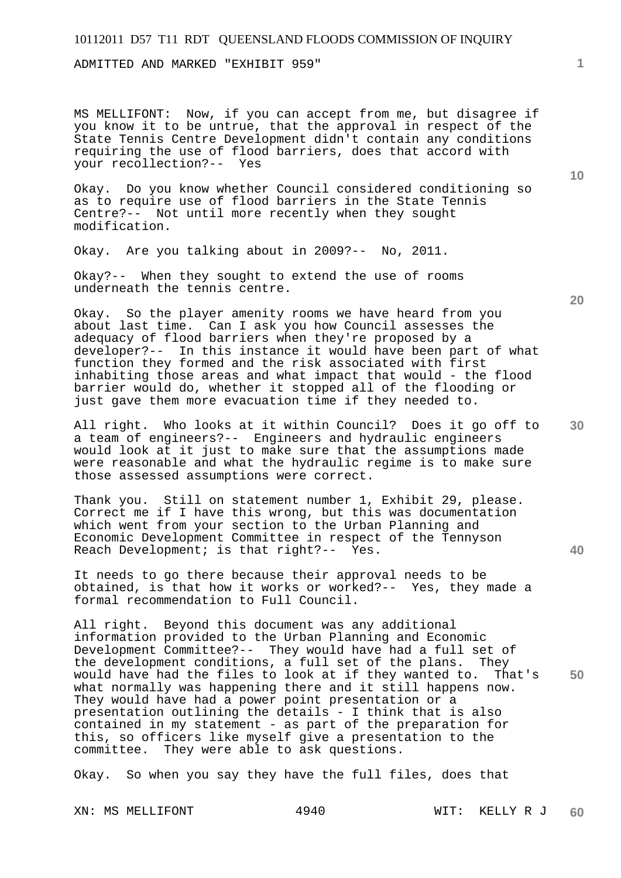ADMITTED AND MARKED "EXHIBIT 959"

MS MELLIFONT: Now, if you can accept from me, but disagree if you know it to be untrue, that the approval in respect of the State Tennis Centre Development didn't contain any conditions requiring the use of flood barriers, does that accord with your recollection?-- Yes

Okay. Do you know whether Council considered conditioning so as to require use of flood barriers in the State Tennis Centre?-- Not until more recently when they sought modification.

Okay. Are you talking about in 2009?-- No, 2011.

Okay?-- When they sought to extend the use of rooms underneath the tennis centre.

Okay. So the player amenity rooms we have heard from you about last time. Can I ask you how Council assesses the adequacy of flood barriers when they're proposed by a developer?-- In this instance it would have been part of what function they formed and the risk associated with first inhabiting those areas and what impact that would - the flood barrier would do, whether it stopped all of the flooding or just gave them more evacuation time if they needed to.

All right. Who looks at it within Council? Does it go off to a team of engineers?-- Engineers and hydraulic engineers would look at it just to make sure that the assumptions made were reasonable and what the hydraulic regime is to make sure those assessed assumptions were correct.

Thank you. Still on statement number 1, Exhibit 29, please. Correct me if I have this wrong, but this was documentation which went from your section to the Urban Planning and Economic Development Committee in respect of the Tennyson Reach Development; is that right?-- Yes.

It needs to go there because their approval needs to be obtained, is that how it works or worked?-- Yes, they made a formal recommendation to Full Council.

All right. Beyond this document was any additional information provided to the Urban Planning and Economic Development Committee?-- They would have had a full set of the development conditions, a full set of the plans. They would have had the files to look at if they wanted to. That's what normally was happening there and it still happens now. They would have had a power point presentation or a presentation outlining the details - I think that is also contained in my statement - as part of the preparation for this, so officers like myself give a presentation to the committee. They were able to ask questions.

Okay. So when you say they have the full files, does that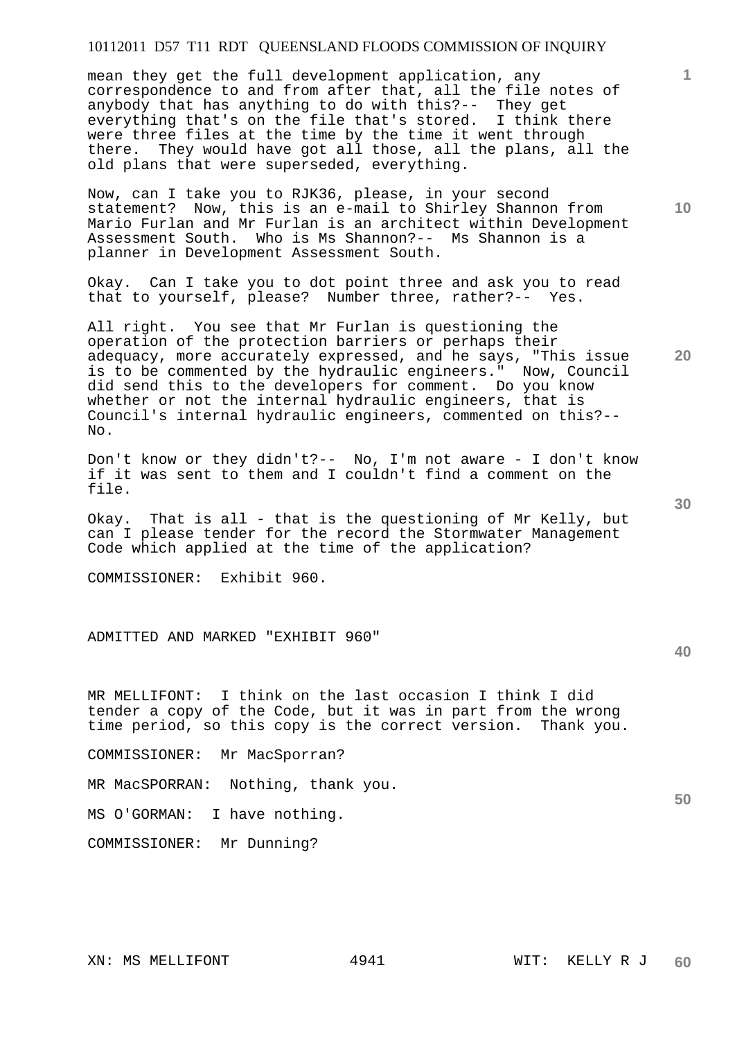mean they get the full development application, any correspondence to and from after that, all the file notes of anybody that has anything to do with this?-- They get everything that's on the file that's stored. I think there were three files at the time by the time it went through there. They would have got all those, all the plans, all the old plans that were superseded, everything.

Now, can I take you to RJK36, please, in your second statement? Now, this is an e-mail to Shirley Shannon from Mario Furlan and Mr Furlan is an architect within Development Assessment South. Who is Ms Shannon?-- Ms Shannon is a planner in Development Assessment South.

Okay. Can I take you to dot point three and ask you to read that to yourself, please? Number three, rather?-- Yes.

All right. You see that Mr Furlan is questioning the operation of the protection barriers or perhaps their adequacy, more accurately expressed, and he says, "This issue is to be commented by the hydraulic engineers." Now, Council did send this to the developers for comment. Do you know whether or not the internal hydraulic engineers, that is Council's internal hydraulic engineers, commented on this?-- No.

Don't know or they didn't?-- No, I'm not aware - I don't know if it was sent to them and I couldn't find a comment on the file.

Okay. That is all - that is the questioning of Mr Kelly, but can I please tender for the record the Stormwater Management Code which applied at the time of the application?

COMMISSIONER: Exhibit 960.

ADMITTED AND MARKED "EXHIBIT 960"

MR MELLIFONT: I think on the last occasion I think I did tender a copy of the Code, but it was in part from the wrong time period, so this copy is the correct version. Thank you.

COMMISSIONER: Mr MacSporran?

MR MacSPORRAN: Nothing, thank you.

MS O'GORMAN: I have nothing.

COMMISSIONER: Mr Dunning?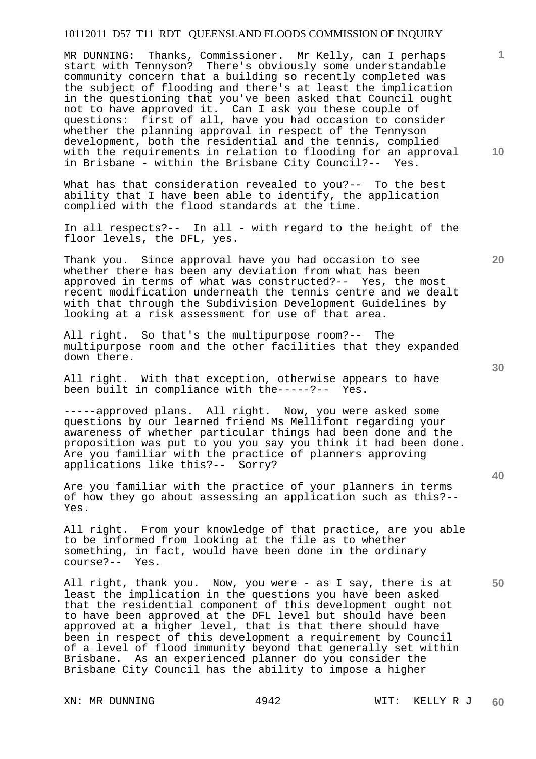MR DUNNING: Thanks, Commissioner. Mr Kelly, can I perhaps start with Tennyson? There's obviously some understandable community concern that a building so recently completed was the subject of flooding and there's at least the implication in the questioning that you've been asked that Council ought not to have approved it. Can I ask you these couple of questions: first of all, have you had occasion to consider whether the planning approval in respect of the Tennyson development, both the residential and the tennis, complied with the requirements in relation to flooding for an approval in Brisbane - within the Brisbane City Council?-- Yes.

What has that consideration revealed to you?-- To the best ability that I have been able to identify, the application complied with the flood standards at the time.

In all respects?-- In all - with regard to the height of the floor levels, the DFL, yes.

Thank you. Since approval have you had occasion to see whether there has been any deviation from what has been approved in terms of what was constructed?-- Yes, the most recent modification underneath the tennis centre and we dealt with that through the Subdivision Development Guidelines by looking at a risk assessment for use of that area.

All right. So that's the multipurpose room?-- The multipurpose room and the other facilities that they expanded down there.

All right. With that exception, otherwise appears to have been built in compliance with the-----?-- Yes.

-----approved plans. All right. Now, you were asked some questions by our learned friend Ms Mellifont regarding your awareness of whether particular things had been done and the proposition was put to you you say you think it had been done. Are you familiar with the practice of planners approving applications like this?-- Sorry?

Are you familiar with the practice of your planners in terms of how they go about assessing an application such as this?-- Yes.

All right. From your knowledge of that practice, are you able to be informed from looking at the file as to whether something, in fact, would have been done in the ordinary course?-- Yes.

All right, thank you. Now, you were - as I say, there is at least the implication in the questions you have been asked that the residential component of this development ought not to have been approved at the DFL level but should have been approved at a higher level, that is that there should have been in respect of this development a requirement by Council of a level of flood immunity beyond that generally set within Brisbane. As an experienced planner do you consider the Brisbane City Council has the ability to impose a higher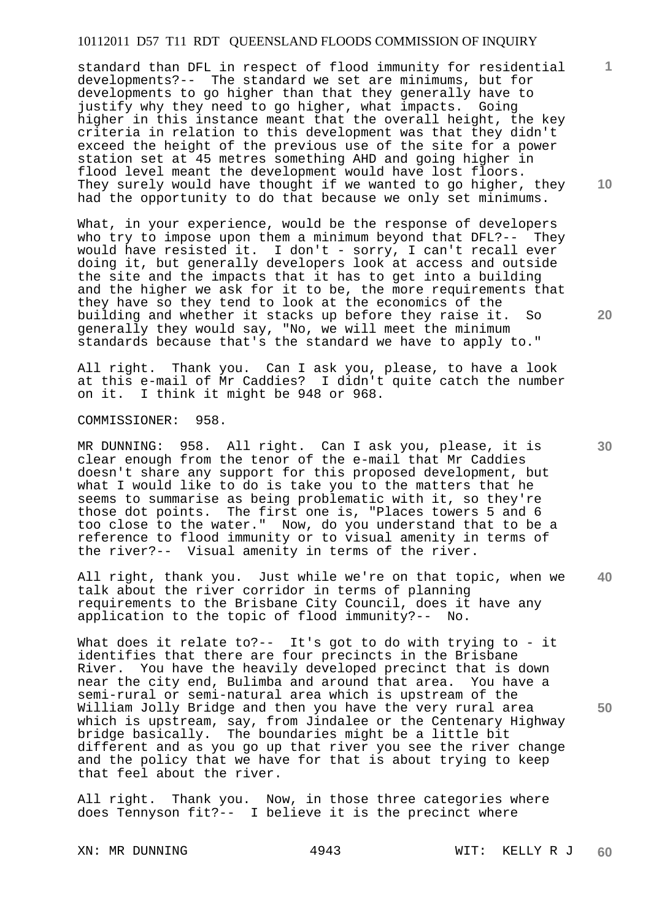standard than DFL in respect of flood immunity for residential developments?-- The standard we set are minimums, but for developments to go higher than that they generally have to justify why they need to go higher, what impacts. Going higher in this instance meant that the overall height, the key criteria in relation to this development was that they didn't exceed the height of the previous use of the site for a power station set at 45 metres something AHD and going higher in flood level meant the development would have lost floors. They surely would have thought if we wanted to go higher, they had the opportunity to do that because we only set minimums.

What, in your experience, would be the response of developers who try to impose upon them a minimum beyond that DFL?-- They would have resisted it. I don't - sorry, I can't recall ever doing it, but generally developers look at access and outside the site and the impacts that it has to get into a building and the higher we ask for it to be, the more requirements that they have so they tend to look at the economics of the building and whether it stacks up before they raise it. So generally they would say, "No, we will meet the minimum standards because that's the standard we have to apply to."

All right. Thank you. Can I ask you, please, to have a look at this e-mail of Mr Caddies? I didn't quite catch the number on it. I think it might be 948 or 968.

COMMISSIONER: 958.

MR DUNNING: 958. All right. Can I ask you, please, it is clear enough from the tenor of the e-mail that Mr Caddies doesn't share any support for this proposed development, but what I would like to do is take you to the matters that he seems to summarise as being problematic with it, so they're those dot points. The first one is, "Places towers 5 and 6 too close to the water." Now, do you understand that to be a reference to flood immunity or to visual amenity in terms of the river?-- Visual amenity in terms of the river.

All right, thank you. Just while we're on that topic, when we talk about the river corridor in terms of planning requirements to the Brisbane City Council, does it have any application to the topic of flood immunity?-- No.

What does it relate to?-- It's got to do with trying to - it identifies that there are four precincts in the Brisbane River. You have the heavily developed precinct that is down near the city end, Bulimba and around that area. You have a semi-rural or semi-natural area which is upstream of the William Jolly Bridge and then you have the very rural area which is upstream, say, from Jindalee or the Centenary Highway bridge basically. The boundaries might be a little bit different and as you go up that river you see the river change and the policy that we have for that is about trying to keep that feel about the river.

All right. Thank you. Now, in those three categories where does Tennyson fit?-- I believe it is the precinct where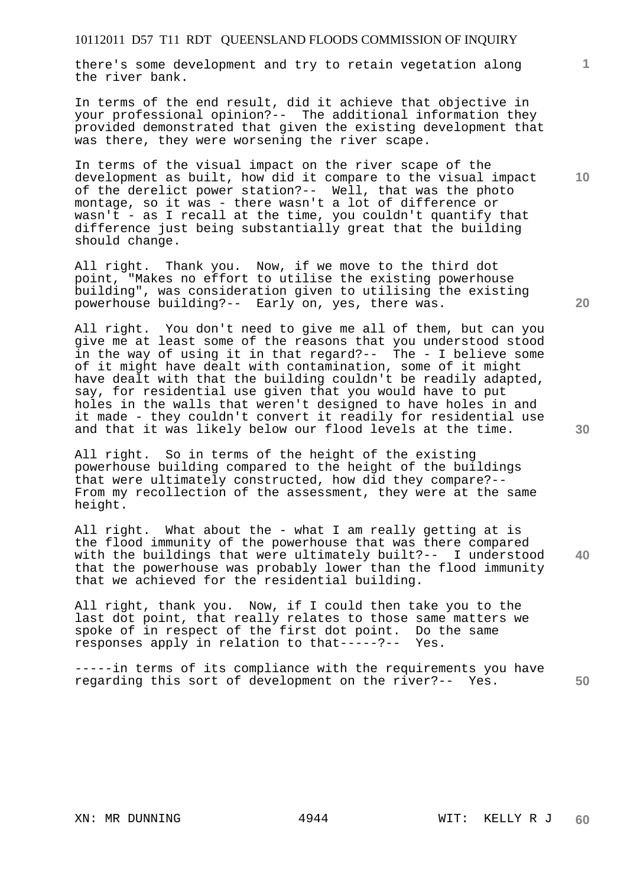there's some development and try to retain vegetation along the river bank.

In terms of the end result, did it achieve that objective in your professional opinion?-- The additional information they provided demonstrated that given the existing development that was there, they were worsening the river scape.

In terms of the visual impact on the river scape of the development as built, how did it compare to the visual impact of the derelict power station?-- Well, that was the photo montage, so it was - there wasn't a lot of difference or wasn't - as I recall at the time, you couldn't quantify that difference just being substantially great that the building should change.

All right. Thank you. Now, if we move to the third dot point, "Makes no effort to utilise the existing powerhouse building", was consideration given to utilising the existing powerhouse building?-- Early on, yes, there was.

All right. You don't need to give me all of them, but can you give me at least some of the reasons that you understood stood in the way of using it in that regard?-- The - I believe some of it might have dealt with contamination, some of it might have dealt with that the building couldn't be readily adapted, say, for residential use given that you would have to put holes in the walls that weren't designed to have holes in and it made - they couldn't convert it readily for residential use and that it was likely below our flood levels at the time.

All right. So in terms of the height of the existing powerhouse building compared to the height of the buildings that were ultimately constructed, how did they compare?-- From my recollection of the assessment, they were at the same height.

All right. What about the - what I am really getting at is the flood immunity of the powerhouse that was there compared with the buildings that were ultimately built?-- I understood that the powerhouse was probably lower than the flood immunity that we achieved for the residential building.

All right, thank you. Now, if I could then take you to the last dot point, that really relates to those same matters we spoke of in respect of the first dot point. Do the same responses apply in relation to that-----?-- Yes.

-----in terms of its compliance with the requirements you have regarding this sort of development on the river?-- Yes.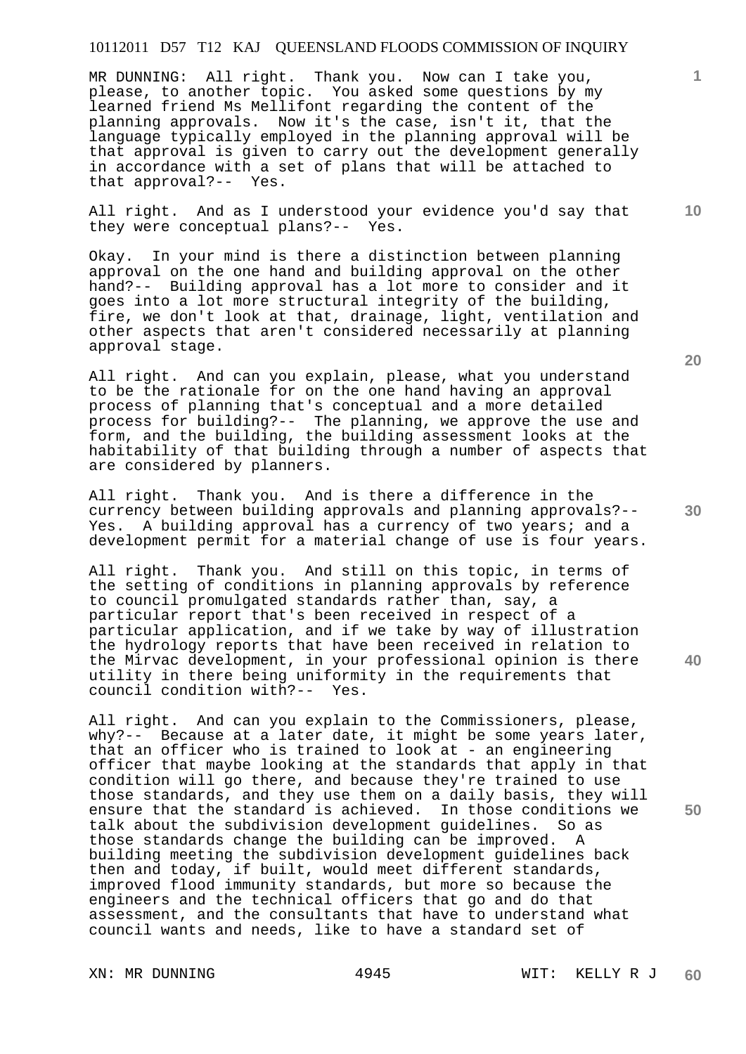MR DUNNING: All right. Thank you. Now can I take you, please, to another topic. You asked some questions by my learned friend Ms Mellifont regarding the content of the planning approvals. Now it's the case, isn't it, that the language typically employed in the planning approval will be that approval is given to carry out the development generally in accordance with a set of plans that will be attached to that approval?-- Yes.

All right. And as I understood your evidence you'd say that they were conceptual plans?-- Yes.

Okay. In your mind is there a distinction between planning approval on the one hand and building approval on the other hand?-- Building approval has a lot more to consider and it goes into a lot more structural integrity of the building, fire, we don't look at that, drainage, light, ventilation and other aspects that aren't considered necessarily at planning approval stage.

All right. And can you explain, please, what you understand to be the rationale for on the one hand having an approval process of planning that's conceptual and a more detailed process for building?-- The planning, we approve the use and form, and the building, the building assessment looks at the habitability of that building through a number of aspects that are considered by planners.

All right. Thank you. And is there a difference in the currency between building approvals and planning approvals?-- Yes. A building approval has a currency of two years; and a development permit for a material change of use is four years.

All right. Thank you. And still on this topic, in terms of the setting of conditions in planning approvals by reference to council promulgated standards rather than, say, a particular report that's been received in respect of a particular application, and if we take by way of illustration the hydrology reports that have been received in relation to the Mirvac development, in your professional opinion is there utility in there being uniformity in the requirements that council condition with?-- Yes.

All right. And can you explain to the Commissioners, please, why?-- Because at a later date, it might be some years later, that an officer who is trained to look at - an engineering officer that maybe looking at the standards that apply in that condition will go there, and because they're trained to use those standards, and they use them on a daily basis, they will ensure that the standard is achieved. In those conditions we talk about the subdivision development guidelines. So as those standards change the building can be improved. A building meeting the subdivision development guidelines back then and today, if built, would meet different standards, improved flood immunity standards, but more so because the engineers and the technical officers that go and do that assessment, and the consultants that have to understand what council wants and needs, like to have a standard set of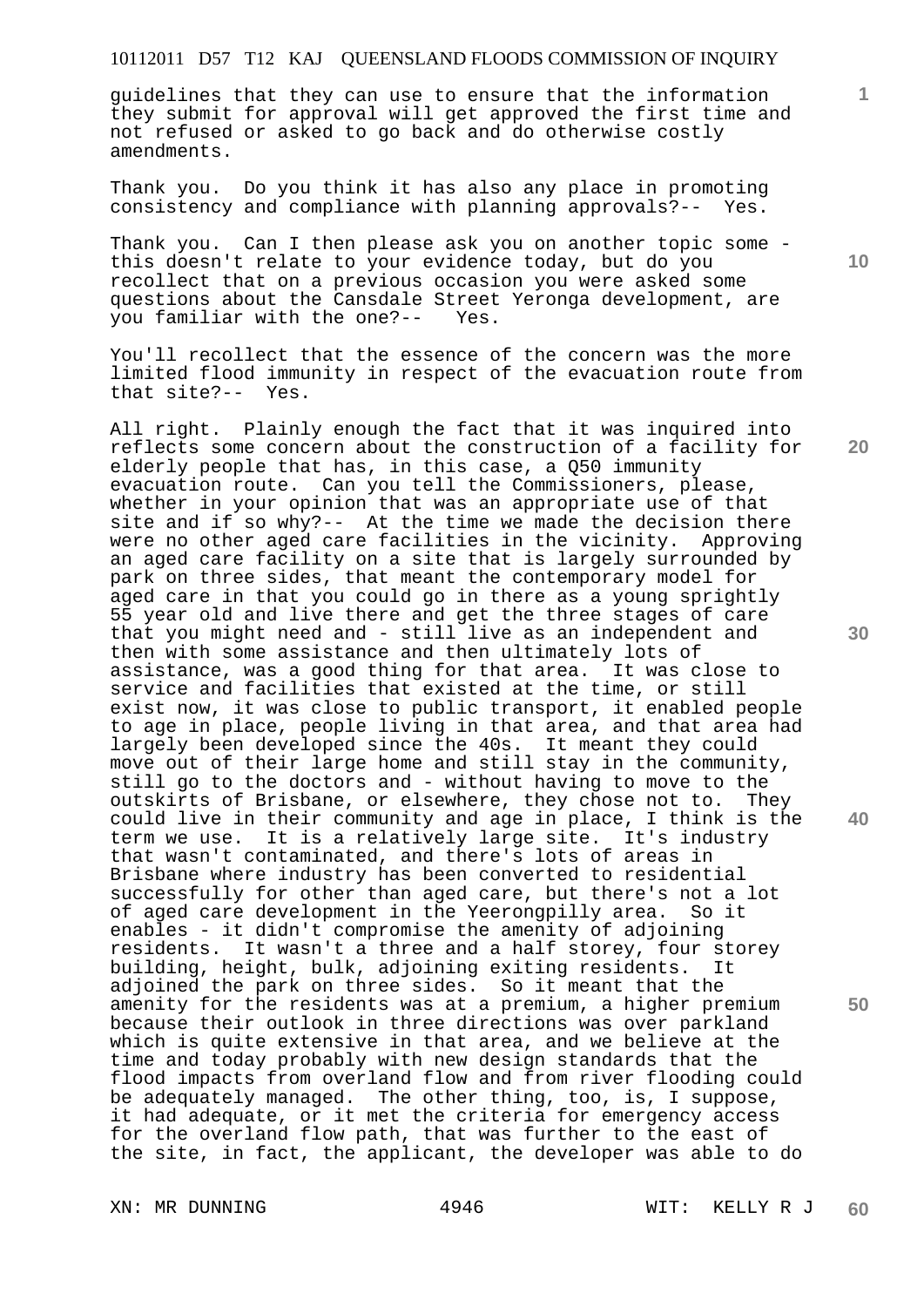guidelines that they can use to ensure that the information they submit for approval will get approved the first time and not refused or asked to go back and do otherwise costly amendments.

Thank you. Do you think it has also any place in promoting consistency and compliance with planning approvals?-- Yes.

Thank you. Can I then please ask you on another topic some - this doesn't relate to your evidence today, but do you recollect that on a previous occasion you were asked some questions about the Cansdale Street Yeronga development, are you familiar with the one?-- Yes.

You'll recollect that the essence of the concern was the more limited flood immunity in respect of the evacuation route from that site?-- Yes.

All right. Plainly enough the fact that it was inquired into reflects some concern about the construction of a facility for elderly people that has, in this case, a Q50 immunity evacuation route. Can you tell the Commissioners, please, whether in your opinion that was an appropriate use of that site and if so why?-- At the time we made the decision there were no other aged care facilities in the vicinity. Approving an aged care facility on a site that is largely surrounded by park on three sides, that meant the contemporary model for aged care in that you could go in there as a young sprightly 55 year old and live there and get the three stages of care that you might need and - still live as an independent and then with some assistance and then ultimately lots of assistance, was a good thing for that area. It was close to service and facilities that existed at the time, or still exist now, it was close to public transport, it enabled people to age in place, people living in that area, and that area had largely been developed since the 40s. It meant they could move out of their large home and still stay in the community, still go to the doctors and - without having to move to the outskirts of Brisbane, or elsewhere, they chose not to. They could live in their community and age in place, I think is the term we use. It is a relatively large site. It's industry that wasn't contaminated, and there's lots of areas in Brisbane where industry has been converted to residential successfully for other than aged care, but there's not a lot of aged care development in the Yeerongpilly area. So it enables - it didn't compromise the amenity of adjoining residents. It wasn't a three and a half storey, four storey building, height, bulk, adjoining exiting residents. It adjoined the park on three sides. So it meant that the amenity for the residents was at a premium, a higher premium because their outlook in three directions was over parkland which is quite extensive in that area, and we believe at the time and today probably with new design standards that the flood impacts from overland flow and from river flooding could be adequately managed. The other thing, too, is, I suppose, it had adequate, or it met the criteria for emergency access for the overland flow path, that was further to the east of the site, in fact, the applicant, the developer was able to do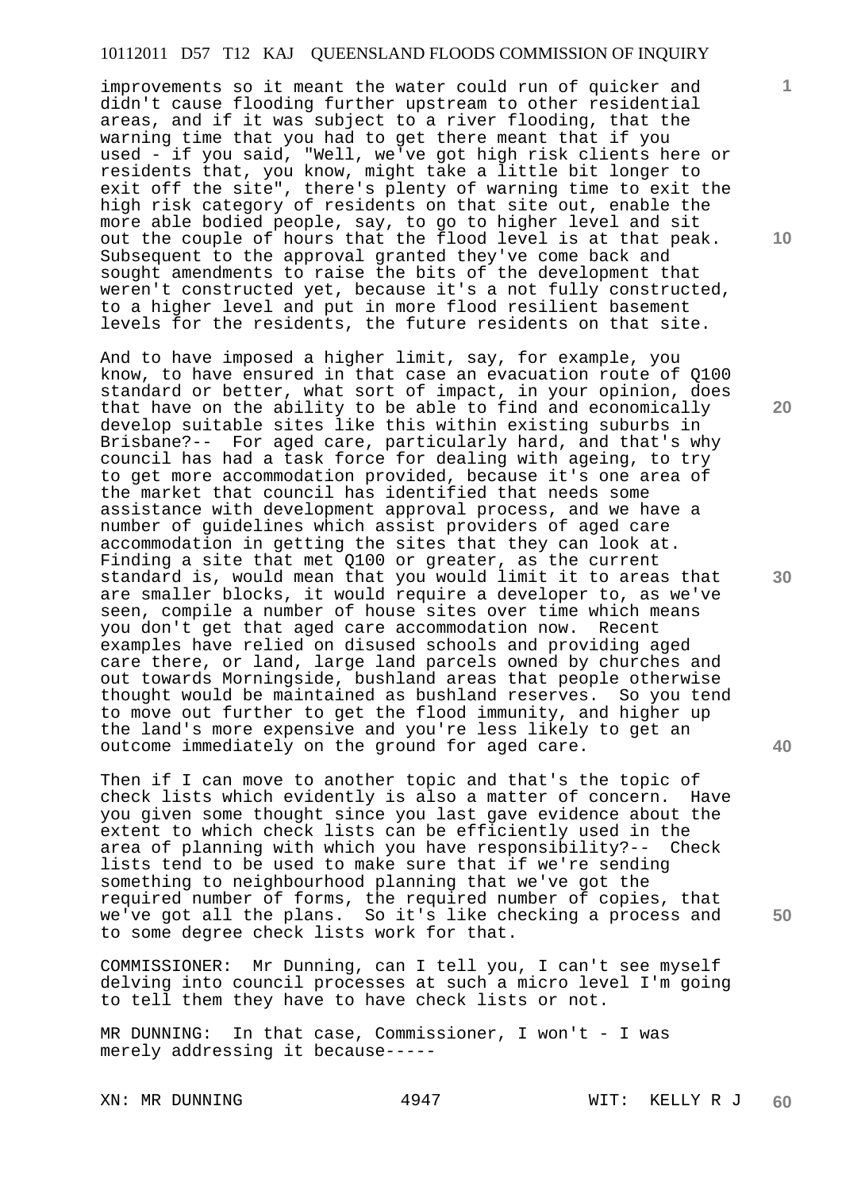improvements so it meant the water could run of quicker and didn't cause flooding further upstream to other residential areas, and if it was subject to a river flooding, that the warning time that you had to get there meant that if you used - if you said, "Well, we've got high risk clients here or residents that, you know, might take a little bit longer to exit off the site", there's plenty of warning time to exit the high risk category of residents on that site out, enable the more able bodied people, say, to go to higher level and sit out the couple of hours that the flood level is at that peak. Subsequent to the approval granted they've come back and sought amendments to raise the bits of the development that weren't constructed yet, because it's a not fully constructed, to a higher level and put in more flood resilient basement levels for the residents, the future residents on that site.

And to have imposed a higher limit, say, for example, you know, to have ensured in that case an evacuation route of Q100 standard or better, what sort of impact, in your opinion, does that have on the ability to be able to find and economically develop suitable sites like this within existing suburbs in Brisbane?-- For aged care, particularly hard, and that's why council has had a task force for dealing with ageing, to try to get more accommodation provided, because it's one area of the market that council has identified that needs some assistance with development approval process, and we have a number of guidelines which assist providers of aged care accommodation in getting the sites that they can look at. Finding a site that met Q100 or greater, as the current standard is, would mean that you would limit it to areas that are smaller blocks, it would require a developer to, as we've seen, compile a number of house sites over time which means you don't get that aged care accommodation now. Recent examples have relied on disused schools and providing aged care there, or land, large land parcels owned by churches and out towards Morningside, bushland areas that people otherwise thought would be maintained as bushland reserves. So you tend to move out further to get the flood immunity, and higher up the land's more expensive and you're less likely to get an outcome immediately on the ground for aged care.

Then if I can move to another topic and that's the topic of check lists which evidently is also a matter of concern. Have you given some thought since you last gave evidence about the extent to which check lists can be efficiently used in the area of planning with which you have responsibility?-- Check lists tend to be used to make sure that if we're sending something to neighbourhood planning that we've got the required number of forms, the required number of copies, that we've got all the plans. So it's like checking a process and to some degree check lists work for that.

COMMISSIONER: Mr Dunning, can I tell you, I can't see myself delving into council processes at such a micro level I'm going to tell them they have to have check lists or not.

MR DUNNING: In that case, Commissioner, I won't - I was merely addressing it because-----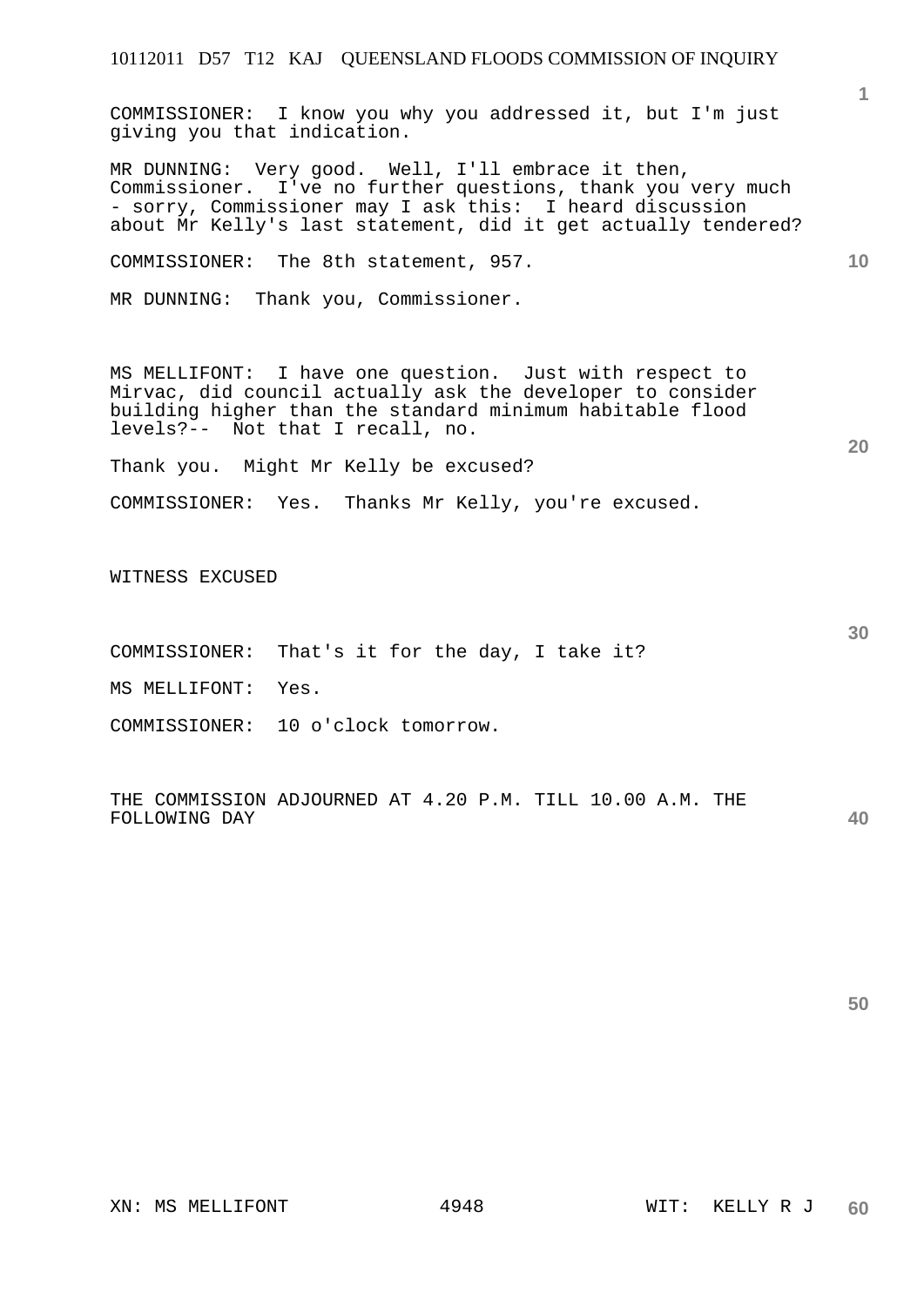COMMISSIONER: I know you why you addressed it, but I'm just giving you that indication.

MR DUNNING: Very good. Well, I'll embrace it then, Commissioner. I've no further questions, thank you very much - sorry, Commissioner may I ask this: I heard discussion about Mr Kelly's last statement, did it get actually tendered?

COMMISSIONER: The 8th statement, 957.

MR DUNNING: Thank you, Commissioner.

MS MELLIFONT: I have one question. Just with respect to Mirvac, did council actually ask the developer to consider building higher than the standard minimum habitable flood levels?-- Not that I recall, no.

Thank you. Might Mr Kelly be excused?

COMMISSIONER: Yes. Thanks Mr Kelly, you're excused.

WITNESS EXCUSED

COMMISSIONER: That's it for the day, I take it?

MS MELLIFONT: Yes.

COMMISSIONER: 10 o'clock tomorrow.

THE COMMISSION ADJOURNED AT 4.20 P.M. TILL 10.00 A.M. THE FOLLOWING DAY